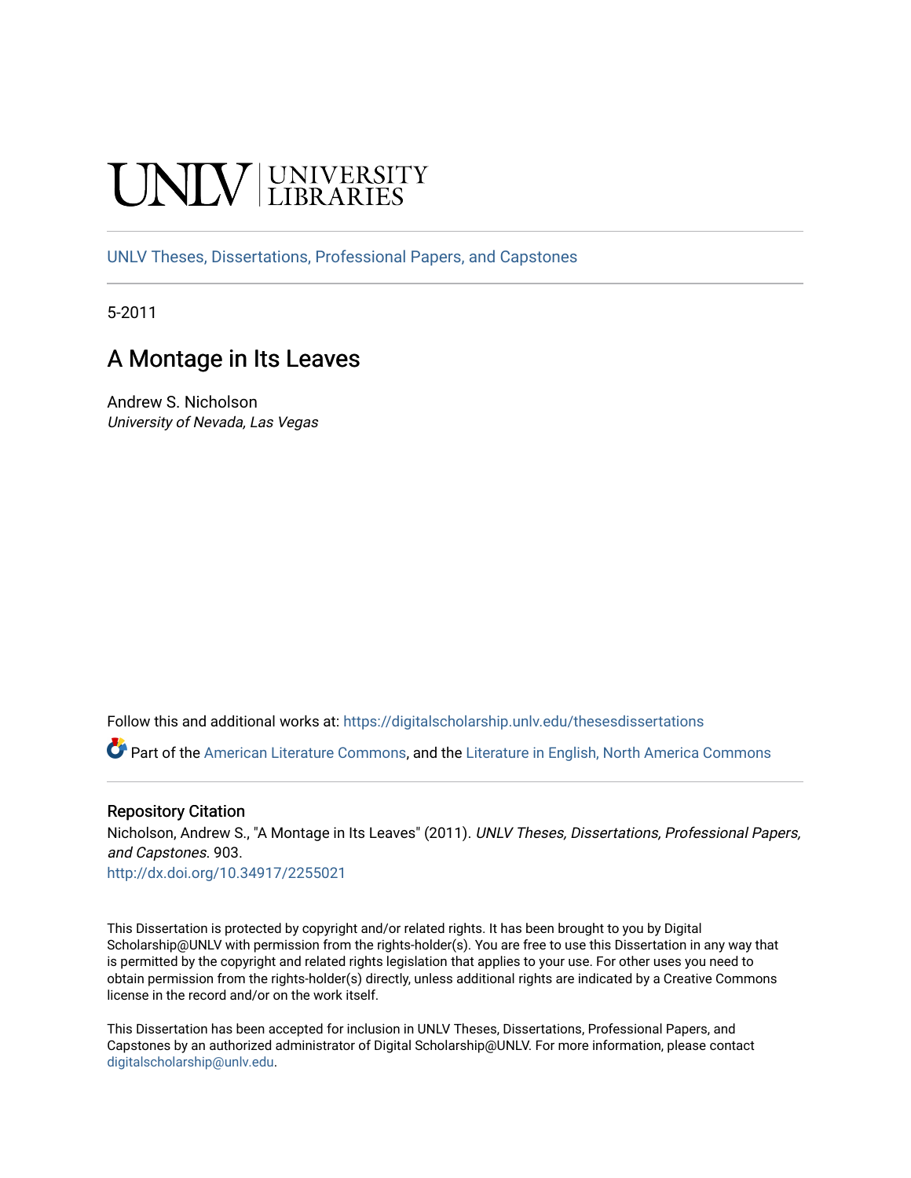UNLV | UNIVERSITY LIBRARIES

UNLV Theses, Dissertations, Professional Papers, and Capstones

5-2011

# A Montage in Its Leaves

Andrew S. Nicholson
*University of Nevada, Las Vegas*

Follow this and additional works at: https://digitalscholarship.unlv.edu/thesesdissertations

Part of the American Literature Commons, and the Literature in English, North America Commons

## Repository Citation

Nicholson, Andrew S., "A Montage in Its Leaves" (2011). *UNLV Theses, Dissertations, Professional Papers, and Capstones*. 903.
http://dx.doi.org/10.34917/2255021

This Dissertation is protected by copyright and/or related rights. It has been brought to you by Digital Scholarship@UNLV with permission from the rights-holder(s). You are free to use this Dissertation in any way that is permitted by the copyright and related rights legislation that applies to your use. For other uses you need to obtain permission from the rights-holder(s) directly, unless additional rights are indicated by a Creative Commons license in the record and/or on the work itself.

This Dissertation has been accepted for inclusion in UNLV Theses, Dissertations, Professional Papers, and Capstones by an authorized administrator of Digital Scholarship@UNLV. For more information, please contact digitalscholarship@unlv.edu.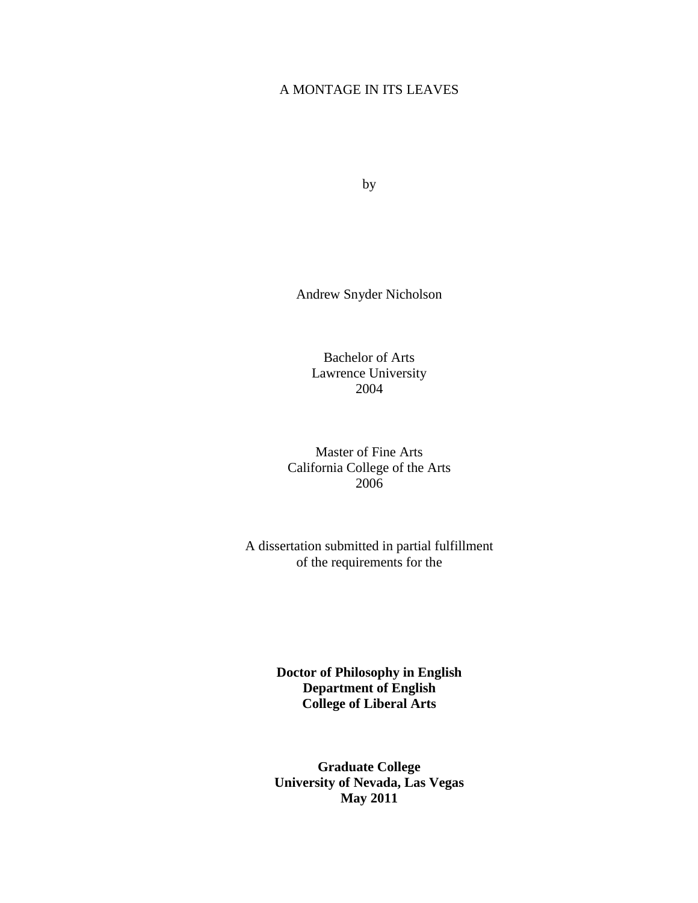# A MONTAGE IN ITS LEAVES

by

Andrew Snyder Nicholson

Bachelor of Arts
Lawrence University
2004

Master of Fine Arts
California College of the Arts
2006

A dissertation submitted in partial fulfillment
of the requirements for the

**Doctor of Philosophy in English**
**Department of English**
**College of Liberal Arts**

**Graduate College**
**University of Nevada, Las Vegas**
**May 2011**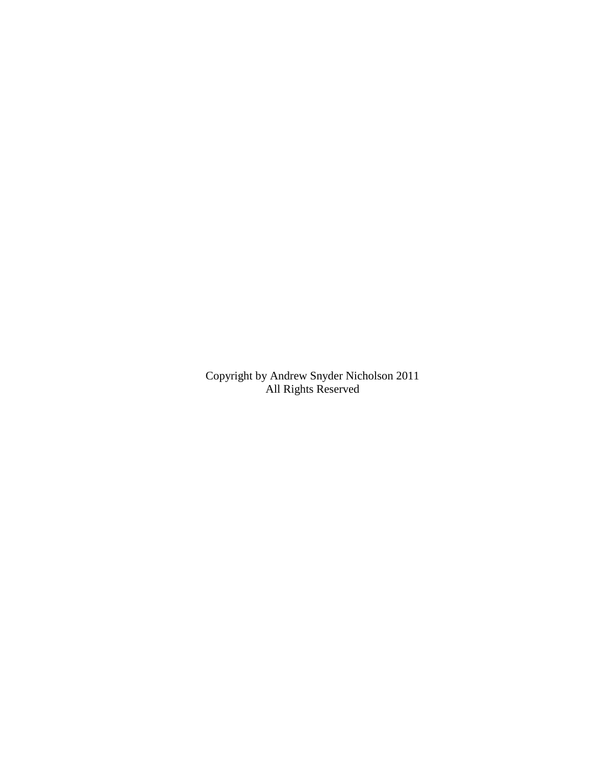Copyright by Andrew Snyder Nicholson 2011
All Rights Reserved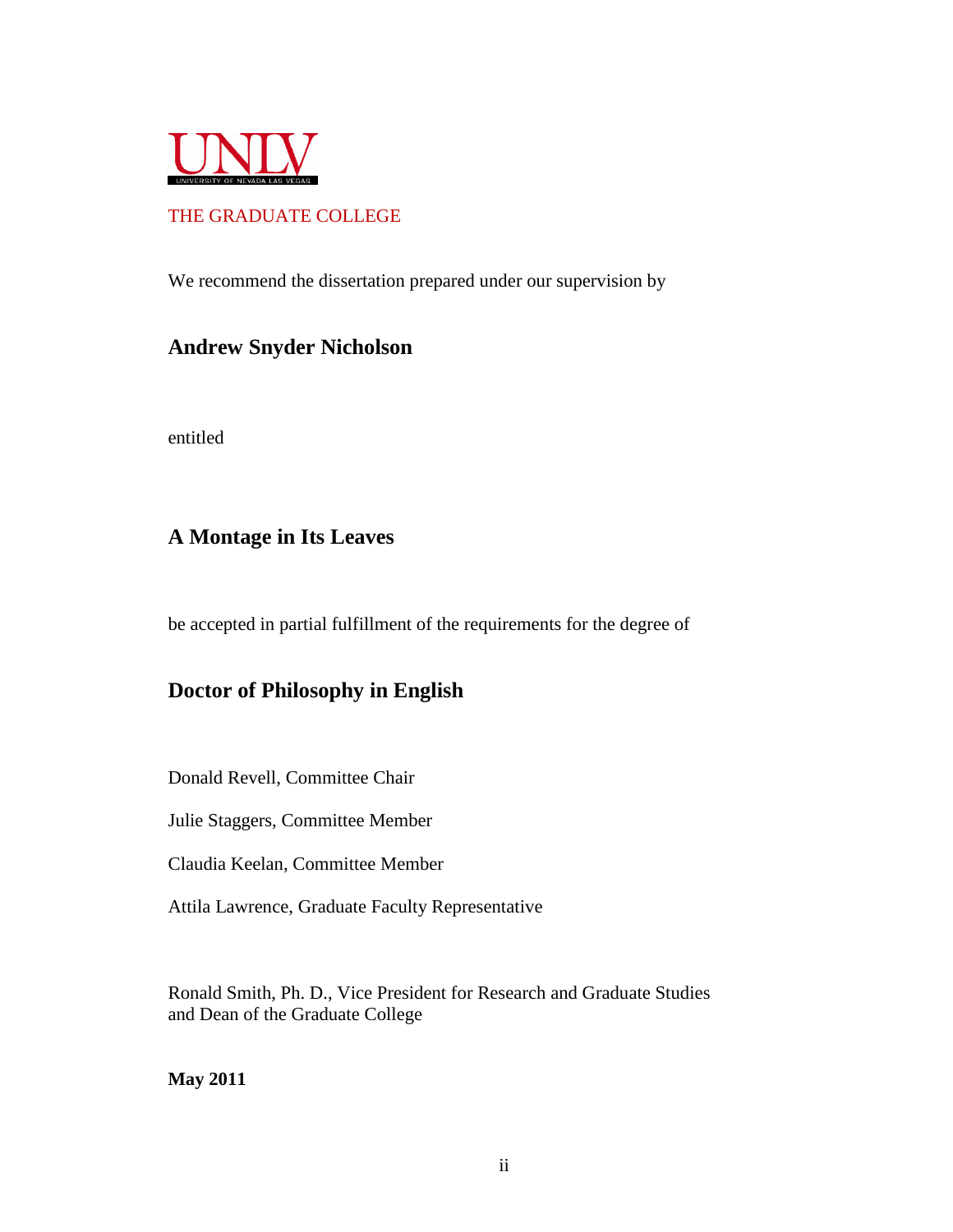UNLV
UNIVERSITY OF NEVADA LAS VEGAS

THE GRADUATE COLLEGE

We recommend the dissertation prepared under our supervision by

**Andrew Snyder Nicholson**

entitled

**A Montage in Its Leaves**

be accepted in partial fulfillment of the requirements for the degree of

**Doctor of Philosophy in English**

Donald Revell, Committee Chair

Julie Staggers, Committee Member

Claudia Keelan, Committee Member

Attila Lawrence, Graduate Faculty Representative

Ronald Smith, Ph. D., Vice President for Research and Graduate Studies
and Dean of the Graduate College

**May 2011**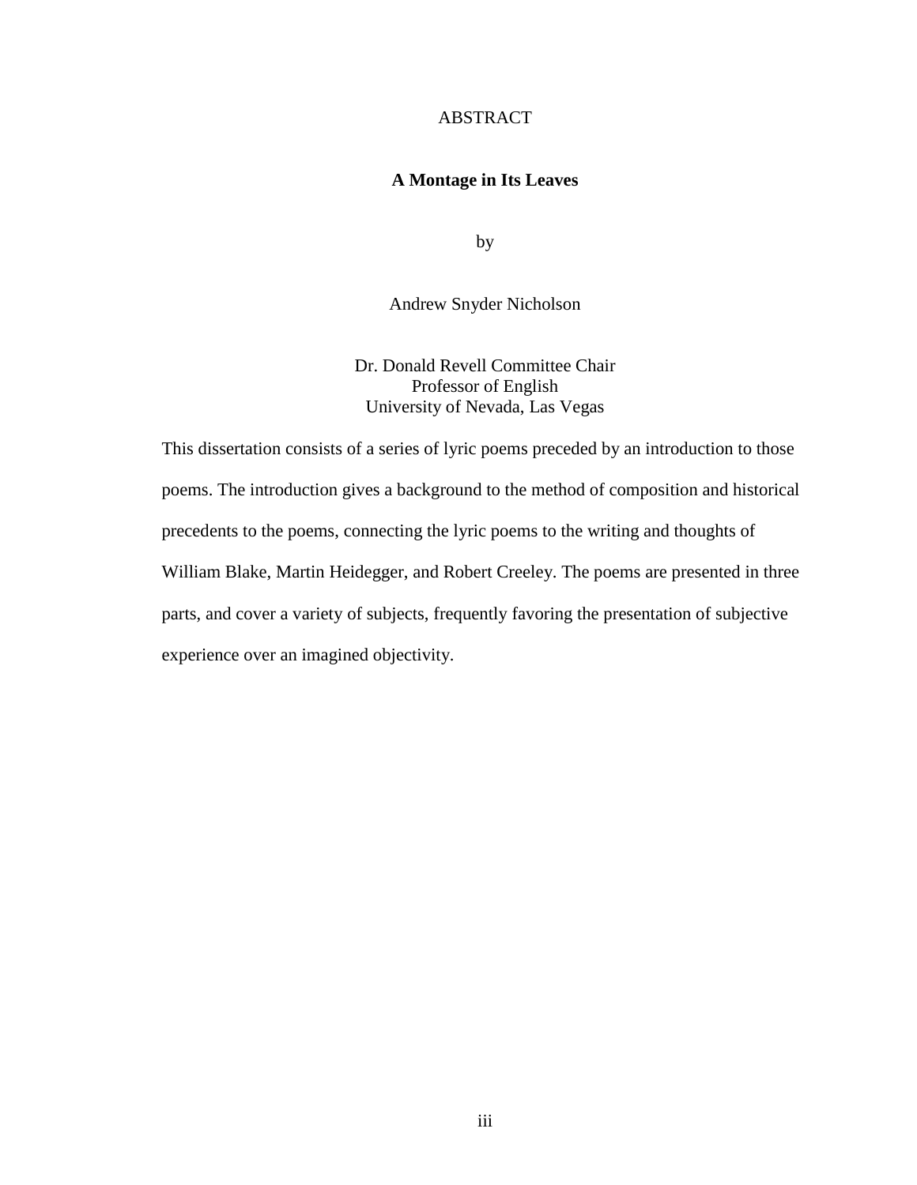# ABSTRACT

## A Montage in Its Leaves

by

Andrew Snyder Nicholson

Dr. Donald Revell Committee Chair
Professor of English
University of Nevada, Las Vegas

This dissertation consists of a series of lyric poems preceded by an introduction to those poems. The introduction gives a background to the method of composition and historical precedents to the poems, connecting the lyric poems to the writing and thoughts of William Blake, Martin Heidegger, and Robert Creeley. The poems are presented in three parts, and cover a variety of subjects, frequently favoring the presentation of subjective experience over an imagined objectivity.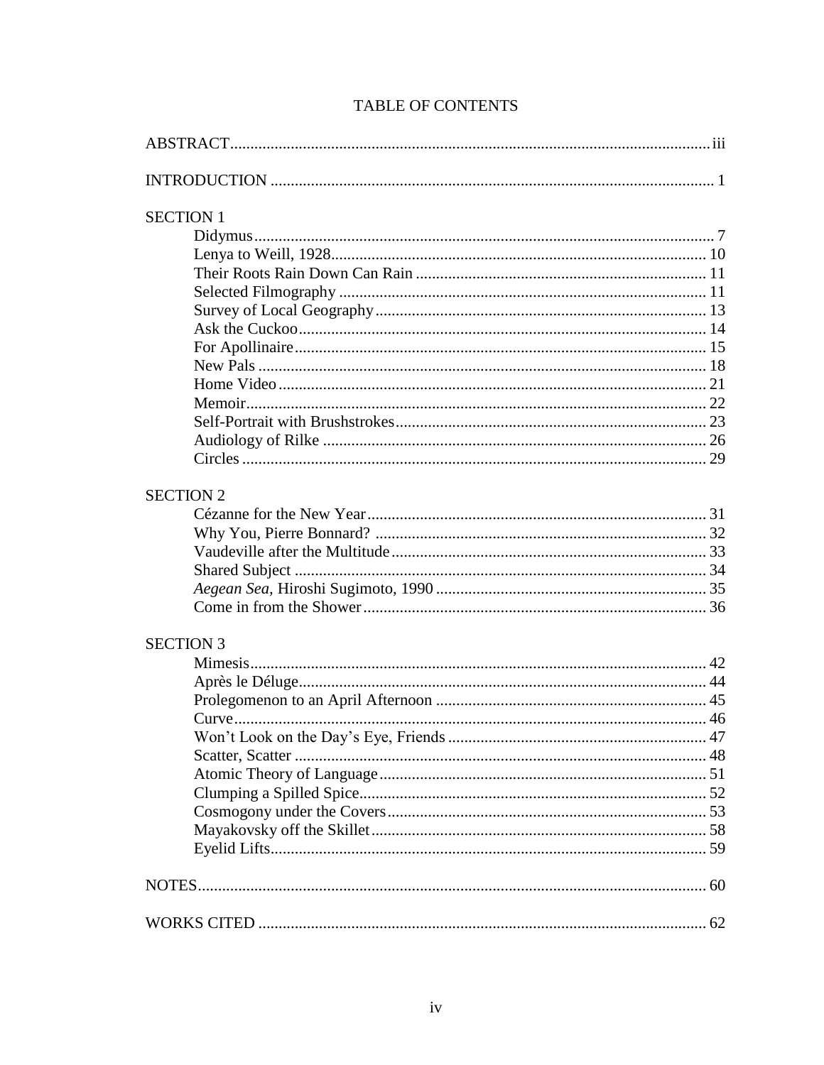# TABLE OF CONTENTS

ABSTRACT .......... iii

INTRODUCTION .......... 1

SECTION 1

- Didymus .......... 7
- Lenya to Weill, 1928 .......... 10
- Their Roots Rain Down Can Rain .......... 11
- Selected Filmography .......... 11
- Survey of Local Geography .......... 13
- Ask the Cuckoo .......... 14
- For Apollinaire .......... 15
- New Pals .......... 18
- Home Video .......... 21
- Memoir .......... 22
- Self-Portrait with Brushstrokes .......... 23
- Audiology of Rilke .......... 26
- Circles .......... 29

SECTION 2

- Cézanne for the New Year .......... 31
- Why You, Pierre Bonnard? .......... 32
- Vaudeville after the Multitude .......... 33
- Shared Subject .......... 34
- *Aegean Sea*, Hiroshi Sugimoto, 1990 .......... 35
- Come in from the Shower .......... 36

SECTION 3

- Mimesis .......... 42
- Après le Déluge .......... 44
- Prolegomenon to an April Afternoon .......... 45
- Curve .......... 46
- Won't Look on the Day's Eye, Friends .......... 47
- Scatter, Scatter .......... 48
- Atomic Theory of Language .......... 51
- Clumping a Spilled Spice .......... 52
- Cosmogony under the Covers .......... 53
- Mayakovsky off the Skillet .......... 58
- Eyelid Lifts .......... 59

NOTES .......... 60

WORKS CITED .......... 62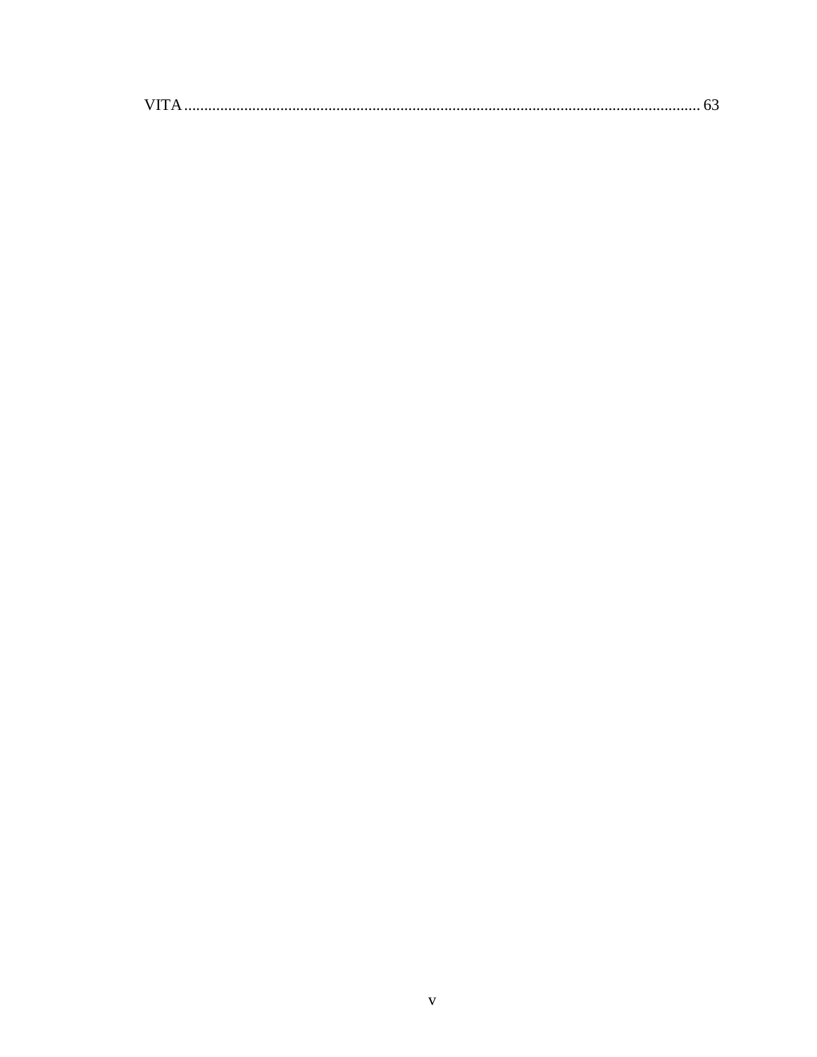VITA ........................................................................................................................... 63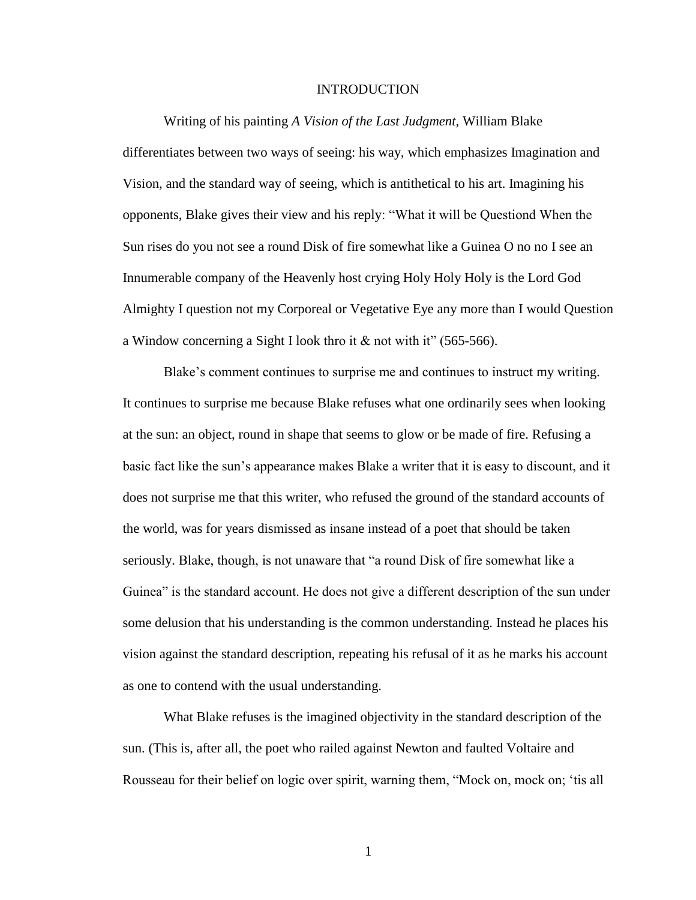# INTRODUCTION

Writing of his painting *A Vision of the Last Judgment*, William Blake differentiates between two ways of seeing: his way, which emphasizes Imagination and Vision, and the standard way of seeing, which is antithetical to his art. Imagining his opponents, Blake gives their view and his reply: "What it will be Questiond When the Sun rises do you not see a round Disk of fire somewhat like a Guinea O no no I see an Innumerable company of the Heavenly host crying Holy Holy Holy is the Lord God Almighty I question not my Corporeal or Vegetative Eye any more than I would Question a Window concerning a Sight I look thro it & not with it" (565-566).

Blake's comment continues to surprise me and continues to instruct my writing. It continues to surprise me because Blake refuses what one ordinarily sees when looking at the sun: an object, round in shape that seems to glow or be made of fire. Refusing a basic fact like the sun's appearance makes Blake a writer that it is easy to discount, and it does not surprise me that this writer, who refused the ground of the standard accounts of the world, was for years dismissed as insane instead of a poet that should be taken seriously. Blake, though, is not unaware that "a round Disk of fire somewhat like a Guinea" is the standard account. He does not give a different description of the sun under some delusion that his understanding is the common understanding. Instead he places his vision against the standard description, repeating his refusal of it as he marks his account as one to contend with the usual understanding.

What Blake refuses is the imagined objectivity in the standard description of the sun. (This is, after all, the poet who railed against Newton and faulted Voltaire and Rousseau for their belief on logic over spirit, warning them, "Mock on, mock on; 'tis all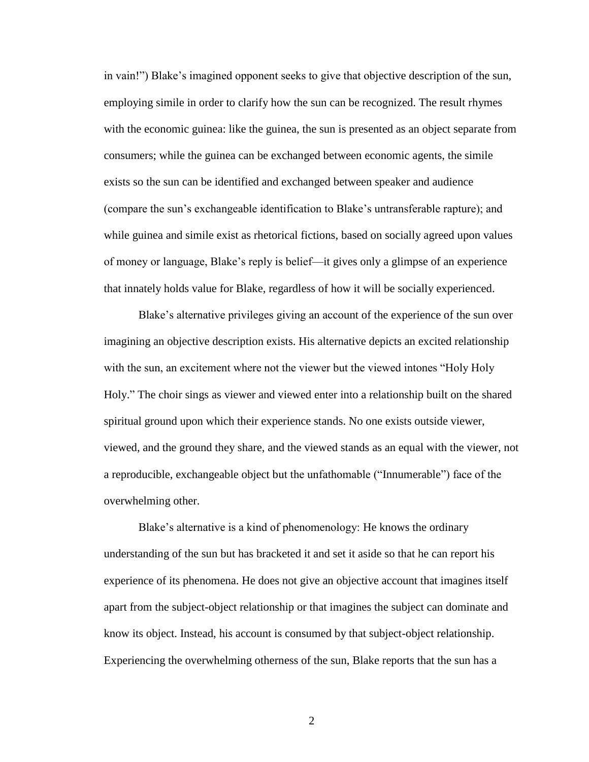in vain!") Blake's imagined opponent seeks to give that objective description of the sun, employing simile in order to clarify how the sun can be recognized. The result rhymes with the economic guinea: like the guinea, the sun is presented as an object separate from consumers; while the guinea can be exchanged between economic agents, the simile exists so the sun can be identified and exchanged between speaker and audience (compare the sun's exchangeable identification to Blake's untransferable rapture); and while guinea and simile exist as rhetorical fictions, based on socially agreed upon values of money or language, Blake's reply is belief—it gives only a glimpse of an experience that innately holds value for Blake, regardless of how it will be socially experienced.

Blake's alternative privileges giving an account of the experience of the sun over imagining an objective description exists. His alternative depicts an excited relationship with the sun, an excitement where not the viewer but the viewed intones "Holy Holy Holy." The choir sings as viewer and viewed enter into a relationship built on the shared spiritual ground upon which their experience stands. No one exists outside viewer, viewed, and the ground they share, and the viewed stands as an equal with the viewer, not a reproducible, exchangeable object but the unfathomable ("Innumerable") face of the overwhelming other.

Blake's alternative is a kind of phenomenology: He knows the ordinary understanding of the sun but has bracketed it and set it aside so that he can report his experience of its phenomena. He does not give an objective account that imagines itself apart from the subject-object relationship or that imagines the subject can dominate and know its object. Instead, his account is consumed by that subject-object relationship. Experiencing the overwhelming otherness of the sun, Blake reports that the sun has a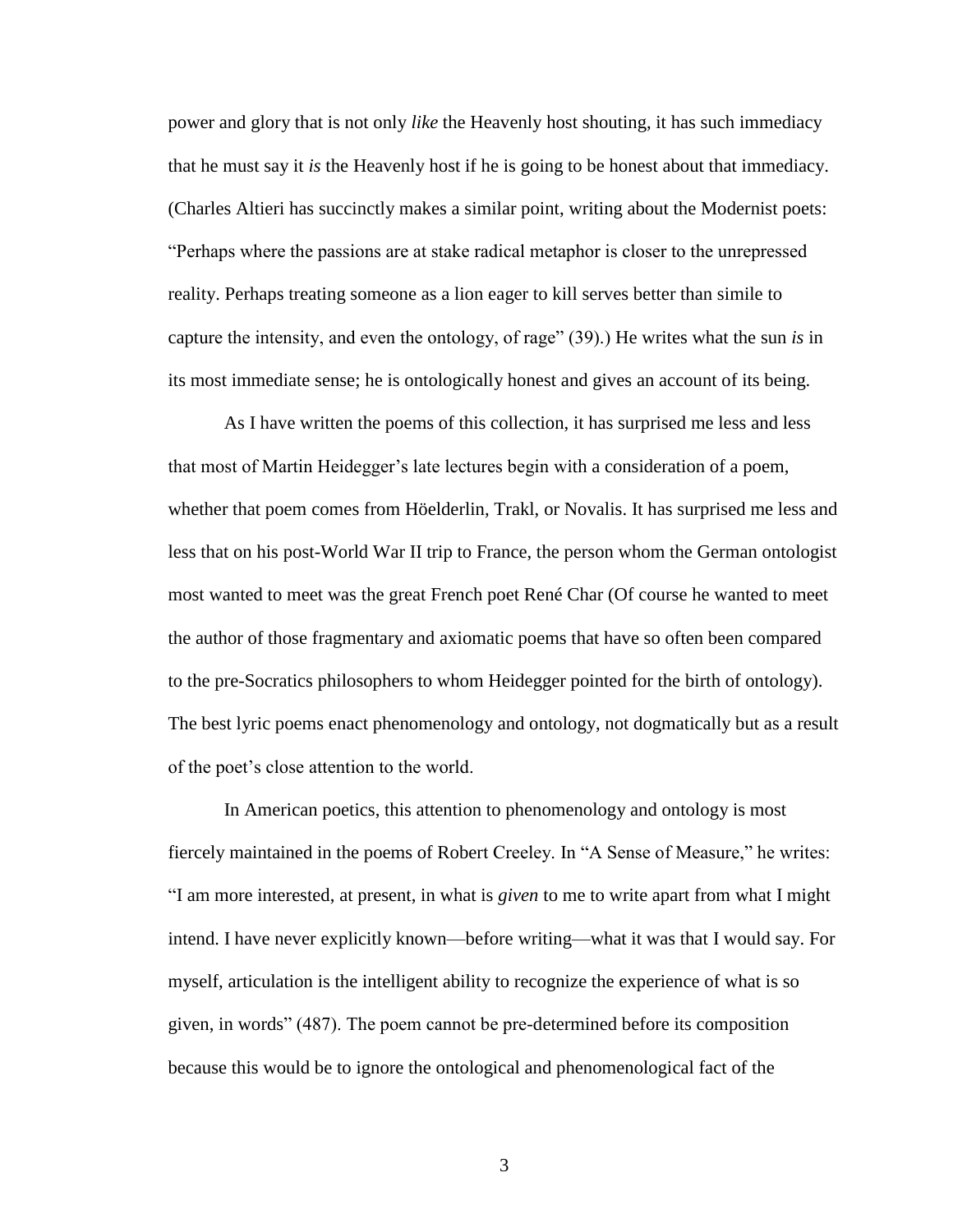power and glory that is not only *like* the Heavenly host shouting, it has such immediacy that he must say it *is* the Heavenly host if he is going to be honest about that immediacy. (Charles Altieri has succinctly makes a similar point, writing about the Modernist poets: "Perhaps where the passions are at stake radical metaphor is closer to the unrepressed reality. Perhaps treating someone as a lion eager to kill serves better than simile to capture the intensity, and even the ontology, of rage" (39).) He writes what the sun *is* in its most immediate sense; he is ontologically honest and gives an account of its being.

As I have written the poems of this collection, it has surprised me less and less that most of Martin Heidegger's late lectures begin with a consideration of a poem, whether that poem comes from Höelderlin, Trakl, or Novalis. It has surprised me less and less that on his post-World War II trip to France, the person whom the German ontologist most wanted to meet was the great French poet René Char (Of course he wanted to meet the author of those fragmentary and axiomatic poems that have so often been compared to the pre-Socratics philosophers to whom Heidegger pointed for the birth of ontology). The best lyric poems enact phenomenology and ontology, not dogmatically but as a result of the poet's close attention to the world.

In American poetics, this attention to phenomenology and ontology is most fiercely maintained in the poems of Robert Creeley. In "A Sense of Measure," he writes: "I am more interested, at present, in what is *given* to me to write apart from what I might intend. I have never explicitly known—before writing—what it was that I would say. For myself, articulation is the intelligent ability to recognize the experience of what is so given, in words" (487). The poem cannot be pre-determined before its composition because this would be to ignore the ontological and phenomenological fact of the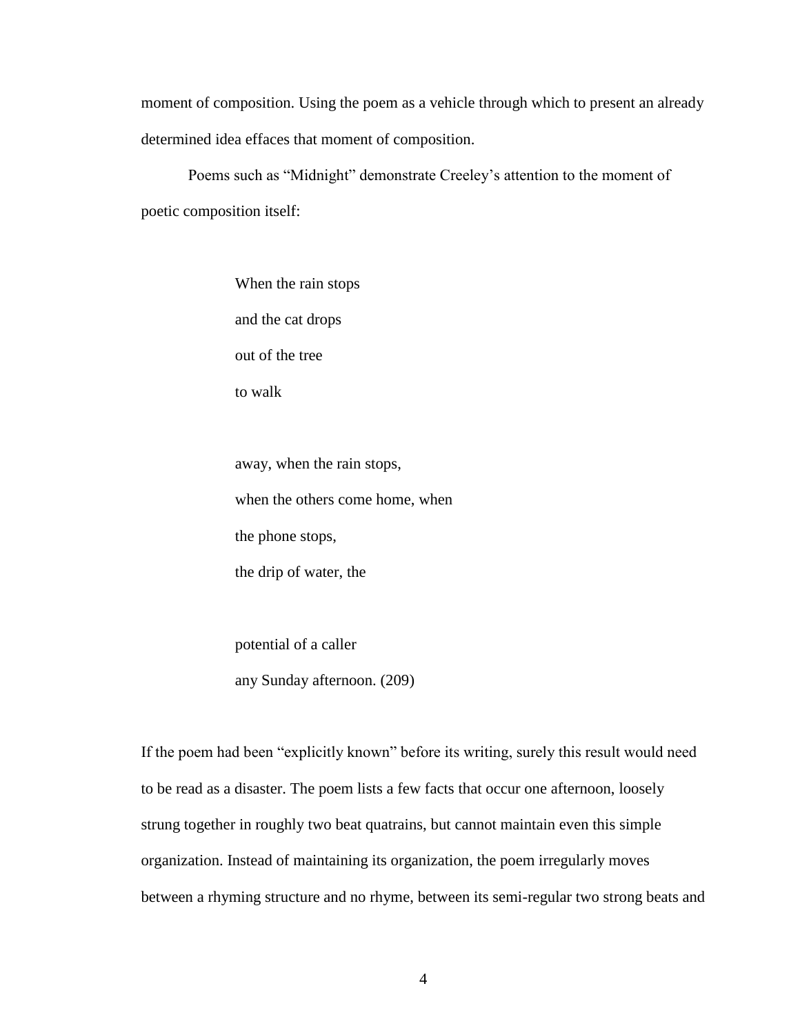moment of composition. Using the poem as a vehicle through which to present an already determined idea effaces that moment of composition.

Poems such as "Midnight" demonstrate Creeley's attention to the moment of poetic composition itself:

> When the rain stops  
> and the cat drops  
> out of the tree  
> to walk
>
> away, when the rain stops,  
> when the others come home, when  
> the phone stops,  
> the drip of water, the
>
> potential of a caller  
> any Sunday afternoon. (209)

If the poem had been "explicitly known" before its writing, surely this result would need to be read as a disaster. The poem lists a few facts that occur one afternoon, loosely strung together in roughly two beat quatrains, but cannot maintain even this simple organization. Instead of maintaining its organization, the poem irregularly moves between a rhyming structure and no rhyme, between its semi-regular two strong beats and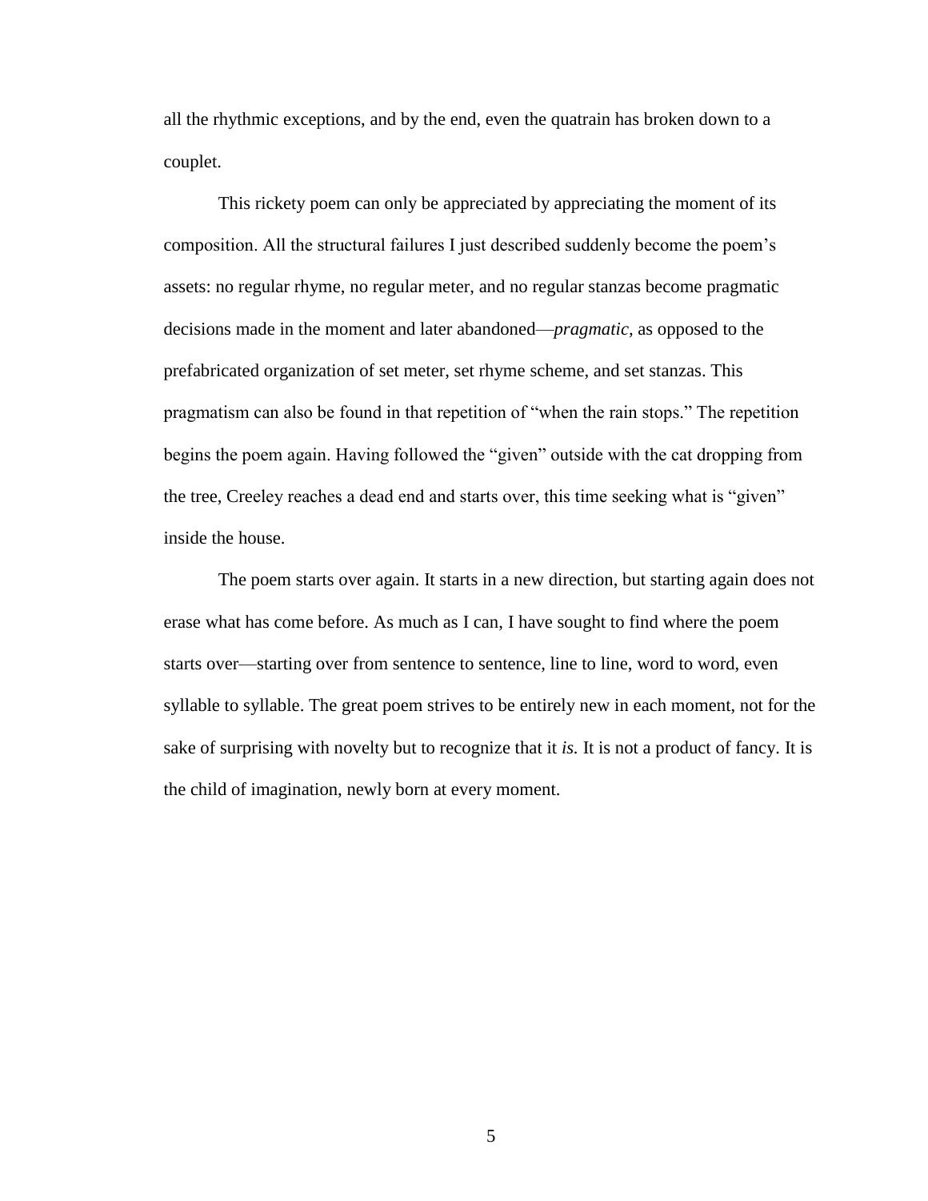all the rhythmic exceptions, and by the end, even the quatrain has broken down to a couplet.

This rickety poem can only be appreciated by appreciating the moment of its composition. All the structural failures I just described suddenly become the poem's assets: no regular rhyme, no regular meter, and no regular stanzas become pragmatic decisions made in the moment and later abandoned—*pragmatic*, as opposed to the prefabricated organization of set meter, set rhyme scheme, and set stanzas. This pragmatism can also be found in that repetition of "when the rain stops." The repetition begins the poem again. Having followed the "given" outside with the cat dropping from the tree, Creeley reaches a dead end and starts over, this time seeking what is "given" inside the house.

The poem starts over again. It starts in a new direction, but starting again does not erase what has come before. As much as I can, I have sought to find where the poem starts over—starting over from sentence to sentence, line to line, word to word, even syllable to syllable. The great poem strives to be entirely new in each moment, not for the sake of surprising with novelty but to recognize that it *is.* It is not a product of fancy. It is the child of imagination, newly born at every moment.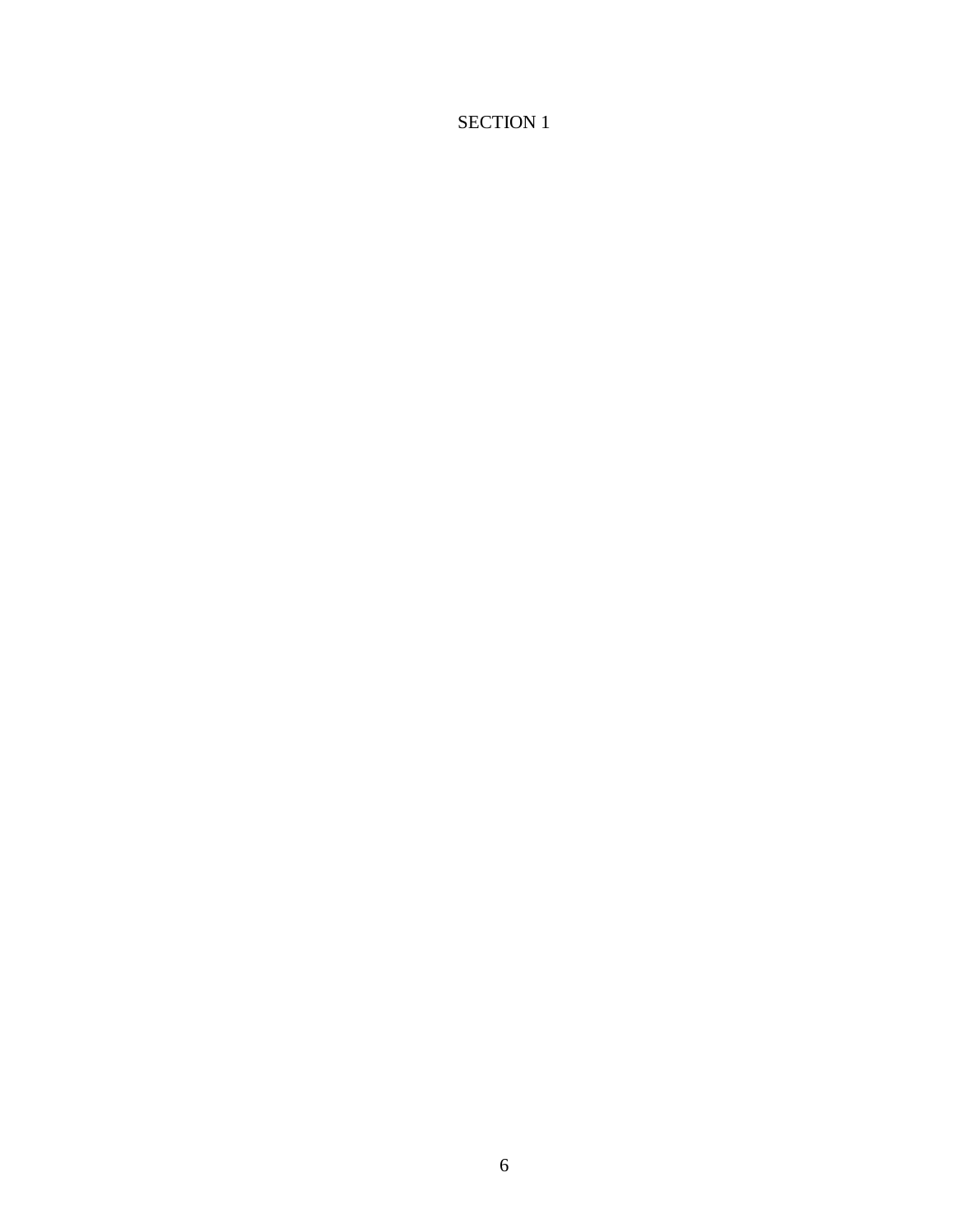# SECTION 1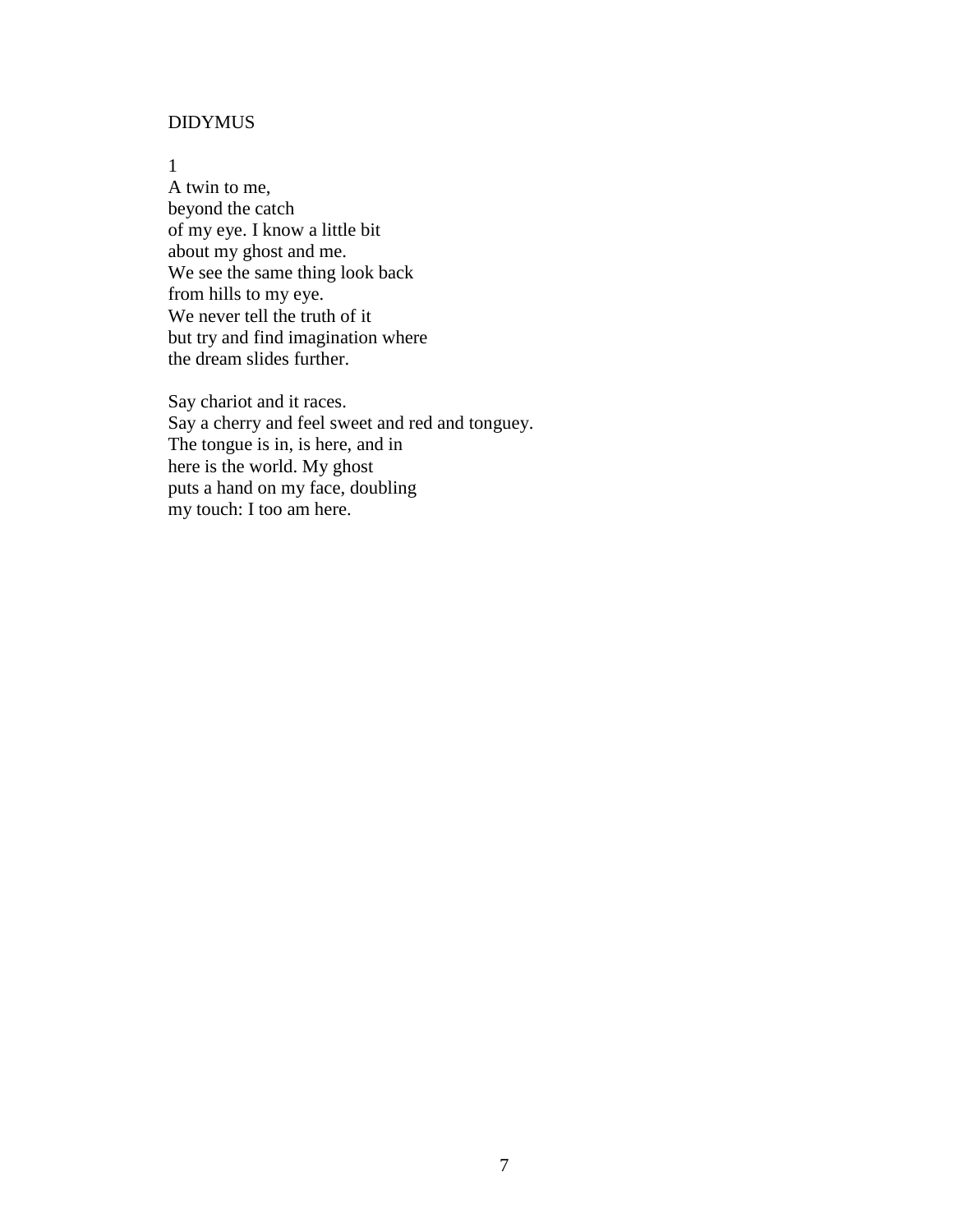## DIDYMUS

1

A twin to me,
beyond the catch
of my eye. I know a little bit
about my ghost and me.
We see the same thing look back
from hills to my eye.
We never tell the truth of it
but try and find imagination where
the dream slides further.

Say chariot and it races.
Say a cherry and feel sweet and red and tonguey.
The tongue is in, is here, and in
here is the world. My ghost
puts a hand on my face, doubling
my touch: I too am here.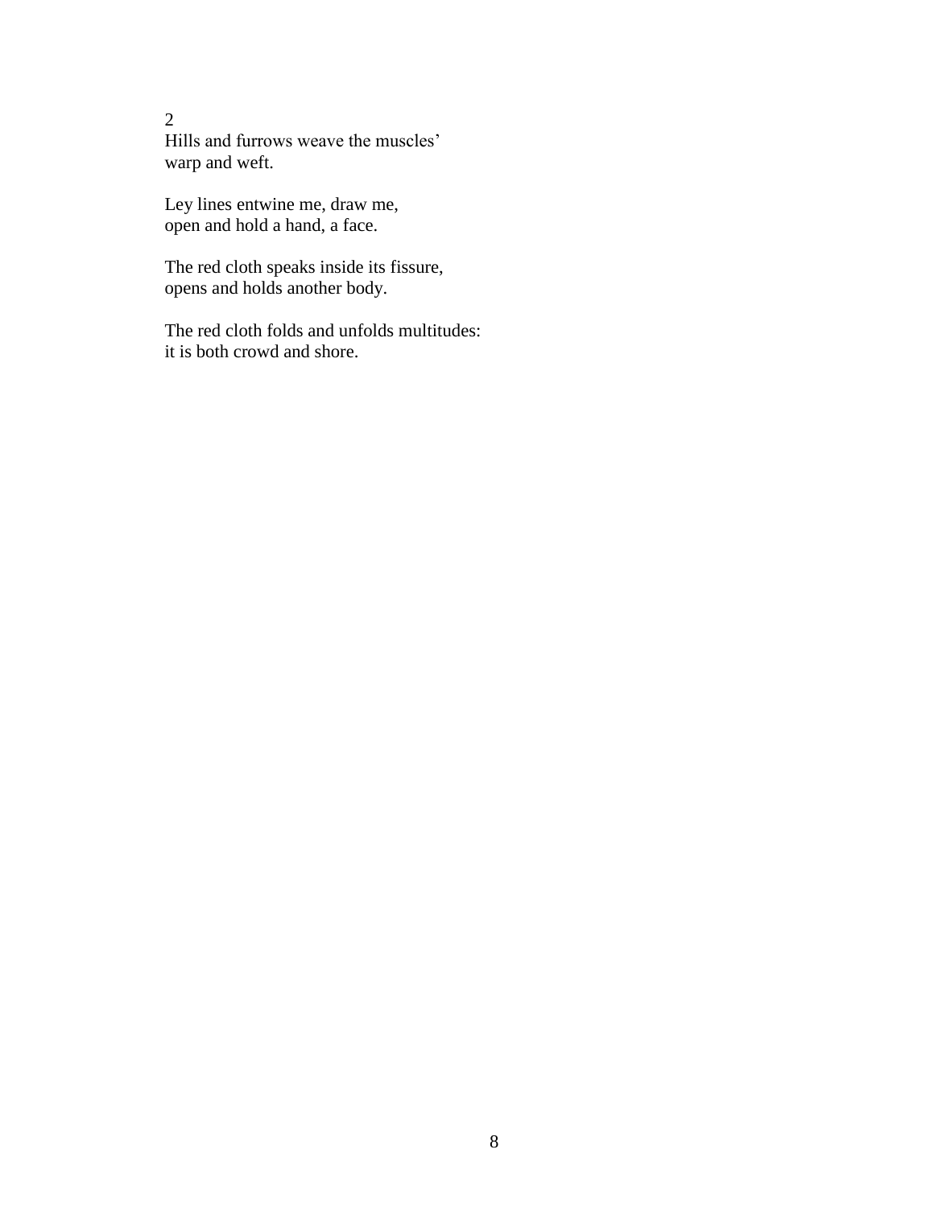2

Hills and furrows weave the muscles'
warp and weft.

Ley lines entwine me, draw me,
open and hold a hand, a face.

The red cloth speaks inside its fissure,
opens and holds another body.

The red cloth folds and unfolds multitudes:
it is both crowd and shore.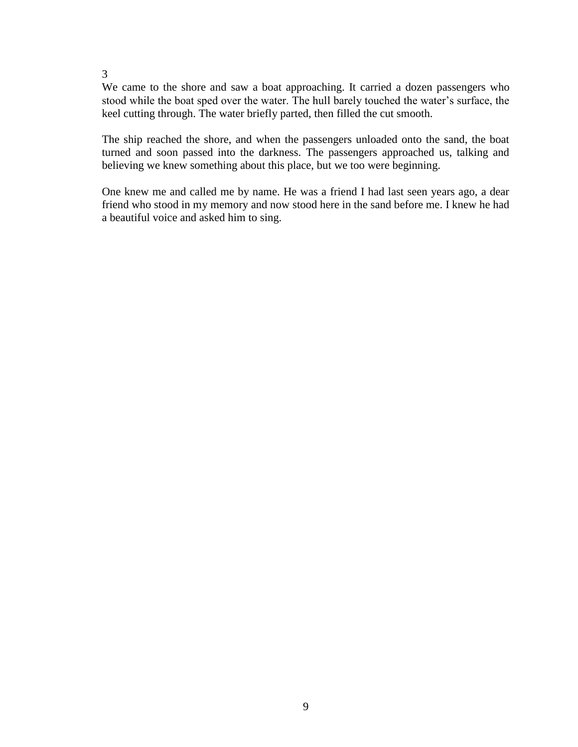3

We came to the shore and saw a boat approaching. It carried a dozen passengers who stood while the boat sped over the water. The hull barely touched the water's surface, the keel cutting through. The water briefly parted, then filled the cut smooth.

The ship reached the shore, and when the passengers unloaded onto the sand, the boat turned and soon passed into the darkness. The passengers approached us, talking and believing we knew something about this place, but we too were beginning.

One knew me and called me by name. He was a friend I had last seen years ago, a dear friend who stood in my memory and now stood here in the sand before me. I knew he had a beautiful voice and asked him to sing.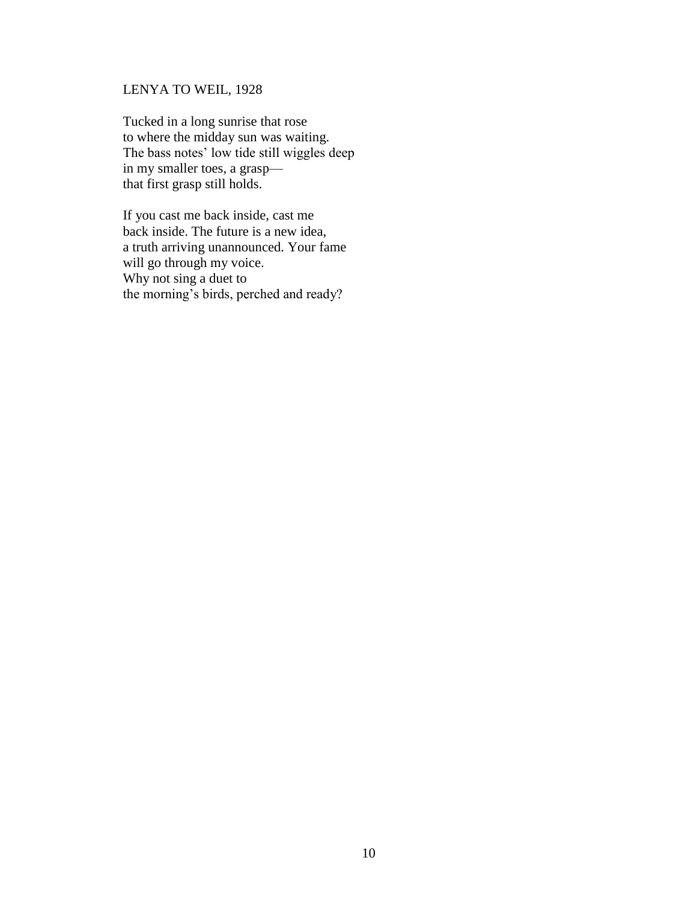## LENYA TO WEIL, 1928

Tucked in a long sunrise that rose  
to where the midday sun was waiting.  
The bass notes' low tide still wiggles deep  
in my smaller toes, a grasp—  
that first grasp still holds.

If you cast me back inside, cast me  
back inside. The future is a new idea,  
a truth arriving unannounced. Your fame  
will go through my voice.  
Why not sing a duet to  
the morning's birds, perched and ready?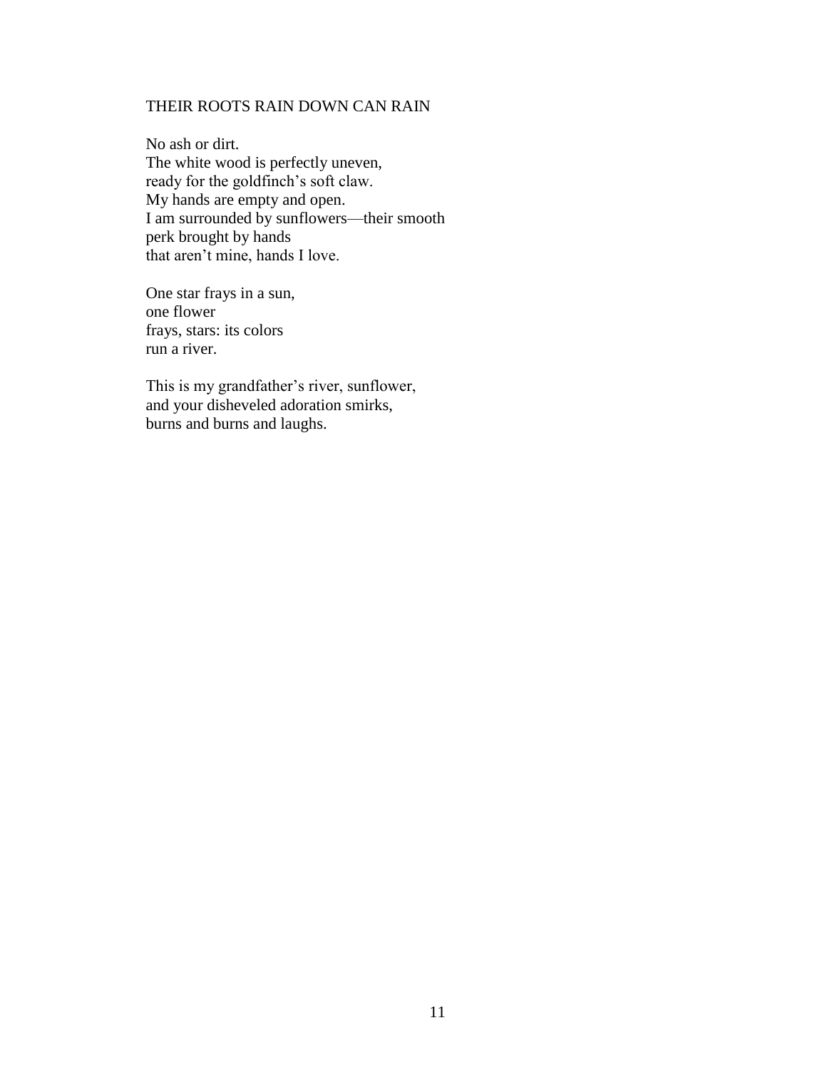## THEIR ROOTS RAIN DOWN CAN RAIN

No ash or dirt.
The white wood is perfectly uneven,
ready for the goldfinch's soft claw.
My hands are empty and open.
I am surrounded by sunflowers—their smooth
perk brought by hands
that aren't mine, hands I love.

One star frays in a sun,
one flower
frays, stars: its colors
run a river.

This is my grandfather's river, sunflower,
and your disheveled adoration smirks,
burns and burns and laughs.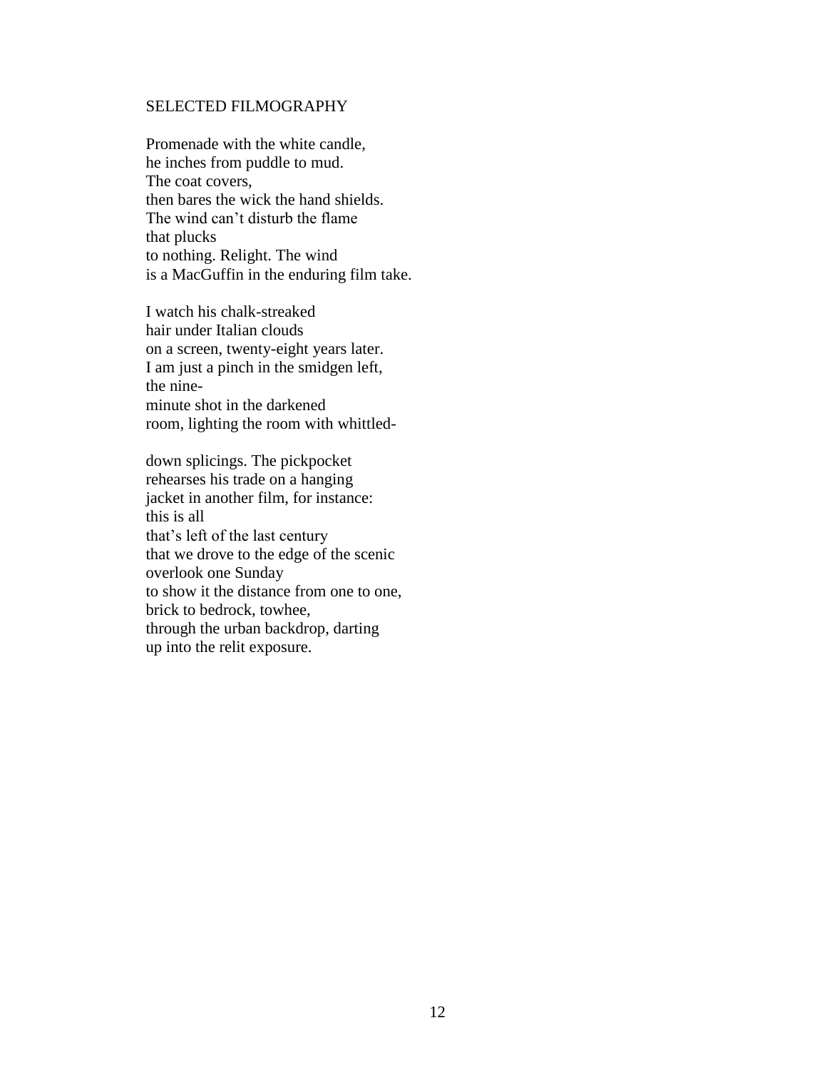SELECTED FILMOGRAPHY

Promenade with the white candle,  
he inches from puddle to mud.  
The coat covers,  
then bares the wick the hand shields.  
The wind can't disturb the flame  
that plucks  
to nothing. Relight. The wind  
is a MacGuffin in the enduring film take.

I watch his chalk-streaked  
hair under Italian clouds  
on a screen, twenty-eight years later.  
I am just a pinch in the smidgen left,  
the nine-  
minute shot in the darkened  
room, lighting the room with whittled-

down splicings. The pickpocket  
rehearses his trade on a hanging  
jacket in another film, for instance:  
this is all  
that's left of the last century  
that we drove to the edge of the scenic  
overlook one Sunday  
to show it the distance from one to one,  
brick to bedrock, towhee,  
through the urban backdrop, darting  
up into the relit exposure.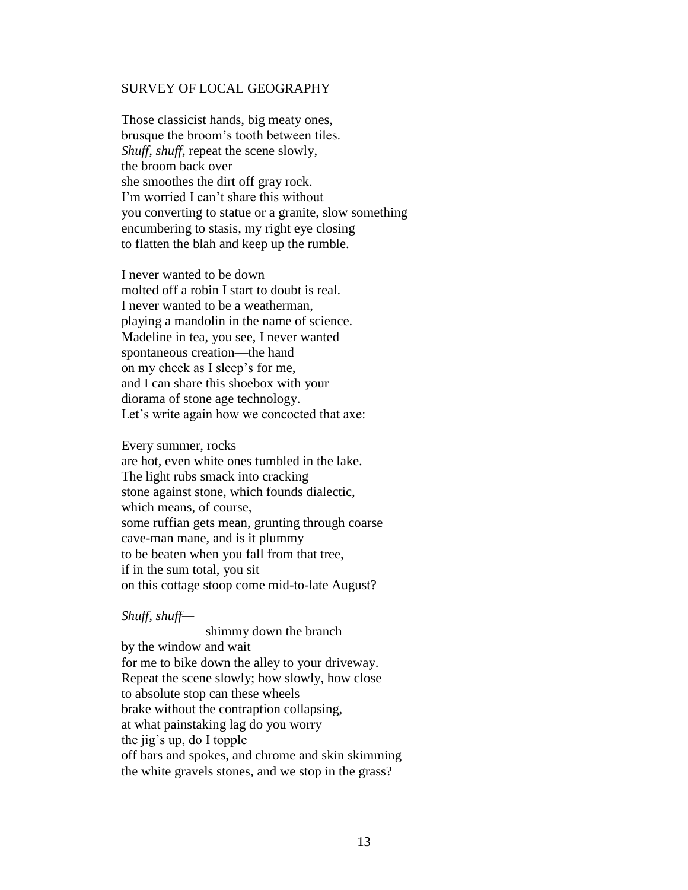## SURVEY OF LOCAL GEOGRAPHY

Those classicist hands, big meaty ones,  
brusque the broom's tooth between tiles.  
*Shuff, shuff*, repeat the scene slowly,  
the broom back over—  
she smoothes the dirt off gray rock.  
I'm worried I can't share this without  
you converting to statue or a granite, slow something  
encumbering to stasis, my right eye closing  
to flatten the blah and keep up the rumble.

I never wanted to be down  
molted off a robin I start to doubt is real.  
I never wanted to be a weatherman,  
playing a mandolin in the name of science.  
Madeline in tea, you see, I never wanted  
spontaneous creation—the hand  
on my cheek as I sleep's for me,  
and I can share this shoebox with your  
diorama of stone age technology.  
Let's write again how we concocted that axe:

Every summer, rocks  
are hot, even white ones tumbled in the lake.  
The light rubs smack into cracking  
stone against stone, which founds dialectic,  
which means, of course,  
some ruffian gets mean, grunting through coarse  
cave-man mane, and is it plummy  
to be beaten when you fall from that tree,  
if in the sum total, you sit  
on this cottage stoop come mid-to-late August?

*Shuff, shuff*—  
                    shimmy down the branch  
by the window and wait  
for me to bike down the alley to your driveway.  
Repeat the scene slowly; how slowly, how close  
to absolute stop can these wheels  
brake without the contraption collapsing,  
at what painstaking lag do you worry  
the jig's up, do I topple  
off bars and spokes, and chrome and skin skimming  
the white gravels stones, and we stop in the grass?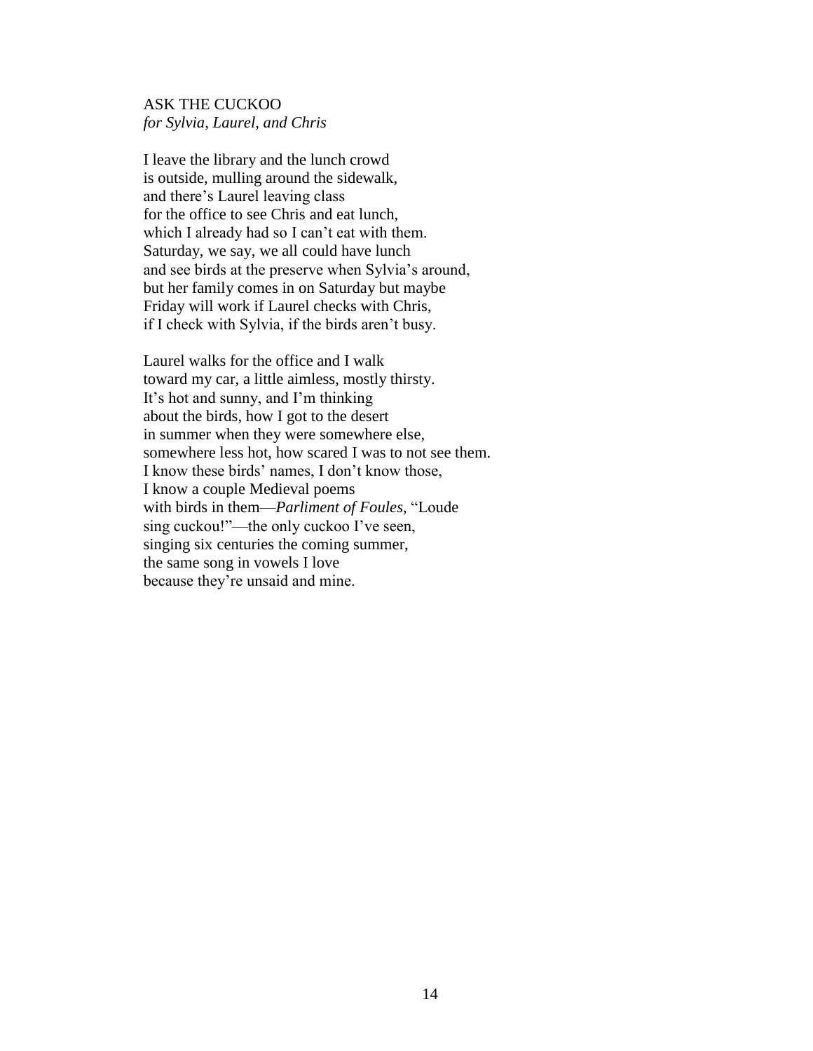ASK THE CUCKOO
*for Sylvia, Laurel, and Chris*

I leave the library and the lunch crowd
is outside, mulling around the sidewalk,
and there's Laurel leaving class
for the office to see Chris and eat lunch,
which I already had so I can't eat with them.
Saturday, we say, we all could have lunch
and see birds at the preserve when Sylvia's around,
but her family comes in on Saturday but maybe
Friday will work if Laurel checks with Chris,
if I check with Sylvia, if the birds aren't busy.

Laurel walks for the office and I walk
toward my car, a little aimless, mostly thirsty.
It's hot and sunny, and I'm thinking
about the birds, how I got to the desert
in summer when they were somewhere else,
somewhere less hot, how scared I was to not see them.
I know these birds' names, I don't know those,
I know a couple Medieval poems
with birds in them—*Parliment of Foules,* "Loude
sing cuckou!"—the only cuckoo I've seen,
singing six centuries the coming summer,
the same song in vowels I love
because they're unsaid and mine.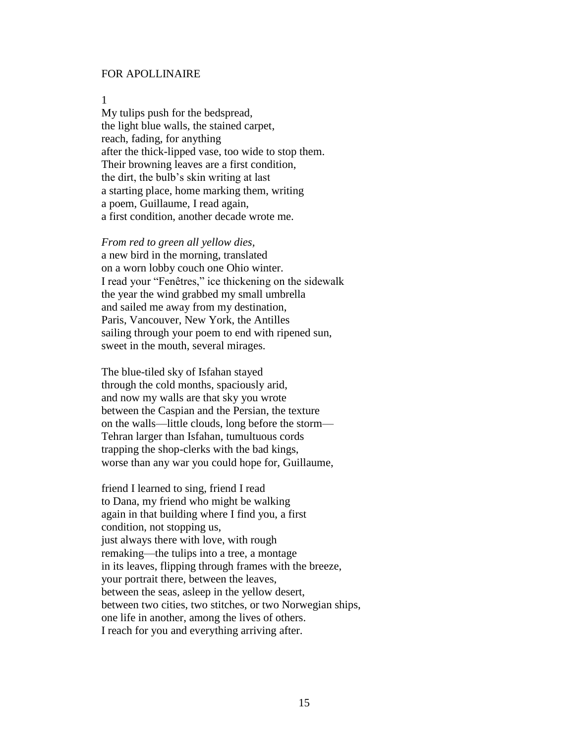FOR APOLLINAIRE

1

My tulips push for the bedspread,
the light blue walls, the stained carpet,
reach, fading, for anything
after the thick-lipped vase, too wide to stop them.
Their browning leaves are a first condition,
the dirt, the bulb's skin writing at last
a starting place, home marking them, writing
a poem, Guillaume, I read again,
a first condition, another decade wrote me.

*From red to green all yellow dies,*
a new bird in the morning, translated
on a worn lobby couch one Ohio winter.
I read your "Fenêtres," ice thickening on the sidewalk
the year the wind grabbed my small umbrella
and sailed me away from my destination,
Paris, Vancouver, New York, the Antilles
sailing through your poem to end with ripened sun,
sweet in the mouth, several mirages.

The blue-tiled sky of Isfahan stayed
through the cold months, spaciously arid,
and now my walls are that sky you wrote
between the Caspian and the Persian, the texture
on the walls—little clouds, long before the storm—
Tehran larger than Isfahan, tumultuous cords
trapping the shop-clerks with the bad kings,
worse than any war you could hope for, Guillaume,

friend I learned to sing, friend I read
to Dana, my friend who might be walking
again in that building where I find you, a first
condition, not stopping us,
just always there with love, with rough
remaking—the tulips into a tree, a montage
in its leaves, flipping through frames with the breeze,
your portrait there, between the leaves,
between the seas, asleep in the yellow desert,
between two cities, two stitches, or two Norwegian ships,
one life in another, among the lives of others.
I reach for you and everything arriving after.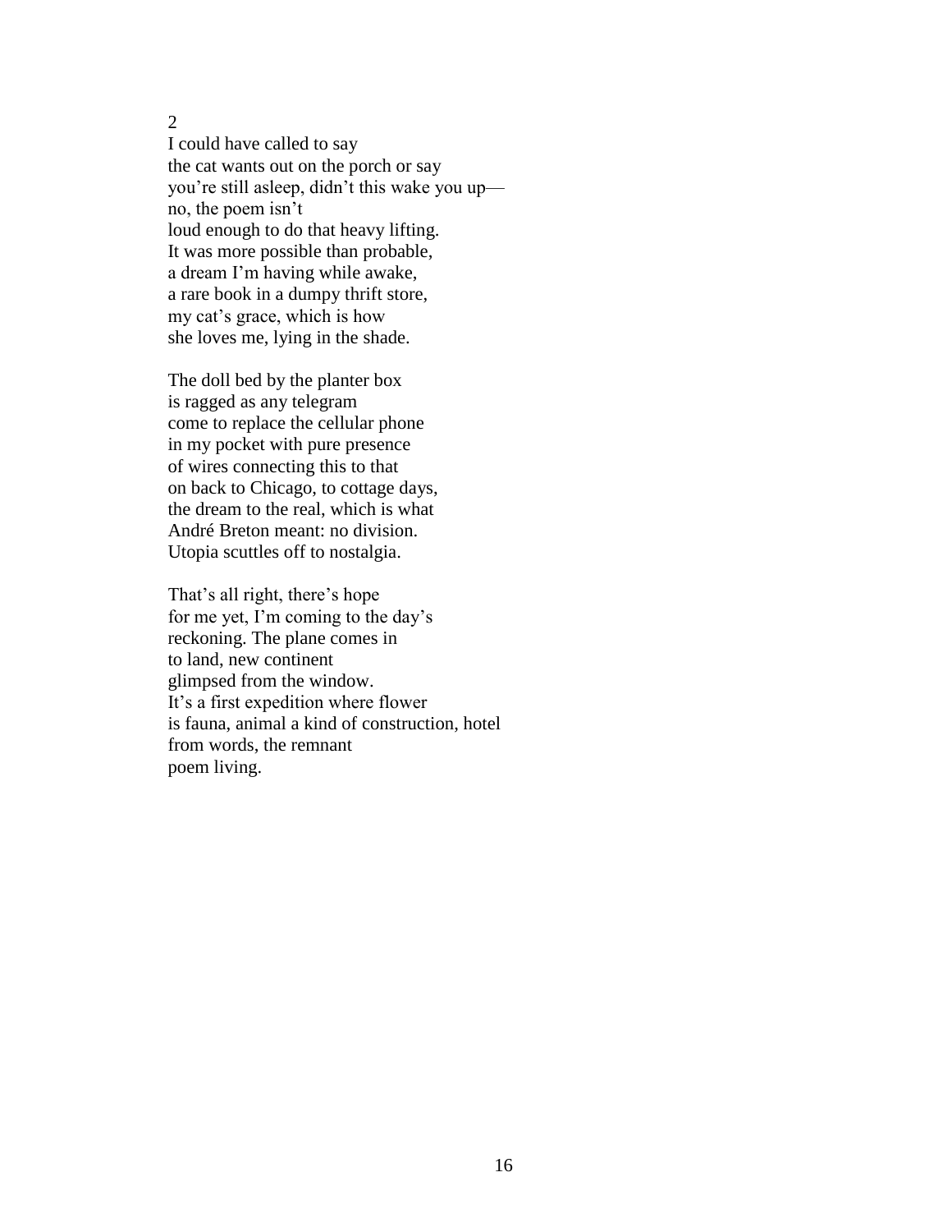2

I could have called to say  
the cat wants out on the porch or say  
you're still asleep, didn't this wake you up—  
no, the poem isn't  
loud enough to do that heavy lifting.  
It was more possible than probable,  
a dream I'm having while awake,  
a rare book in a dumpy thrift store,  
my cat's grace, which is how  
she loves me, lying in the shade.

The doll bed by the planter box  
is ragged as any telegram  
come to replace the cellular phone  
in my pocket with pure presence  
of wires connecting this to that  
on back to Chicago, to cottage days,  
the dream to the real, which is what  
André Breton meant: no division.  
Utopia scuttles off to nostalgia.

That's all right, there's hope  
for me yet, I'm coming to the day's  
reckoning. The plane comes in  
to land, new continent  
glimpsed from the window.  
It's a first expedition where flower  
is fauna, animal a kind of construction, hotel  
from words, the remnant  
poem living.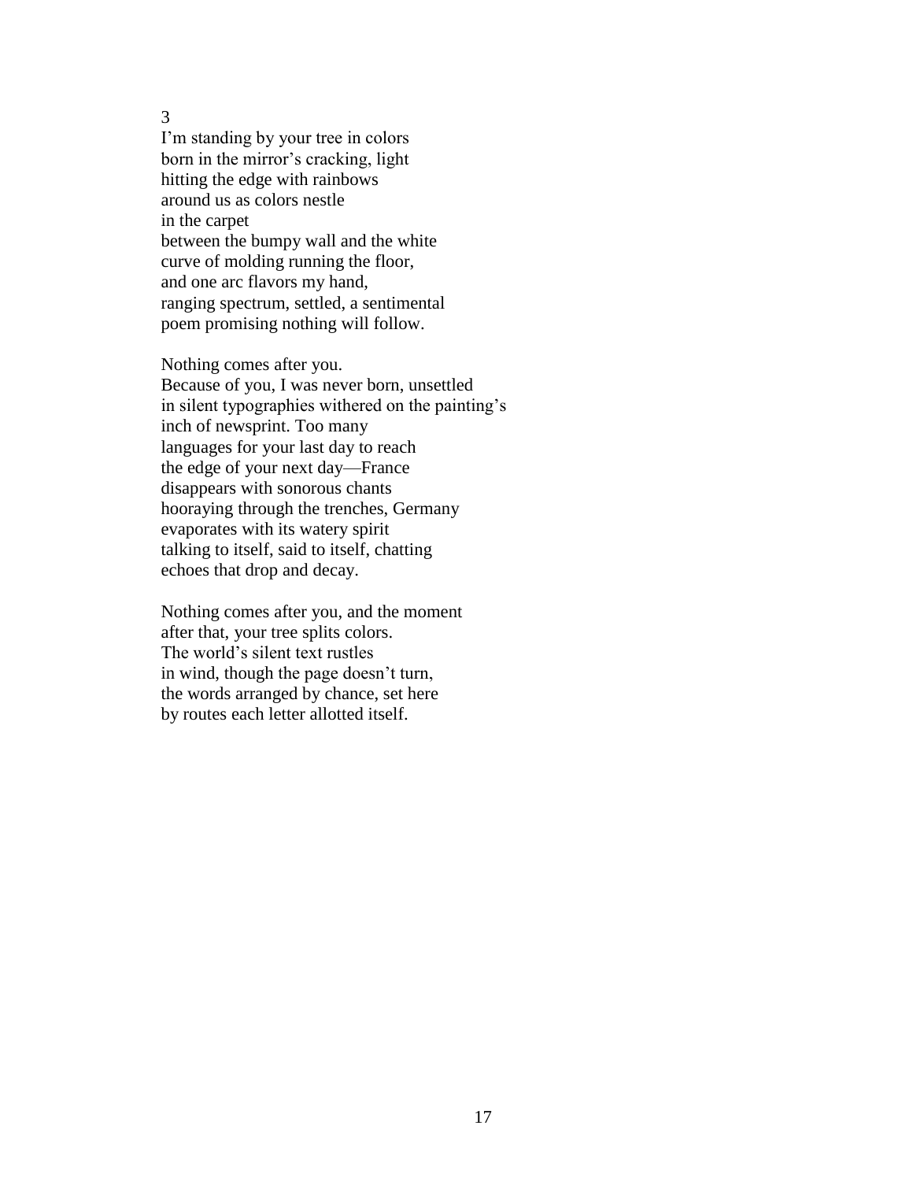3

I'm standing by your tree in colors  
born in the mirror's cracking, light  
hitting the edge with rainbows  
around us as colors nestle  
in the carpet  
between the bumpy wall and the white  
curve of molding running the floor,  
and one arc flavors my hand,  
ranging spectrum, settled, a sentimental  
poem promising nothing will follow.

Nothing comes after you.  
Because of you, I was never born, unsettled  
in silent typographies withered on the painting's  
inch of newsprint. Too many  
languages for your last day to reach  
the edge of your next day—France  
disappears with sonorous chants  
hooraying through the trenches, Germany  
evaporates with its watery spirit  
talking to itself, said to itself, chatting  
echoes that drop and decay.

Nothing comes after you, and the moment  
after that, your tree splits colors.  
The world's silent text rustles  
in wind, though the page doesn't turn,  
the words arranged by chance, set here  
by routes each letter allotted itself.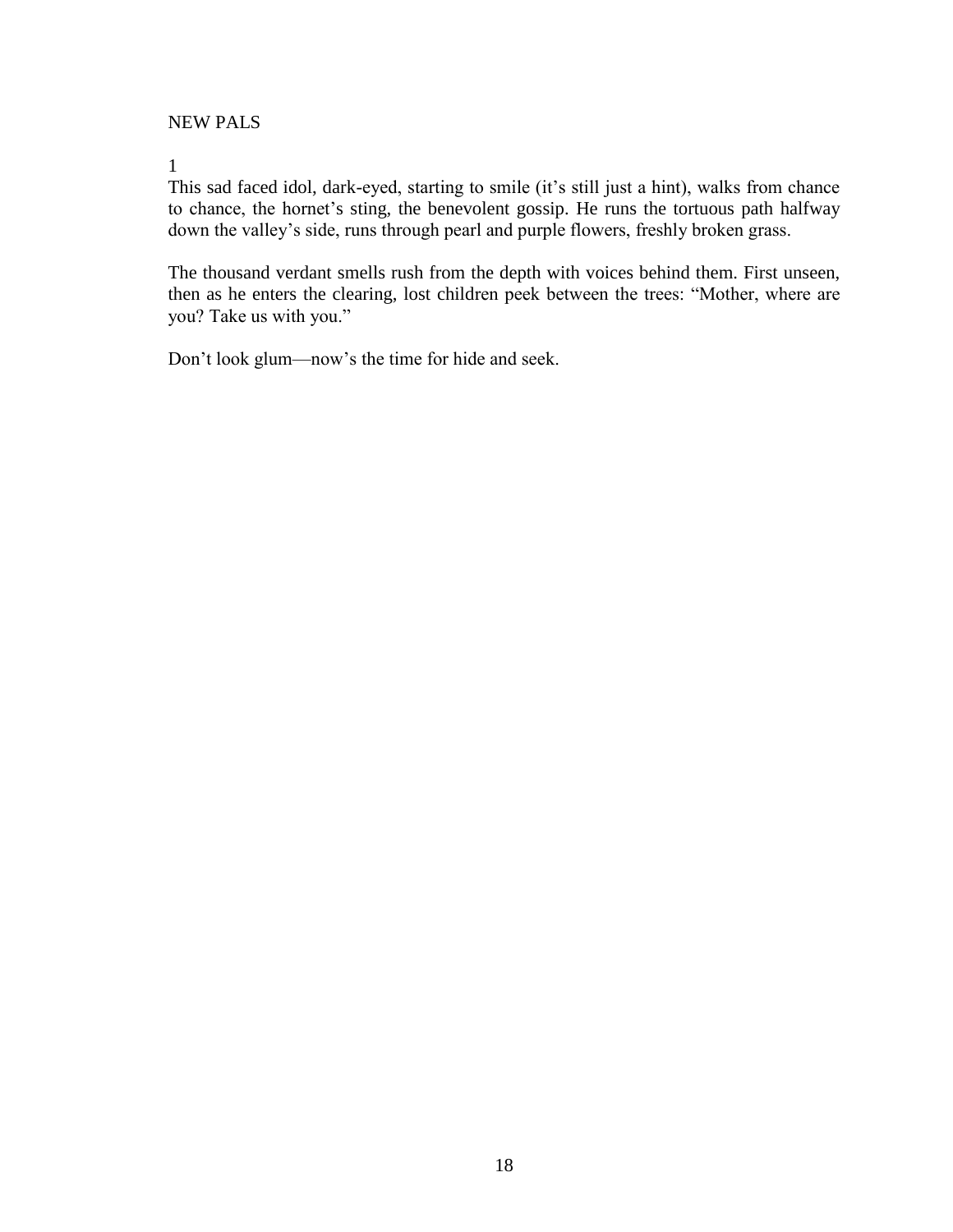## NEW PALS

1

This sad faced idol, dark-eyed, starting to smile (it's still just a hint), walks from chance to chance, the hornet's sting, the benevolent gossip. He runs the tortuous path halfway down the valley's side, runs through pearl and purple flowers, freshly broken grass.

The thousand verdant smells rush from the depth with voices behind them. First unseen, then as he enters the clearing, lost children peek between the trees: "Mother, where are you? Take us with you."

Don't look glum—now's the time for hide and seek.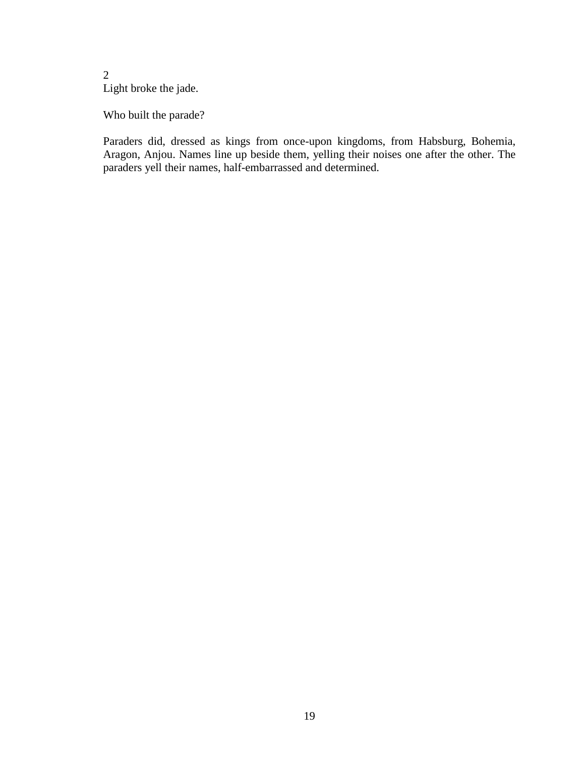2
Light broke the jade.

Who built the parade?

Paraders did, dressed as kings from once-upon kingdoms, from Habsburg, Bohemia, Aragon, Anjou. Names line up beside them, yelling their noises one after the other. The paraders yell their names, half-embarrassed and determined.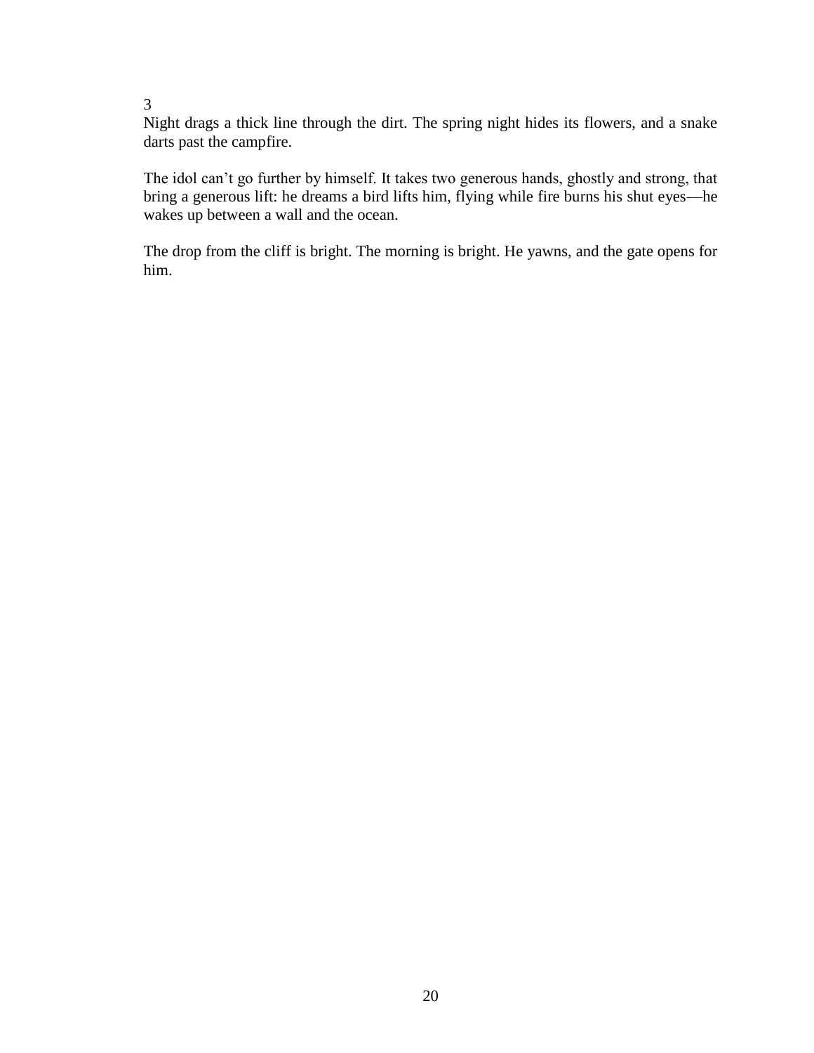3

Night drags a thick line through the dirt. The spring night hides its flowers, and a snake darts past the campfire.

The idol can't go further by himself. It takes two generous hands, ghostly and strong, that bring a generous lift: he dreams a bird lifts him, flying while fire burns his shut eyes—he wakes up between a wall and the ocean.

The drop from the cliff is bright. The morning is bright. He yawns, and the gate opens for him.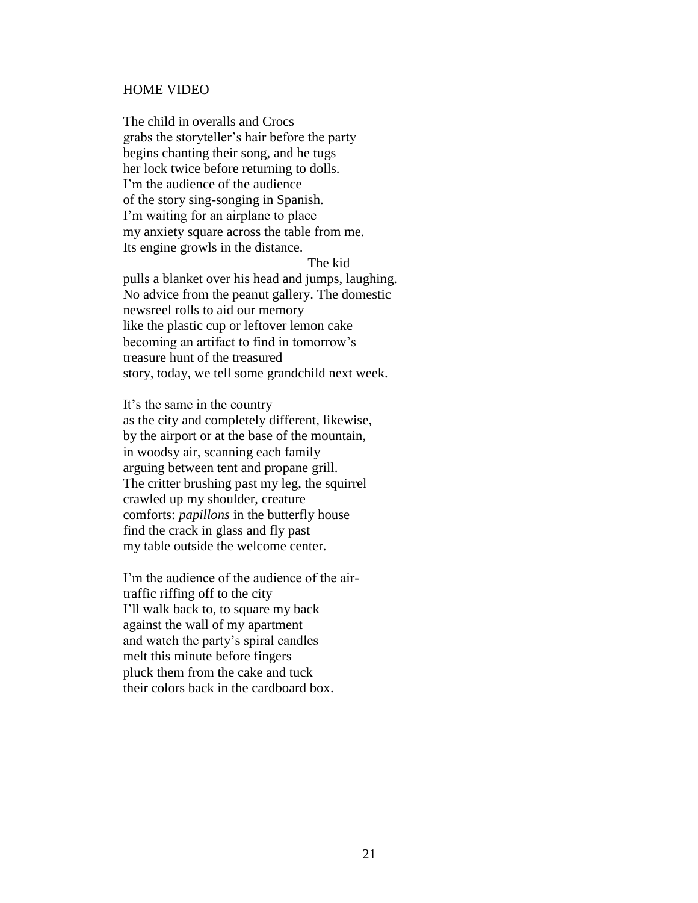HOME VIDEO

The child in overalls and Crocs
grabs the storyteller's hair before the party
begins chanting their song, and he tugs
her lock twice before returning to dolls.
I'm the audience of the audience
of the story sing-songing in Spanish.
I'm waiting for an airplane to place
my anxiety square across the table from me.
Its engine growls in the distance.
&nbsp;&nbsp;&nbsp;&nbsp;&nbsp;&nbsp;&nbsp;&nbsp;&nbsp;&nbsp;&nbsp;&nbsp;&nbsp;&nbsp;&nbsp;&nbsp;&nbsp;&nbsp;&nbsp;&nbsp;&nbsp;&nbsp;&nbsp;&nbsp;&nbsp;&nbsp;&nbsp;&nbsp;&nbsp;&nbsp;&nbsp;&nbsp;&nbsp;&nbsp;&nbsp;&nbsp;&nbsp;&nbsp;&nbsp;&nbsp;The kid
pulls a blanket over his head and jumps, laughing.
No advice from the peanut gallery. The domestic
newsreel rolls to aid our memory
like the plastic cup or leftover lemon cake
becoming an artifact to find in tomorrow's
treasure hunt of the treasured
story, today, we tell some grandchild next week.

It's the same in the country
as the city and completely different, likewise,
by the airport or at the base of the mountain,
in woodsy air, scanning each family
arguing between tent and propane grill.
The critter brushing past my leg, the squirrel
crawled up my shoulder, creature
comforts: *papillons* in the butterfly house
find the crack in glass and fly past
my table outside the welcome center.

I'm the audience of the audience of the air-
traffic riffing off to the city
I'll walk back to, to square my back
against the wall of my apartment
and watch the party's spiral candles
melt this minute before fingers
pluck them from the cake and tuck
their colors back in the cardboard box.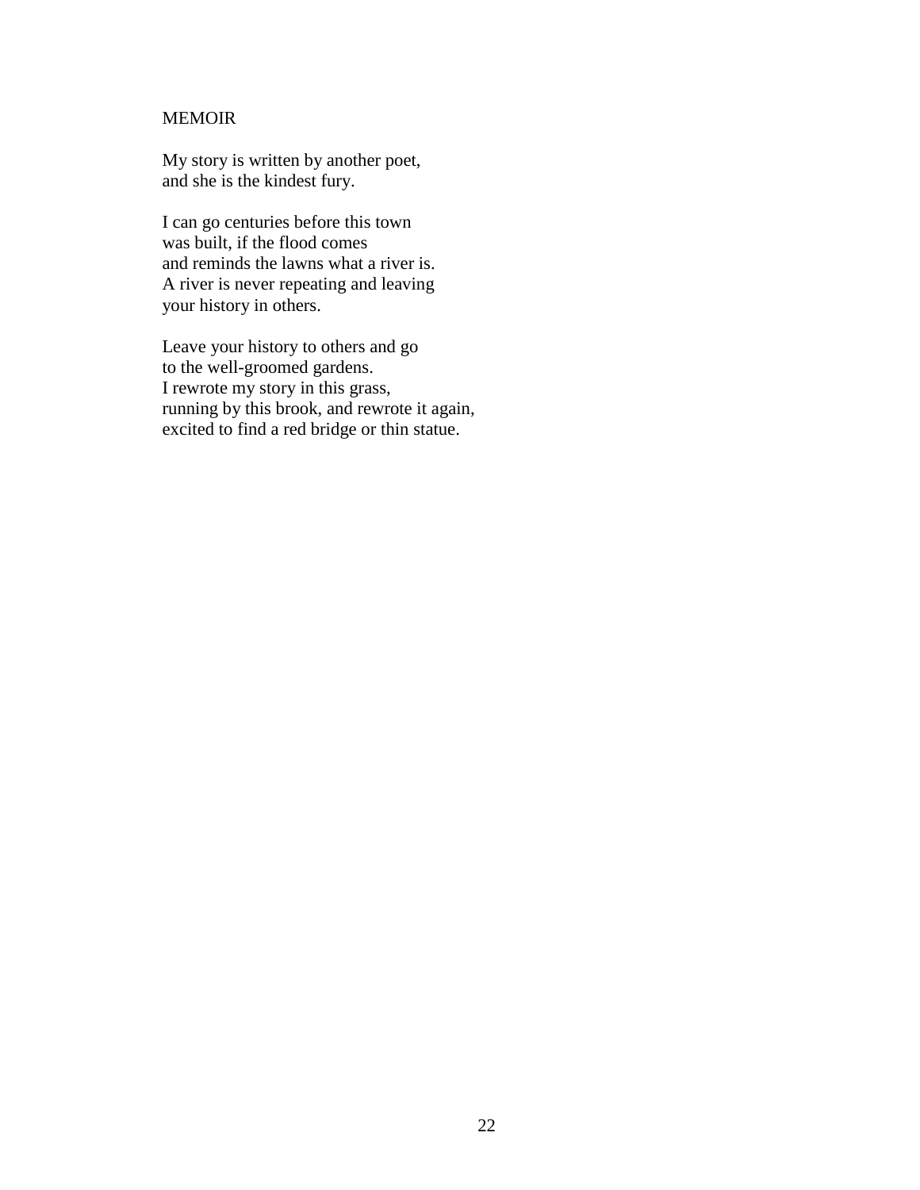## MEMOIR

My story is written by another poet,
and she is the kindest fury.

I can go centuries before this town
was built, if the flood comes
and reminds the lawns what a river is.
A river is never repeating and leaving
your history in others.

Leave your history to others and go
to the well-groomed gardens.
I rewrote my story in this grass,
running by this brook, and rewrote it again,
excited to find a red bridge or thin statue.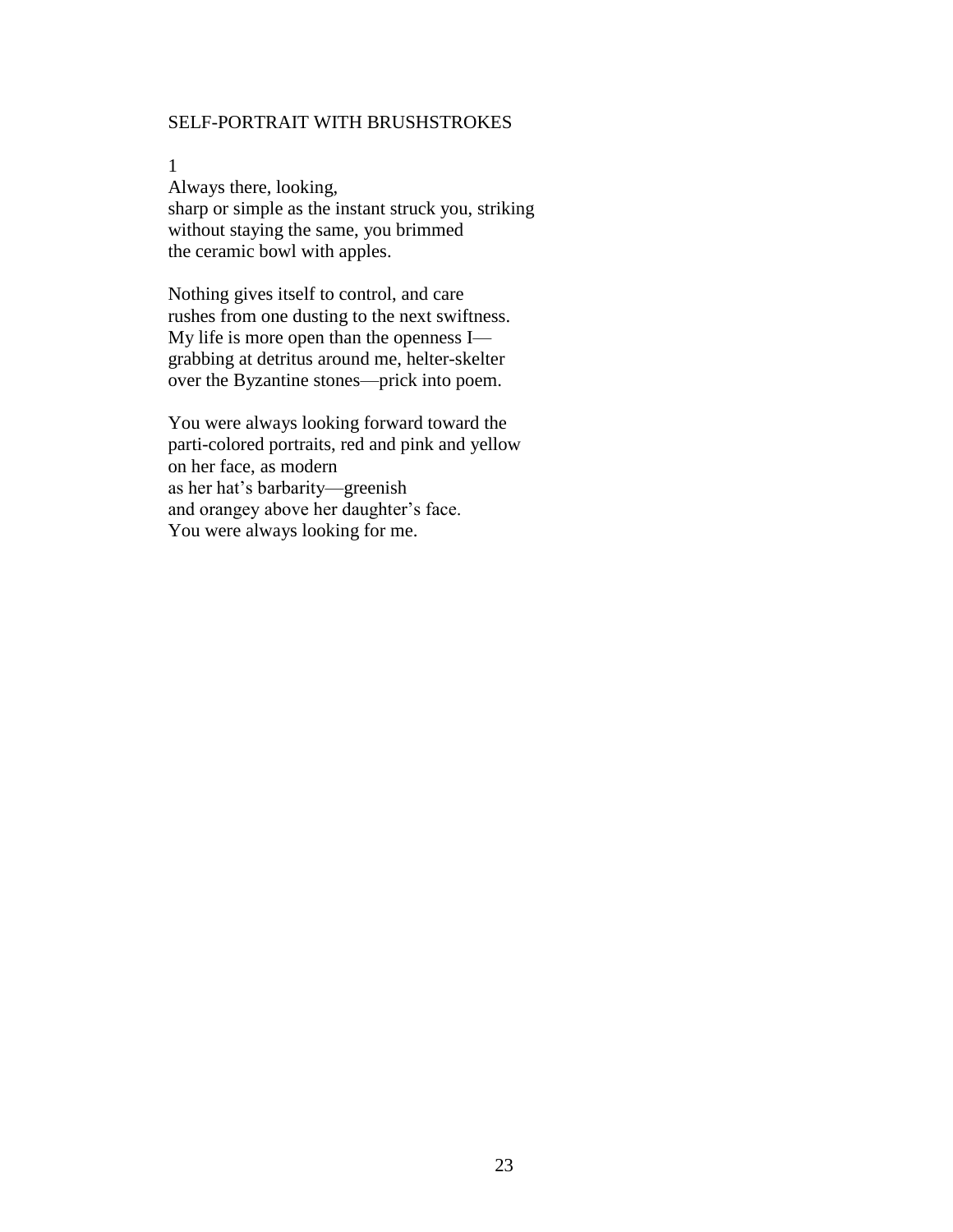## SELF-PORTRAIT WITH BRUSHSTROKES

1

Always there, looking,  
sharp or simple as the instant struck you, striking  
without staying the same, you brimmed  
the ceramic bowl with apples.

Nothing gives itself to control, and care  
rushes from one dusting to the next swiftness.  
My life is more open than the openness I—  
grabbing at detritus around me, helter-skelter  
over the Byzantine stones—prick into poem.

You were always looking forward toward the  
parti-colored portraits, red and pink and yellow  
on her face, as modern  
as her hat's barbarity—greenish  
and orangey above her daughter's face.  
You were always looking for me.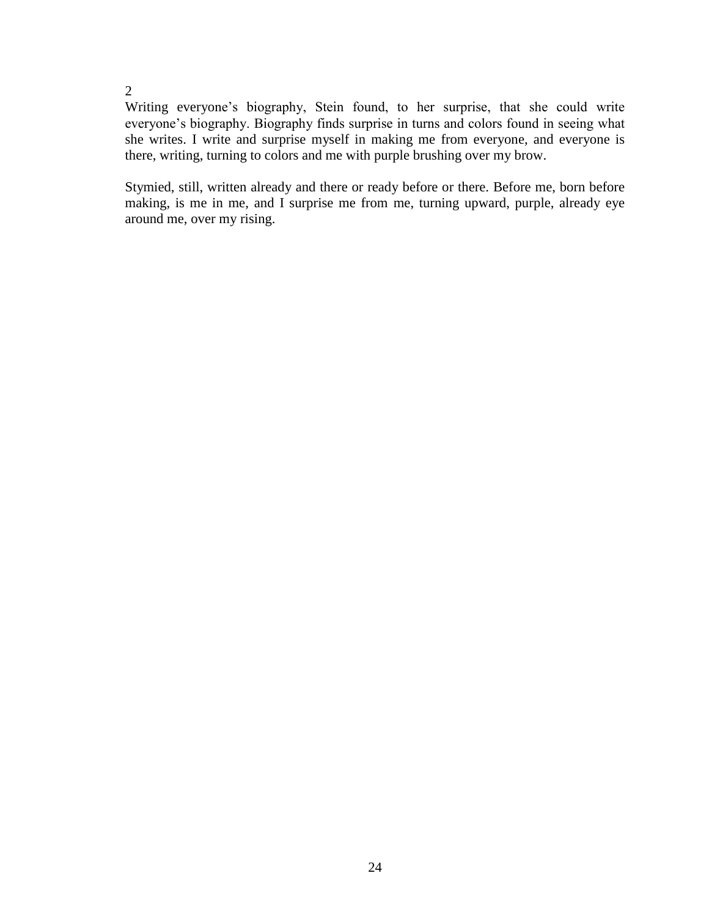2

Writing everyone's biography, Stein found, to her surprise, that she could write everyone's biography. Biography finds surprise in turns and colors found in seeing what she writes. I write and surprise myself in making me from everyone, and everyone is there, writing, turning to colors and me with purple brushing over my brow.

Stymied, still, written already and there or ready before or there. Before me, born before making, is me in me, and I surprise me from me, turning upward, purple, already eye around me, over my rising.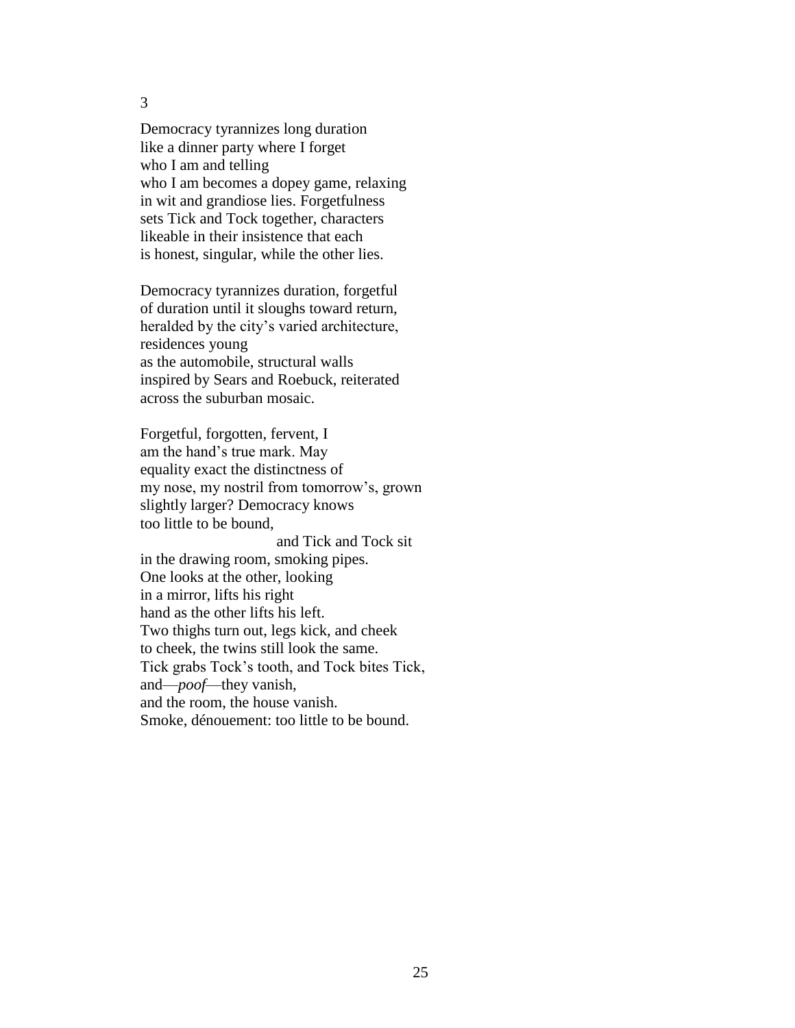3

Democracy tyrannizes long duration
like a dinner party where I forget
who I am and telling
who I am becomes a dopey game, relaxing
in wit and grandiose lies. Forgetfulness
sets Tick and Tock together, characters
likeable in their insistence that each
is honest, singular, while the other lies.

Democracy tyrannizes duration, forgetful
of duration until it sloughs toward return,
heralded by the city's varied architecture,
residences young
as the automobile, structural walls
inspired by Sears and Roebuck, reiterated
across the suburban mosaic.

Forgetful, forgotten, fervent, I
am the hand's true mark. May
equality exact the distinctness of
my nose, my nostril from tomorrow's, grown
slightly larger? Democracy knows
too little to be bound,
                                    and Tick and Tock sit
in the drawing room, smoking pipes.
One looks at the other, looking
in a mirror, lifts his right
hand as the other lifts his left.
Two thighs turn out, legs kick, and cheek
to cheek, the twins still look the same.
Tick grabs Tock's tooth, and Tock bites Tick,
and—*poof*—they vanish,
and the room, the house vanish.
Smoke, dénouement: too little to be bound.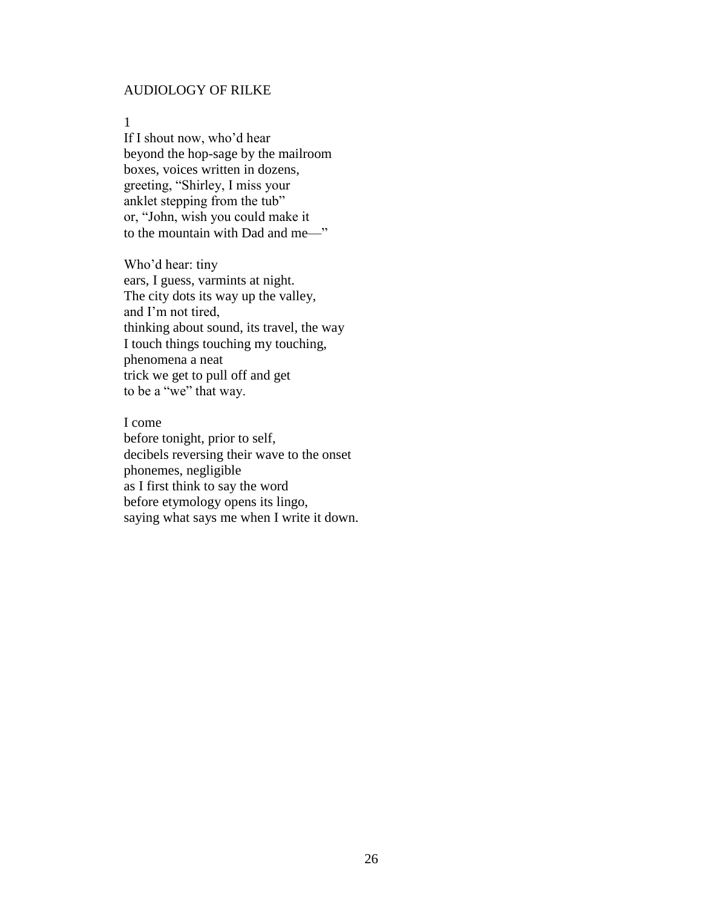## AUDIOLOGY OF RILKE

1

If I shout now, who'd hear  
beyond the hop-sage by the mailroom  
boxes, voices written in dozens,  
greeting, "Shirley, I miss your  
anklet stepping from the tub"  
or, "John, wish you could make it  
to the mountain with Dad and me—"

Who'd hear: tiny  
ears, I guess, varmints at night.  
The city dots its way up the valley,  
and I'm not tired,  
thinking about sound, its travel, the way  
I touch things touching my touching,  
phenomena a neat  
trick we get to pull off and get  
to be a "we" that way.

I come  
before tonight, prior to self,  
decibels reversing their wave to the onset  
phonemes, negligible  
as I first think to say the word  
before etymology opens its lingo,  
saying what says me when I write it down.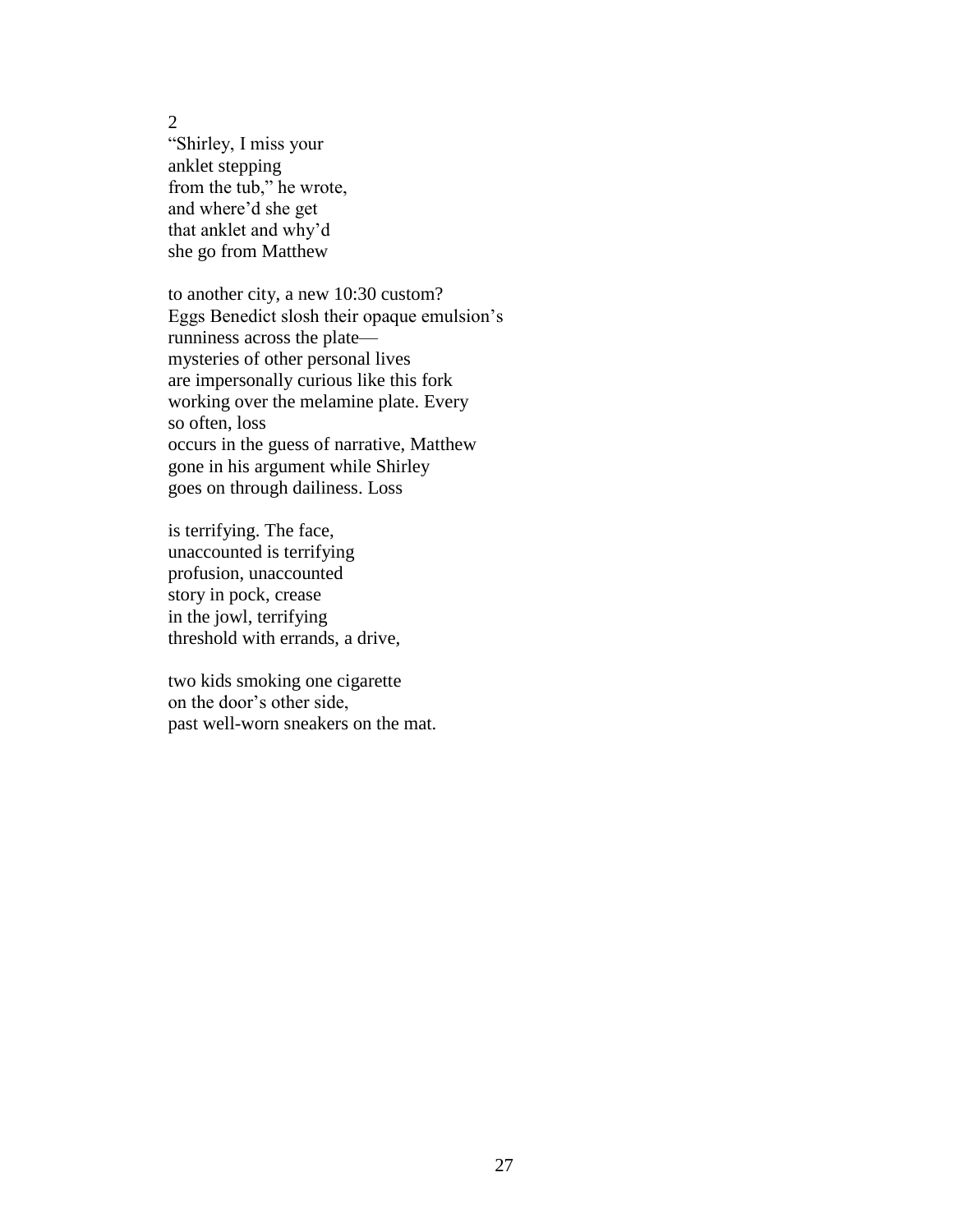2

"Shirley, I miss your  
anklet stepping  
from the tub," he wrote,  
and where'd she get  
that anklet and why'd  
she go from Matthew

to another city, a new 10:30 custom?  
Eggs Benedict slosh their opaque emulsion's  
runniness across the plate—  
mysteries of other personal lives  
are impersonally curious like this fork  
working over the melamine plate. Every  
so often, loss  
occurs in the guess of narrative, Matthew  
gone in his argument while Shirley  
goes on through dailiness. Loss

is terrifying. The face,  
unaccounted is terrifying  
profusion, unaccounted  
story in pock, crease  
in the jowl, terrifying  
threshold with errands, a drive,

two kids smoking one cigarette  
on the door's other side,  
past well-worn sneakers on the mat.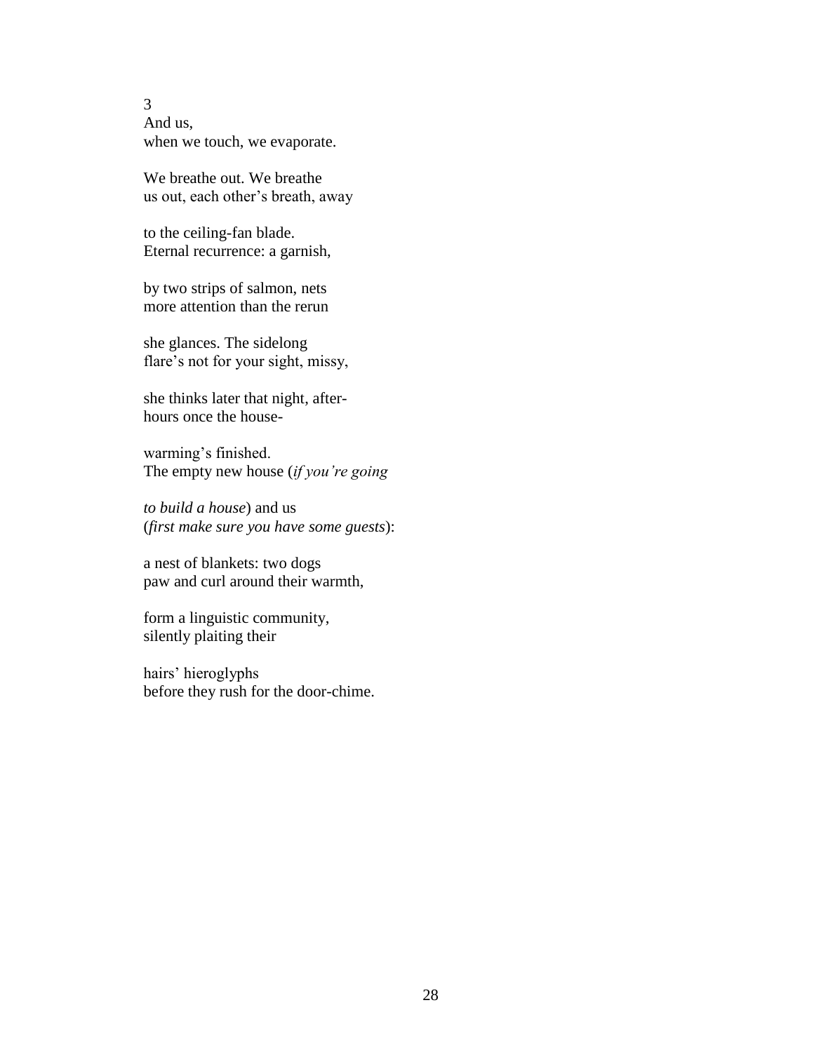3

And us,  
when we touch, we evaporate.

We breathe out. We breathe  
us out, each other’s breath, away

to the ceiling-fan blade.  
Eternal recurrence: a garnish,

by two strips of salmon, nets  
more attention than the rerun

she glances. The sidelong  
flare’s not for your sight, missy,

she thinks later that night, after-  
hours once the house-

warming’s finished.  
The empty new house (*if you’re going*

*to build a house*) and us  
(*first make sure you have some guests*):

a nest of blankets: two dogs  
paw and curl around their warmth,

form a linguistic community,  
silently plaiting their

hairs’ hieroglyphs  
before they rush for the door-chime.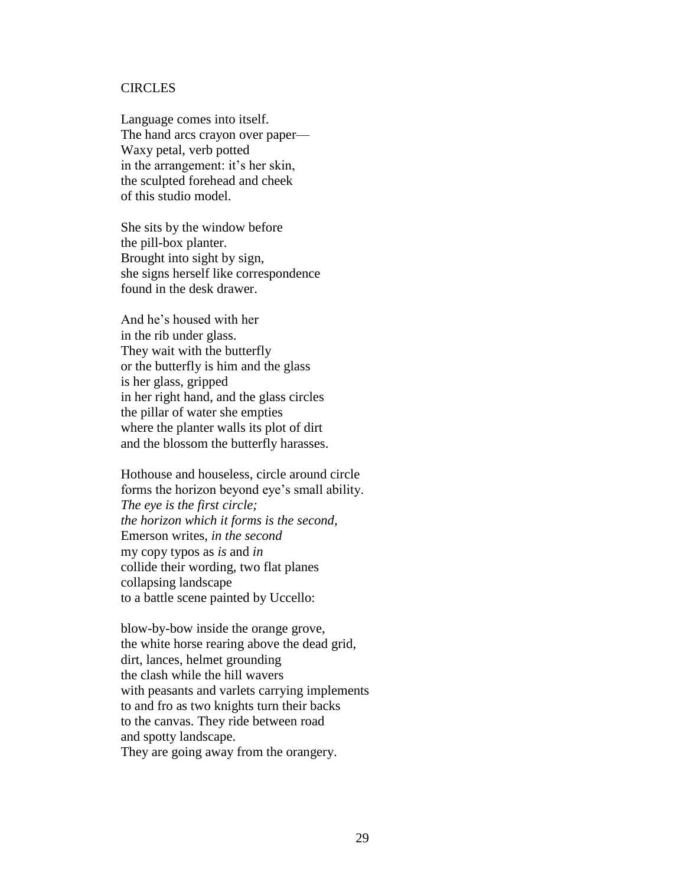# CIRCLES

Language comes into itself.  
The hand arcs crayon over paper—  
Waxy petal, verb potted  
in the arrangement: it's her skin,  
the sculpted forehead and cheek  
of this studio model.

She sits by the window before  
the pill-box planter.  
Brought into sight by sign,  
she signs herself like correspondence  
found in the desk drawer.

And he's housed with her  
in the rib under glass.  
They wait with the butterfly  
or the butterfly is him and the glass  
is her glass, gripped  
in her right hand, and the glass circles  
the pillar of water she empties  
where the planter walls its plot of dirt  
and the blossom the butterfly harasses.

Hothouse and houseless, circle around circle  
forms the horizon beyond eye's small ability.  
*The eye is the first circle;*  
*the horizon which it forms is the second,*  
Emerson writes, *in the second*  
my copy typos as *is* and *in*  
collide their wording, two flat planes  
collapsing landscape  
to a battle scene painted by Uccello:

blow-by-bow inside the orange grove,  
the white horse rearing above the dead grid,  
dirt, lances, helmet grounding  
the clash while the hill wavers  
with peasants and varlets carrying implements  
to and fro as two knights turn their backs  
to the canvas. They ride between road  
and spotty landscape.  
They are going away from the orangery.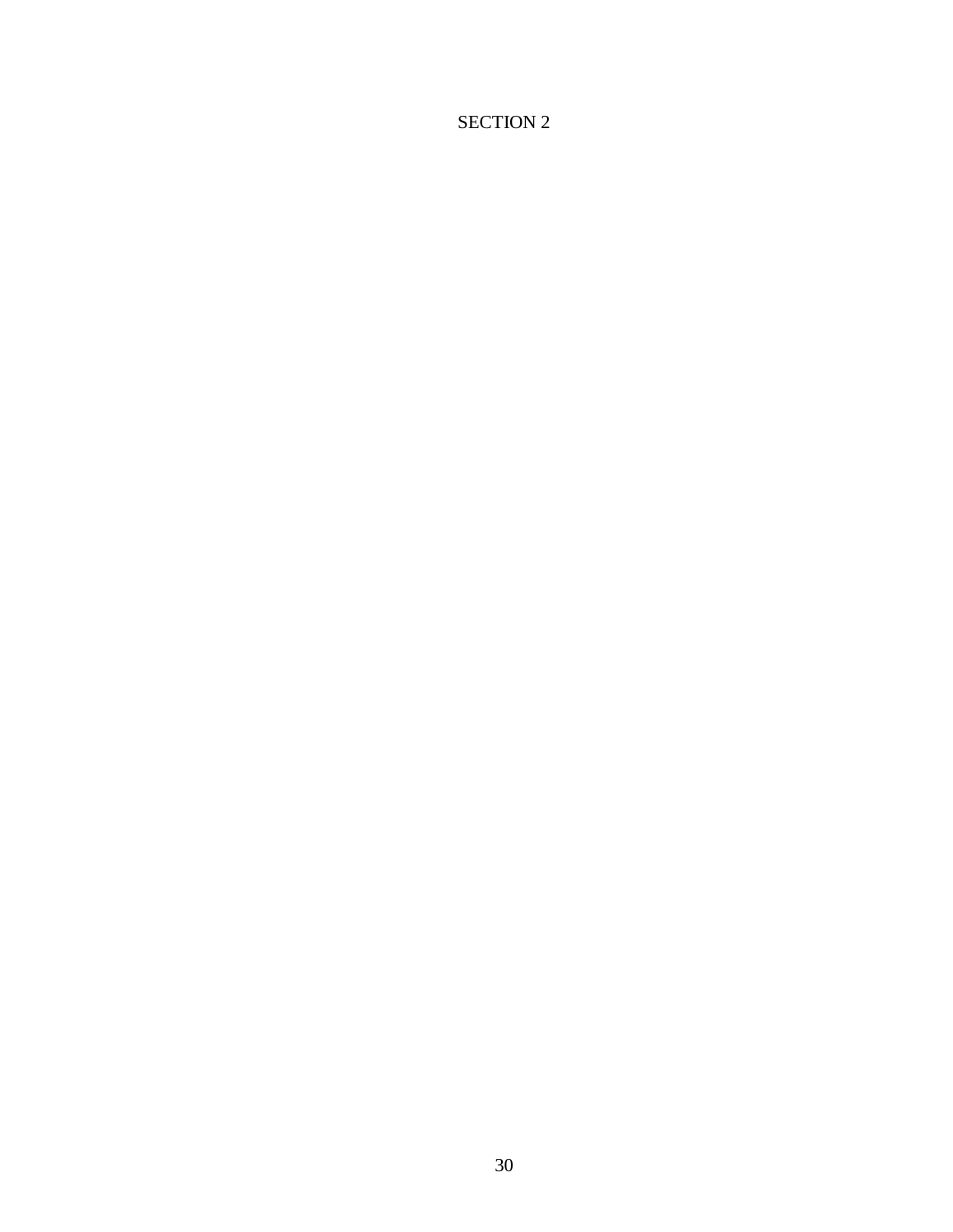# SECTION 2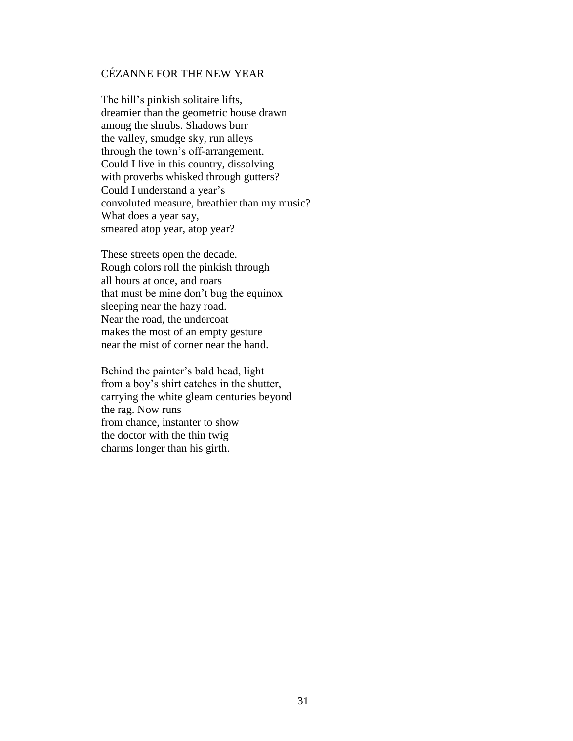# CÉZANNE FOR THE NEW YEAR

The hill's pinkish solitaire lifts,
dreamier than the geometric house drawn
among the shrubs. Shadows burr
the valley, smudge sky, run alleys
through the town's off-arrangement.
Could I live in this country, dissolving
with proverbs whisked through gutters?
Could I understand a year's
convoluted measure, breathier than my music?
What does a year say,
smeared atop year, atop year?

These streets open the decade.
Rough colors roll the pinkish through
all hours at once, and roars
that must be mine don't bug the equinox
sleeping near the hazy road.
Near the road, the undercoat
makes the most of an empty gesture
near the mist of corner near the hand.

Behind the painter's bald head, light
from a boy's shirt catches in the shutter,
carrying the white gleam centuries beyond
the rag. Now runs
from chance, instanter to show
the doctor with the thin twig
charms longer than his girth.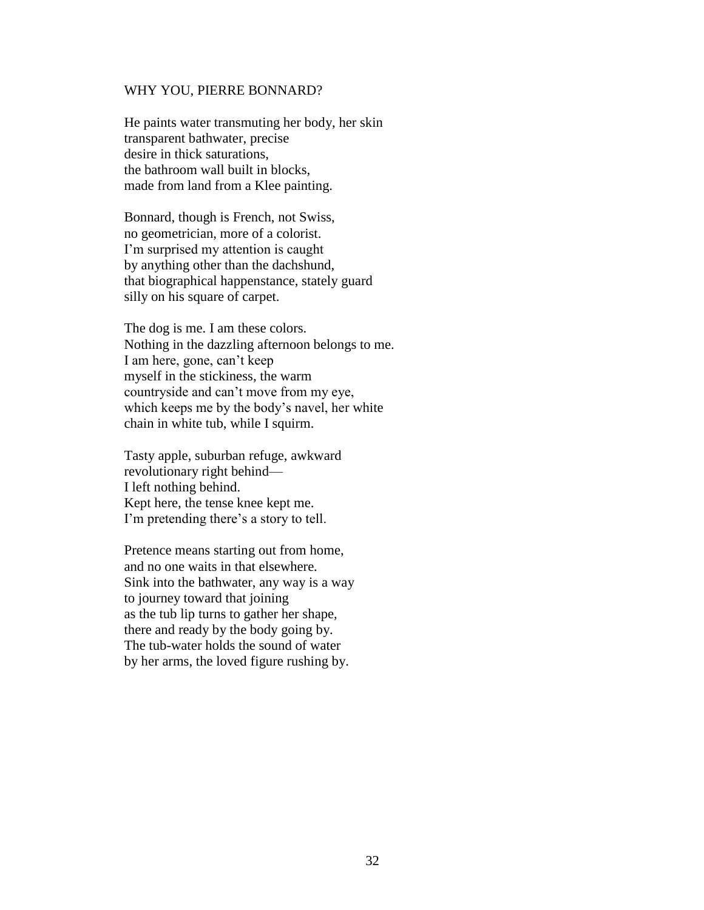## WHY YOU, PIERRE BONNARD?

He paints water transmuting her body, her skin  
transparent bathwater, precise  
desire in thick saturations,  
the bathroom wall built in blocks,  
made from land from a Klee painting.

Bonnard, though is French, not Swiss,  
no geometrician, more of a colorist.  
I'm surprised my attention is caught  
by anything other than the dachshund,  
that biographical happenstance, stately guard  
silly on his square of carpet.

The dog is me. I am these colors.  
Nothing in the dazzling afternoon belongs to me.  
I am here, gone, can't keep  
myself in the stickiness, the warm  
countryside and can't move from my eye,  
which keeps me by the body's navel, her white  
chain in white tub, while I squirm.

Tasty apple, suburban refuge, awkward  
revolutionary right behind—  
I left nothing behind.  
Kept here, the tense knee kept me.  
I'm pretending there's a story to tell.

Pretence means starting out from home,  
and no one waits in that elsewhere.  
Sink into the bathwater, any way is a way  
to journey toward that joining  
as the tub lip turns to gather her shape,  
there and ready by the body going by.  
The tub-water holds the sound of water  
by her arms, the loved figure rushing by.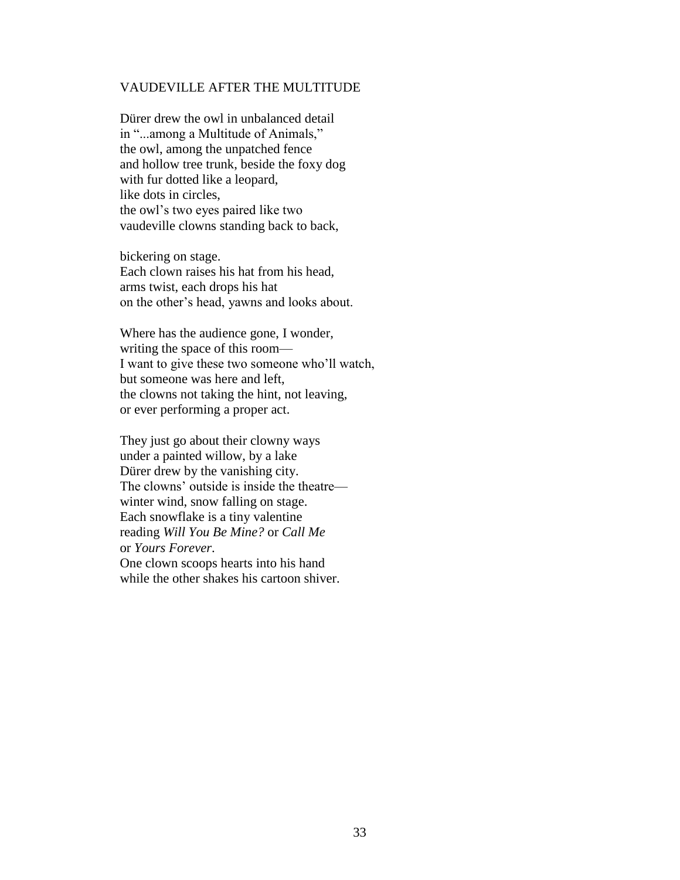## VAUDEVILLE AFTER THE MULTITUDE

Dürer drew the owl in unbalanced detail  
in "...among a Multitude of Animals,"  
the owl, among the unpatched fence  
and hollow tree trunk, beside the foxy dog  
with fur dotted like a leopard,  
like dots in circles,  
the owl's two eyes paired like two  
vaudeville clowns standing back to back,

bickering on stage.  
Each clown raises his hat from his head,  
arms twist, each drops his hat  
on the other's head, yawns and looks about.

Where has the audience gone, I wonder,  
writing the space of this room—  
I want to give these two someone who'll watch,  
but someone was here and left,  
the clowns not taking the hint, not leaving,  
or ever performing a proper act.

They just go about their clowny ways  
under a painted willow, by a lake  
Dürer drew by the vanishing city.  
The clowns' outside is inside the theatre—  
winter wind, snow falling on stage.  
Each snowflake is a tiny valentine  
reading *Will You Be Mine?* or *Call Me*  
or *Yours Forever*.  
One clown scoops hearts into his hand  
while the other shakes his cartoon shiver.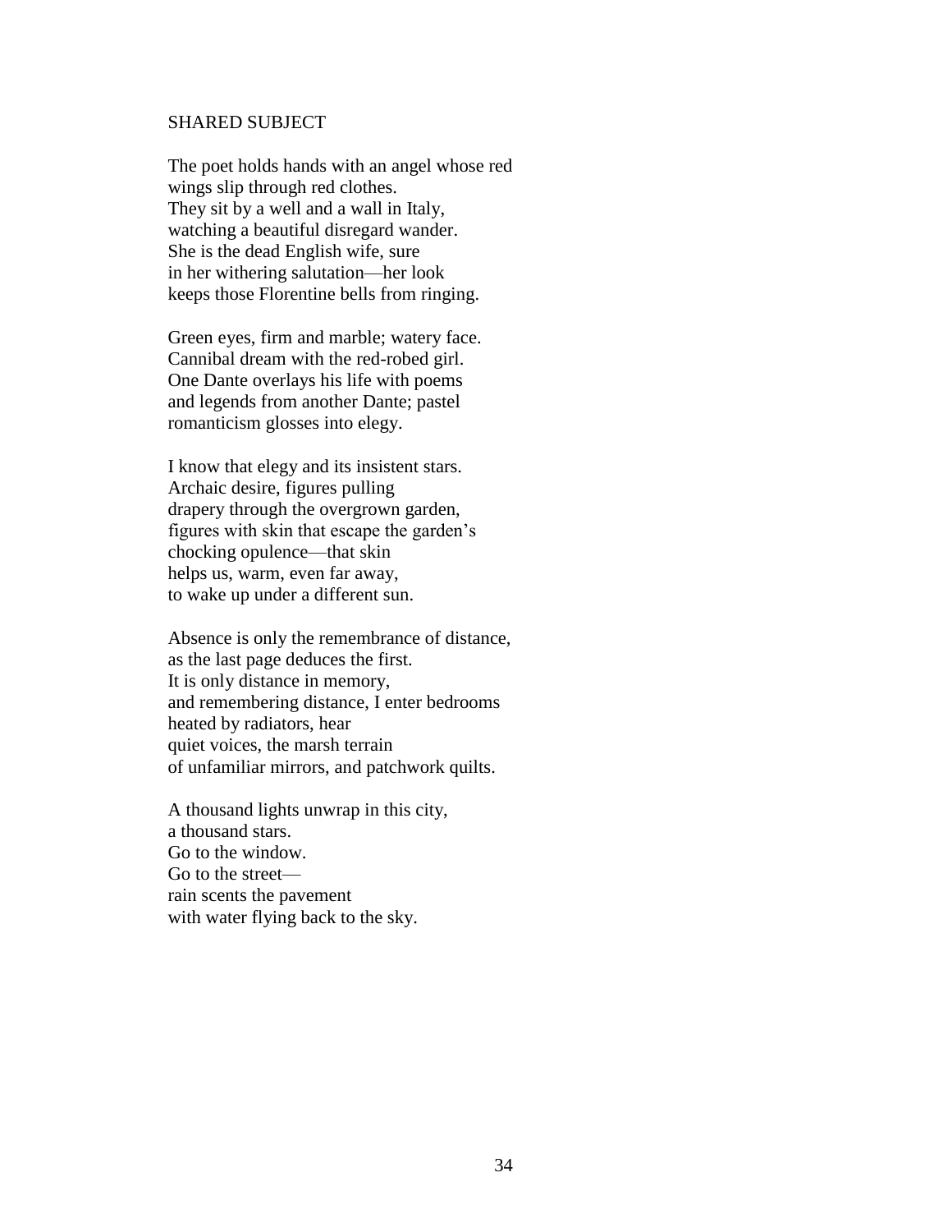## SHARED SUBJECT

The poet holds hands with an angel whose red  
wings slip through red clothes.  
They sit by a well and a wall in Italy,  
watching a beautiful disregard wander.  
She is the dead English wife, sure  
in her withering salutation—her look  
keeps those Florentine bells from ringing.

Green eyes, firm and marble; watery face.  
Cannibal dream with the red-robed girl.  
One Dante overlays his life with poems  
and legends from another Dante; pastel  
romanticism glosses into elegy.

I know that elegy and its insistent stars.  
Archaic desire, figures pulling  
drapery through the overgrown garden,  
figures with skin that escape the garden's  
chocking opulence—that skin  
helps us, warm, even far away,  
to wake up under a different sun.

Absence is only the remembrance of distance,  
as the last page deduces the first.  
It is only distance in memory,  
and remembering distance, I enter bedrooms  
heated by radiators, hear  
quiet voices, the marsh terrain  
of unfamiliar mirrors, and patchwork quilts.

A thousand lights unwrap in this city,  
a thousand stars.  
Go to the window.  
Go to the street—  
rain scents the pavement  
with water flying back to the sky.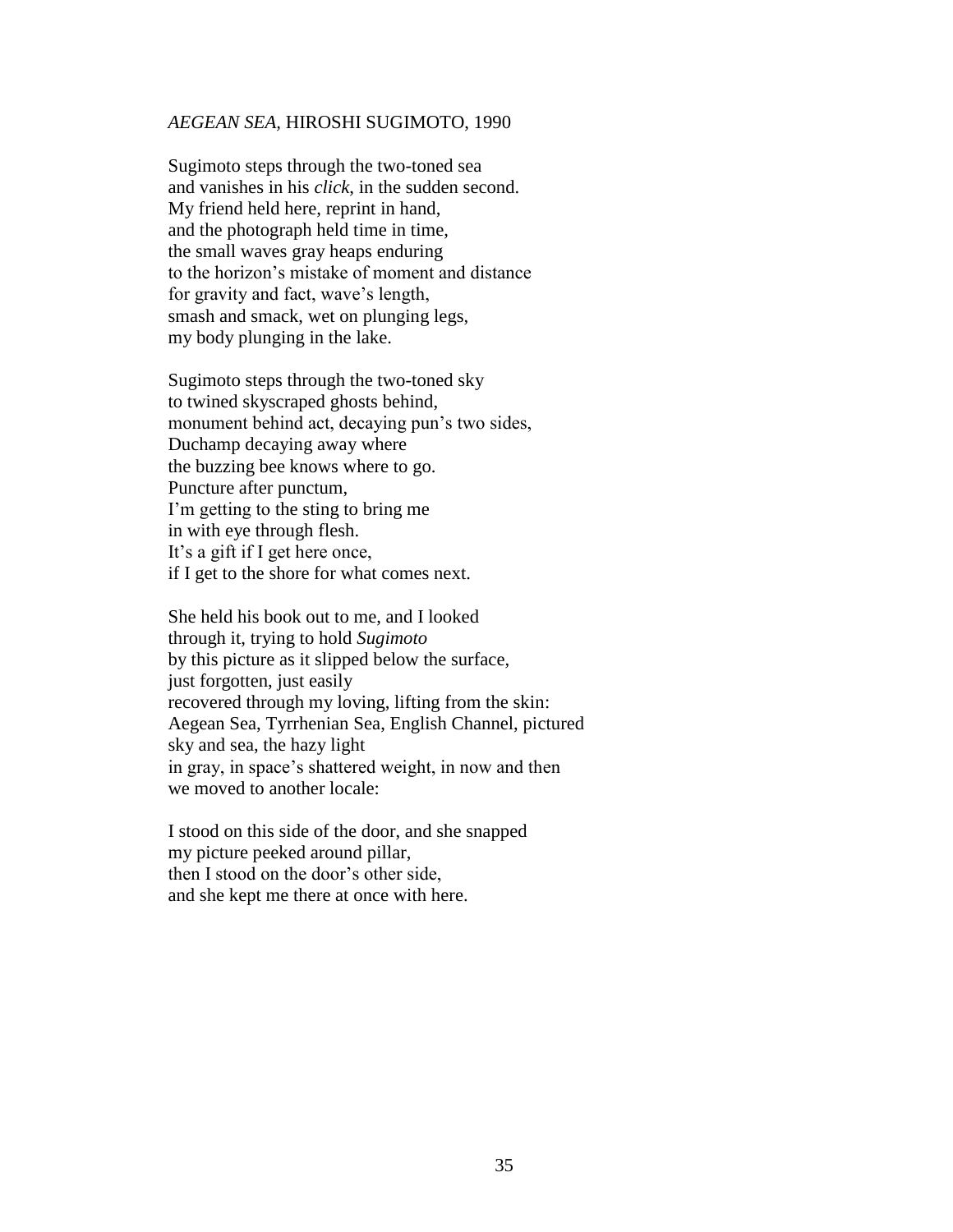*AEGEAN SEA*, HIROSHI SUGIMOTO, 1990

Sugimoto steps through the two-toned sea  
and vanishes in his *click*, in the sudden second.  
My friend held here, reprint in hand,  
and the photograph held time in time,  
the small waves gray heaps enduring  
to the horizon's mistake of moment and distance  
for gravity and fact, wave's length,  
smash and smack, wet on plunging legs,  
my body plunging in the lake.

Sugimoto steps through the two-toned sky  
to twined skyscraped ghosts behind,  
monument behind act, decaying pun's two sides,  
Duchamp decaying away where  
the buzzing bee knows where to go.  
Puncture after punctum,  
I'm getting to the sting to bring me  
in with eye through flesh.  
It's a gift if I get here once,  
if I get to the shore for what comes next.

She held his book out to me, and I looked  
through it, trying to hold *Sugimoto*  
by this picture as it slipped below the surface,  
just forgotten, just easily  
recovered through my loving, lifting from the skin:  
Aegean Sea, Tyrrhenian Sea, English Channel, pictured  
sky and sea, the hazy light  
in gray, in space's shattered weight, in now and then  
we moved to another locale:

I stood on this side of the door, and she snapped  
my picture peeked around pillar,  
then I stood on the door's other side,  
and she kept me there at once with here.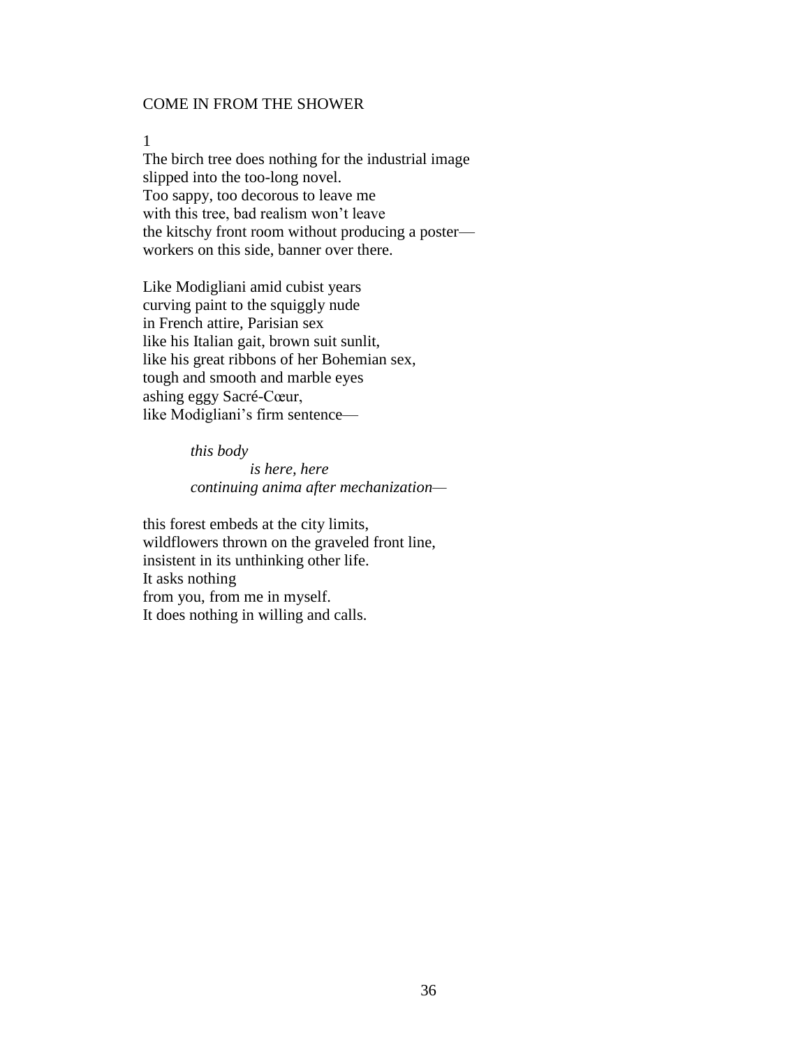## COME IN FROM THE SHOWER

1

The birch tree does nothing for the industrial image
slipped into the too-long novel.
Too sappy, too decorous to leave me
with this tree, bad realism won't leave
the kitschy front room without producing a poster—
workers on this side, banner over there.

Like Modigliani amid cubist years
curving paint to the squiggly nude
in French attire, Parisian sex
like his Italian gait, brown suit sunlit,
like his great ribbons of her Bohemian sex,
tough and smooth and marble eyes
ashing eggy Sacré-Cœur,
like Modigliani's firm sentence—

> *this body*
> *is here, here*
> *continuing anima after mechanization*—

this forest embeds at the city limits,
wildflowers thrown on the graveled front line,
insistent in its unthinking other life.
It asks nothing
from you, from me in myself.
It does nothing in willing and calls.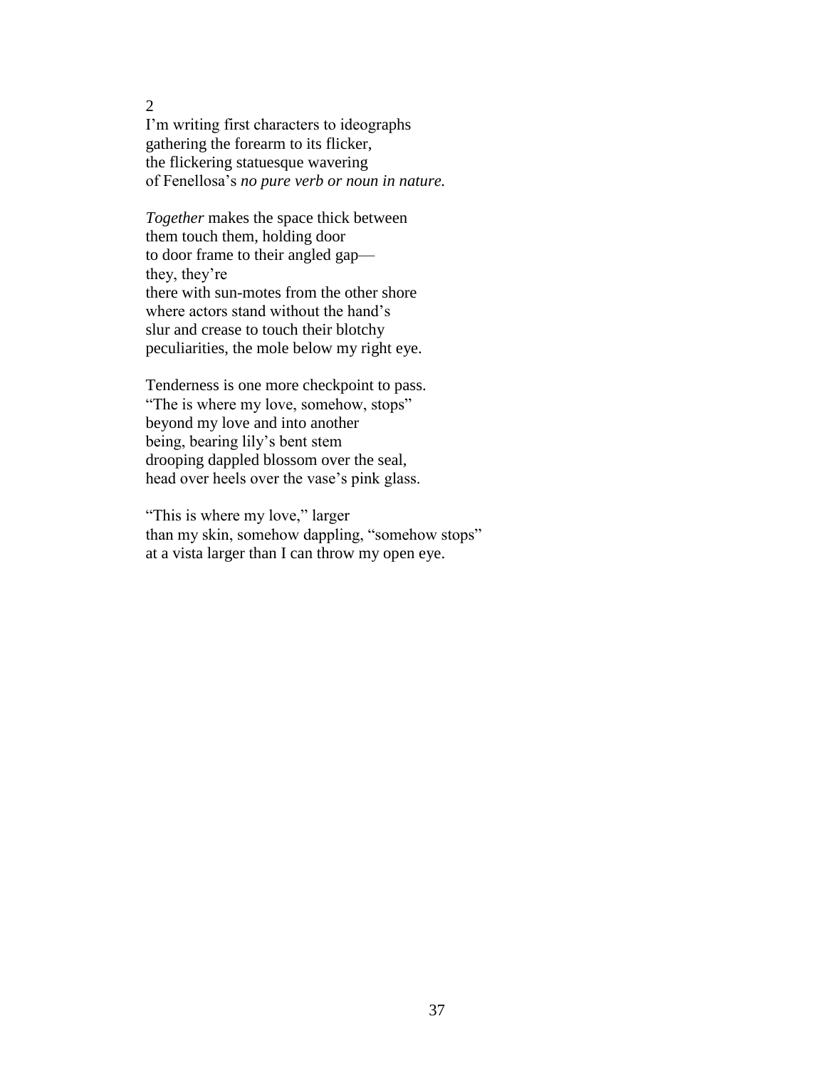2

I'm writing first characters to ideographs  
gathering the forearm to its flicker,  
the flickering statuesque wavering  
of Fenellosa's *no pure verb or noun in nature.*

*Together* makes the space thick between  
them touch them, holding door  
to door frame to their angled gap—  
they, they're  
there with sun-motes from the other shore  
where actors stand without the hand's  
slur and crease to touch their blotchy  
peculiarities, the mole below my right eye.

Tenderness is one more checkpoint to pass.  
"The is where my love, somehow, stops"  
beyond my love and into another  
being, bearing lily's bent stem  
drooping dappled blossom over the seal,  
head over heels over the vase's pink glass.

"This is where my love," larger  
than my skin, somehow dappling, "somehow stops"  
at a vista larger than I can throw my open eye.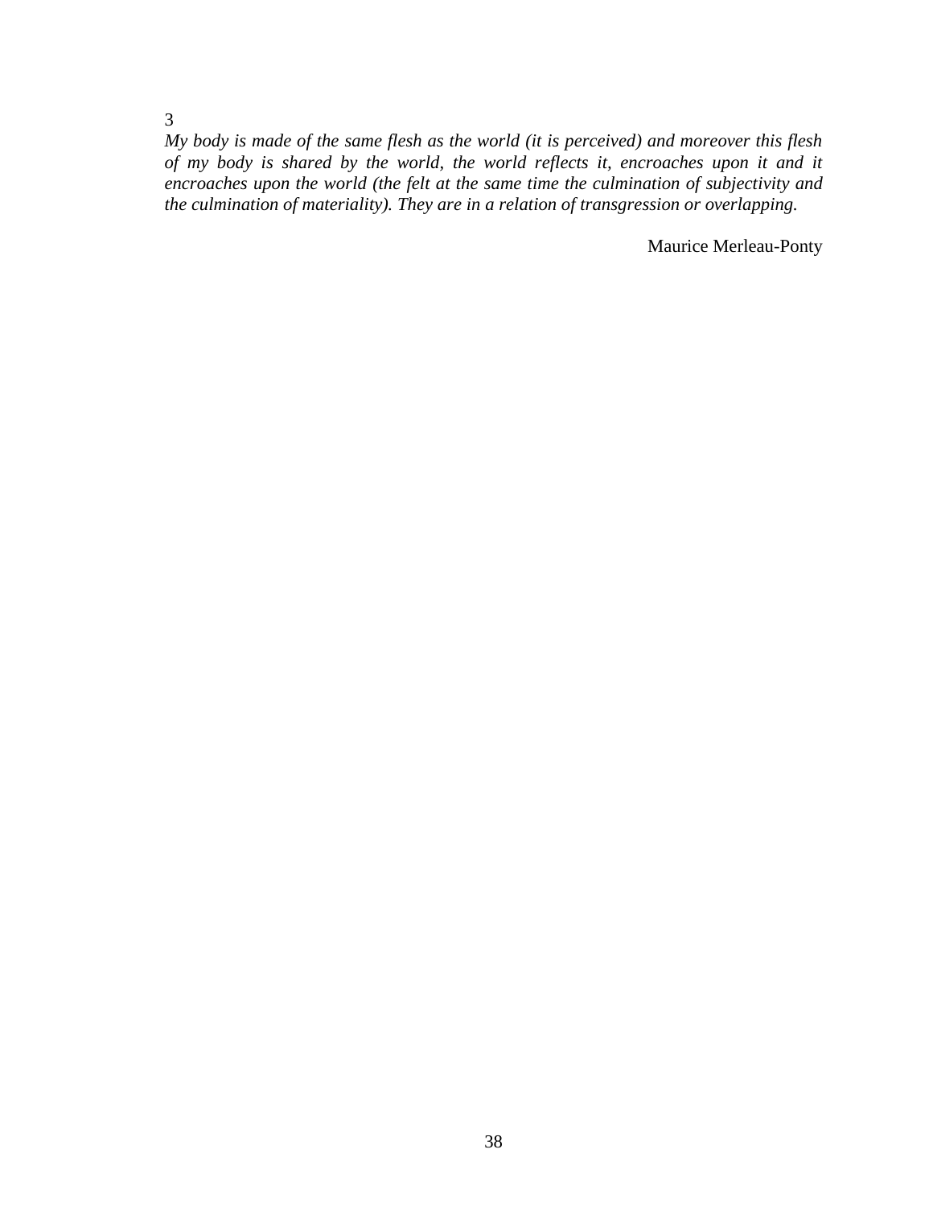3

*My body is made of the same flesh as the world (it is perceived) and moreover this flesh of my body is shared by the world, the world reflects it, encroaches upon it and it encroaches upon the world (the felt at the same time the culmination of subjectivity and the culmination of materiality). They are in a relation of transgression or overlapping.*

Maurice Merleau-Ponty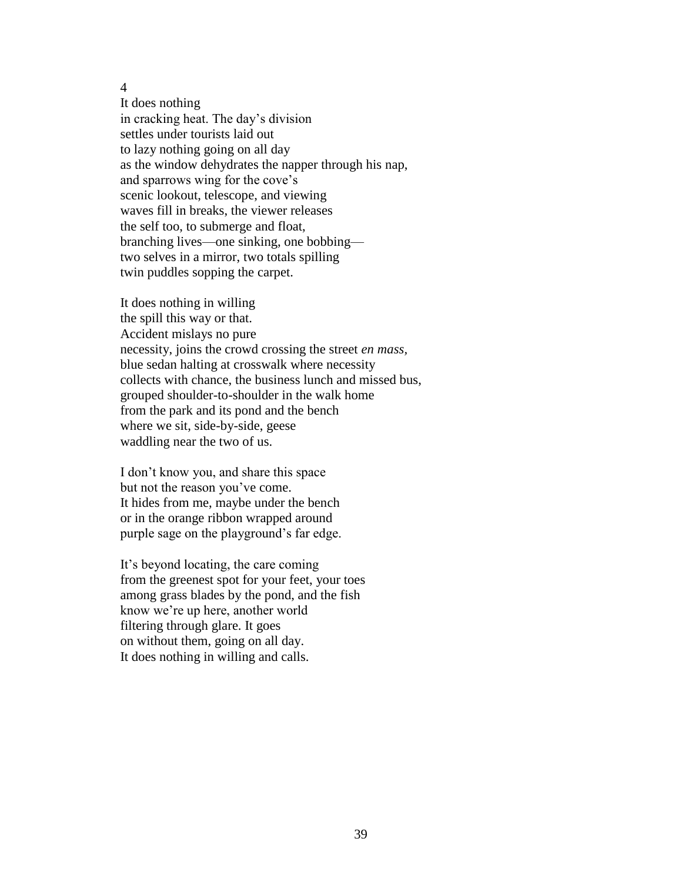4

It does nothing  
in cracking heat. The day's division  
settles under tourists laid out  
to lazy nothing going on all day  
as the window dehydrates the napper through his nap,  
and sparrows wing for the cove's  
scenic lookout, telescope, and viewing  
waves fill in breaks, the viewer releases  
the self too, to submerge and float,  
branching lives—one sinking, one bobbing—  
two selves in a mirror, two totals spilling  
twin puddles sopping the carpet.

It does nothing in willing  
the spill this way or that.  
Accident mislays no pure  
necessity, joins the crowd crossing the street *en mass*,  
blue sedan halting at crosswalk where necessity  
collects with chance, the business lunch and missed bus,  
grouped shoulder-to-shoulder in the walk home  
from the park and its pond and the bench  
where we sit, side-by-side, geese  
waddling near the two of us.

I don't know you, and share this space  
but not the reason you've come.  
It hides from me, maybe under the bench  
or in the orange ribbon wrapped around  
purple sage on the playground's far edge.

It's beyond locating, the care coming  
from the greenest spot for your feet, your toes  
among grass blades by the pond, and the fish  
know we're up here, another world  
filtering through glare. It goes  
on without them, going on all day.  
It does nothing in willing and calls.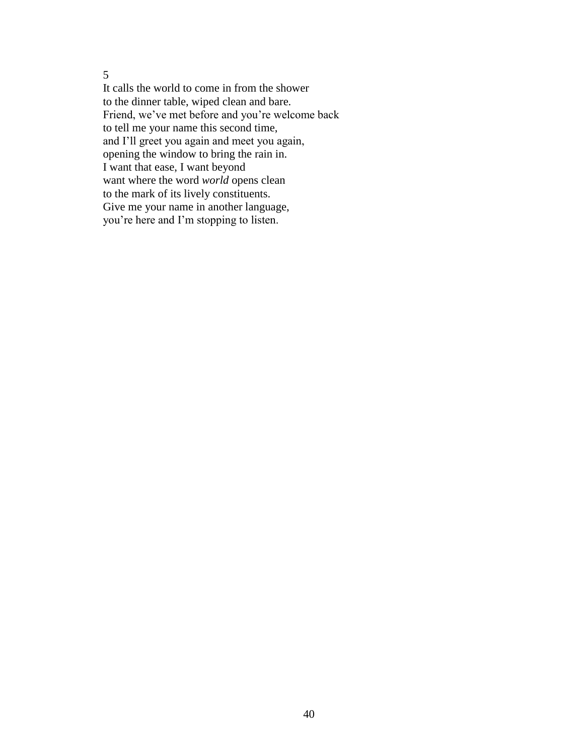5

It calls the world to come in from the shower  
to the dinner table, wiped clean and bare.  
Friend, we've met before and you're welcome back  
to tell me your name this second time,  
and I'll greet you again and meet you again,  
opening the window to bring the rain in.  
I want that ease, I want beyond  
want where the word *world* opens clean  
to the mark of its lively constituents.  
Give me your name in another language,  
you're here and I'm stopping to listen.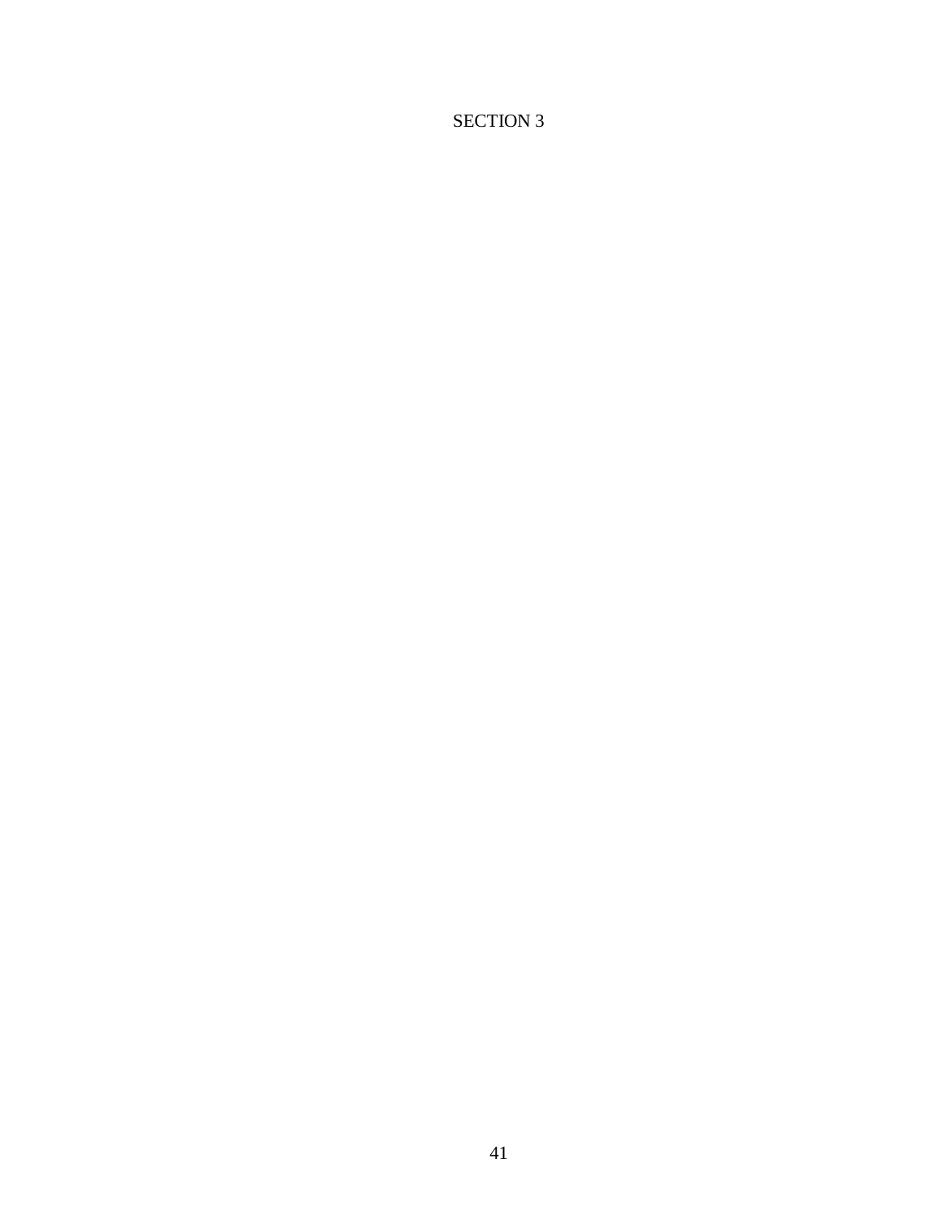# SECTION 3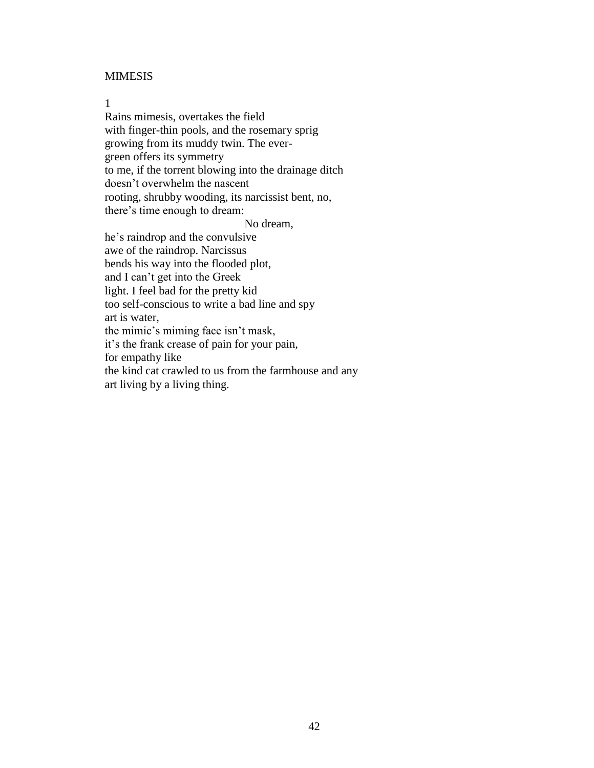MIMESIS

1

Rains mimesis, overtakes the field  
with finger-thin pools, and the rosemary sprig  
growing from its muddy twin. The ever-  
green offers its symmetry  
to me, if the torrent blowing into the drainage ditch  
doesn't overwhelm the nascent  
rooting, shrubby wooding, its narcissist bent, no,  
there's time enough to dream:  
                                        No dream,  
he's raindrop and the convulsive  
awe of the raindrop. Narcissus  
bends his way into the flooded plot,  
and I can't get into the Greek  
light. I feel bad for the pretty kid  
too self-conscious to write a bad line and spy  
art is water,  
the mimic's miming face isn't mask,  
it's the frank crease of pain for your pain,  
for empathy like  
the kind cat crawled to us from the farmhouse and any  
art living by a living thing.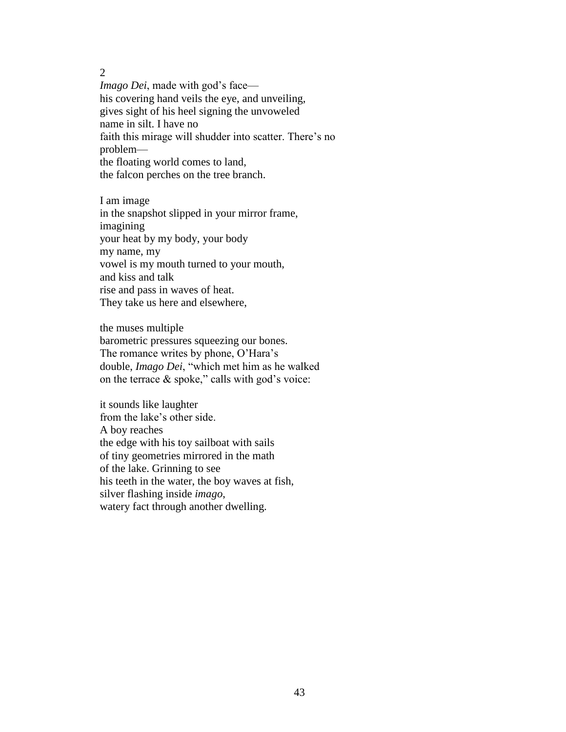2

*Imago Dei*, made with god's face—
his covering hand veils the eye, and unveiling,
gives sight of his heel signing the unvoweled
name in silt. I have no
faith this mirage will shudder into scatter. There's no
problem—
the floating world comes to land,
the falcon perches on the tree branch.

I am image
in the snapshot slipped in your mirror frame,
imagining
your heat by my body, your body
my name, my
vowel is my mouth turned to your mouth,
and kiss and talk
rise and pass in waves of heat.
They take us here and elsewhere,

the muses multiple
barometric pressures squeezing our bones.
The romance writes by phone, O'Hara's
double, *Imago Dei*, "which met him as he walked
on the terrace & spoke," calls with god's voice:

it sounds like laughter
from the lake's other side.
A boy reaches
the edge with his toy sailboat with sails
of tiny geometries mirrored in the math
of the lake. Grinning to see
his teeth in the water, the boy waves at fish,
silver flashing inside *imago*,
watery fact through another dwelling.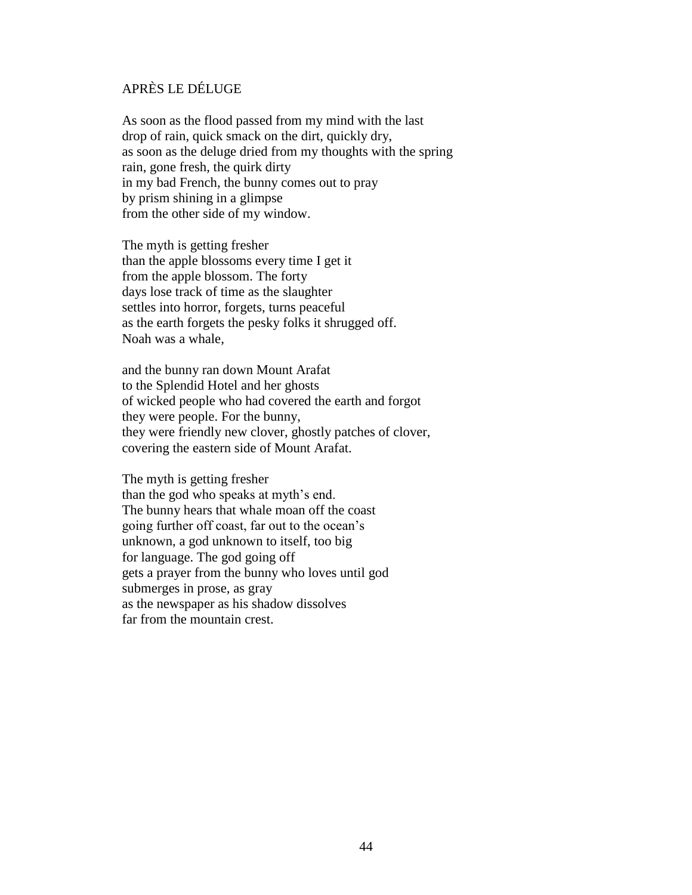## APRÈS LE DÉLUGE

As soon as the flood passed from my mind with the last
drop of rain, quick smack on the dirt, quickly dry,
as soon as the deluge dried from my thoughts with the spring
rain, gone fresh, the quirk dirty
in my bad French, the bunny comes out to pray
by prism shining in a glimpse
from the other side of my window.

The myth is getting fresher
than the apple blossoms every time I get it
from the apple blossom. The forty
days lose track of time as the slaughter
settles into horror, forgets, turns peaceful
as the earth forgets the pesky folks it shrugged off.
Noah was a whale,

and the bunny ran down Mount Arafat
to the Splendid Hotel and her ghosts
of wicked people who had covered the earth and forgot
they were people. For the bunny,
they were friendly new clover, ghostly patches of clover,
covering the eastern side of Mount Arafat.

The myth is getting fresher
than the god who speaks at myth's end.
The bunny hears that whale moan off the coast
going further off coast, far out to the ocean's
unknown, a god unknown to itself, too big
for language. The god going off
gets a prayer from the bunny who loves until god
submerges in prose, as gray
as the newspaper as his shadow dissolves
far from the mountain crest.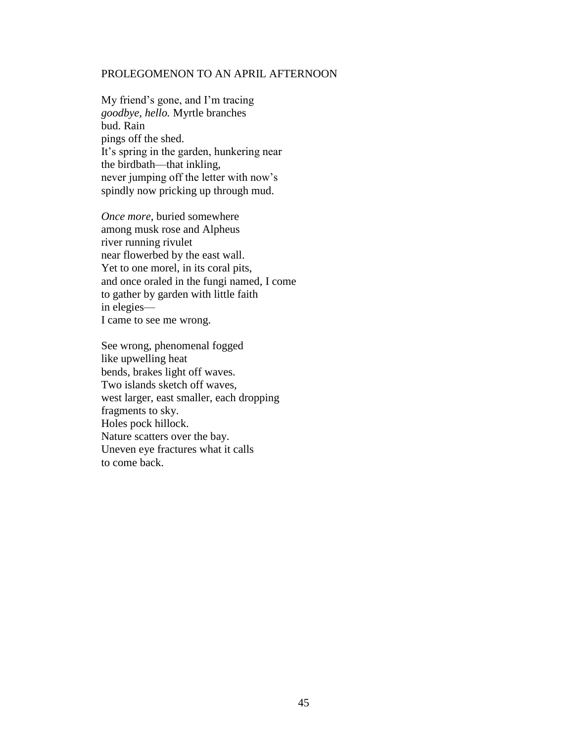PROLEGOMENON TO AN APRIL AFTERNOON

My friend's gone, and I'm tracing  
*goodbye, hello.* Myrtle branches  
bud. Rain  
pings off the shed.  
It's spring in the garden, hunkering near  
the birdbath—that inkling,  
never jumping off the letter with now's  
spindly now pricking up through mud.

*Once more,* buried somewhere  
among musk rose and Alpheus  
river running rivulet  
near flowerbed by the east wall.  
Yet to one morel, in its coral pits,  
and once oraled in the fungi named, I come  
to gather by garden with little faith  
in elegies—  
I came to see me wrong.

See wrong, phenomenal fogged  
like upwelling heat  
bends, brakes light off waves.  
Two islands sketch off waves,  
west larger, east smaller, each dropping  
fragments to sky.  
Holes pock hillock.  
Nature scatters over the bay.  
Uneven eye fractures what it calls  
to come back.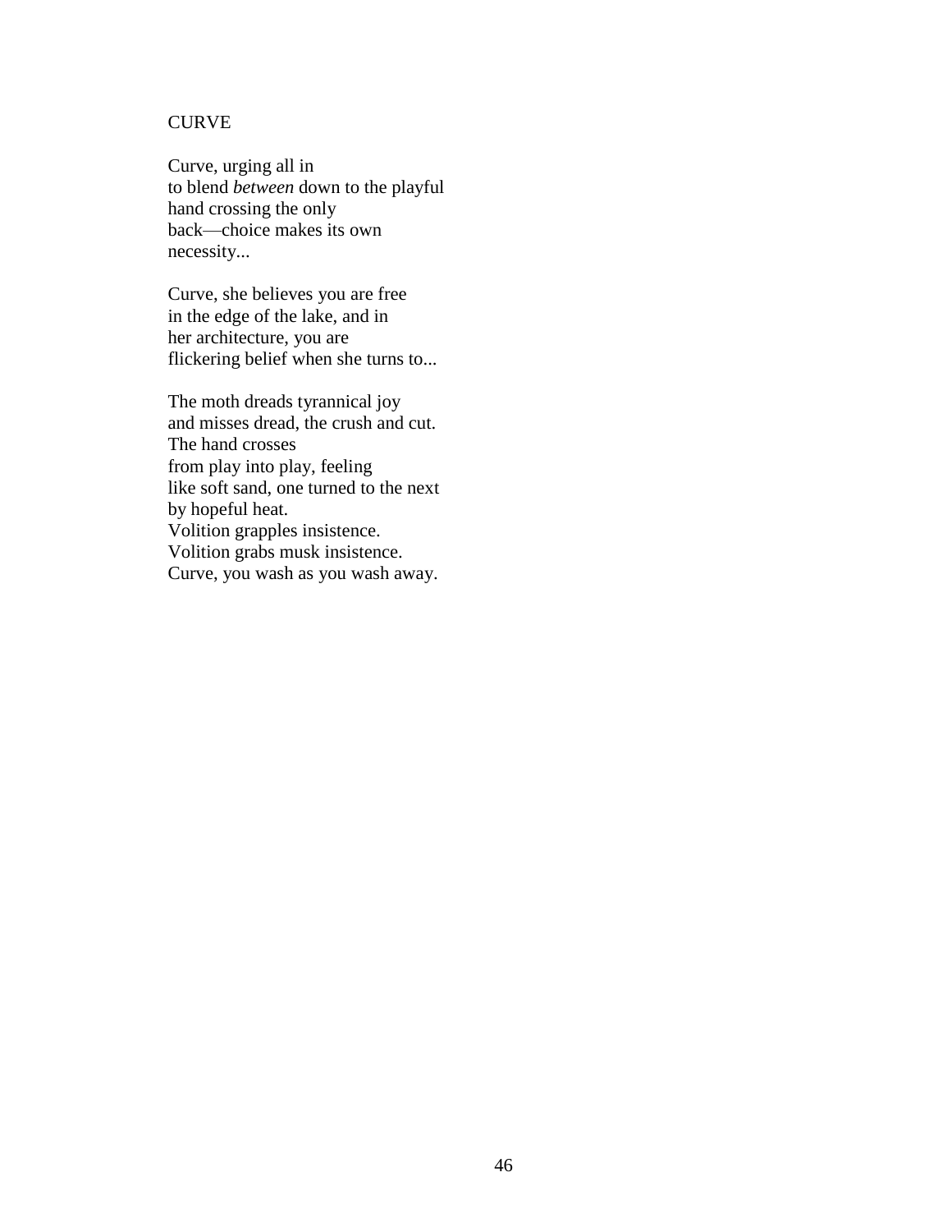## CURVE

Curve, urging all in  
to blend *between* down to the playful  
hand crossing the only  
back—choice makes its own  
necessity...

Curve, she believes you are free  
in the edge of the lake, and in  
her architecture, you are  
flickering belief when she turns to...

The moth dreads tyrannical joy  
and misses dread, the crush and cut.  
The hand crosses  
from play into play, feeling  
like soft sand, one turned to the next  
by hopeful heat.  
Volition grapples insistence.  
Volition grabs musk insistence.  
Curve, you wash as you wash away.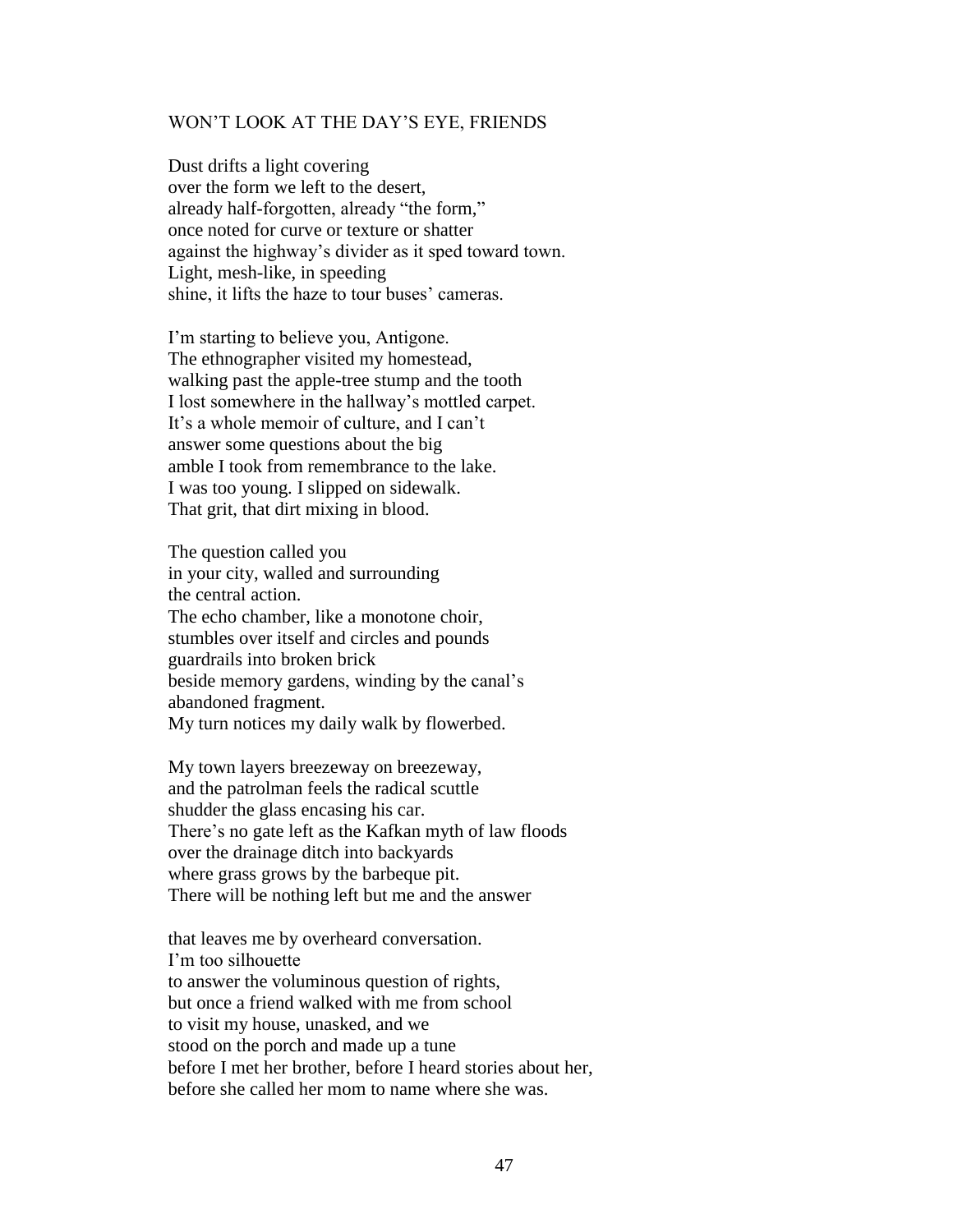## WON'T LOOK AT THE DAY'S EYE, FRIENDS

Dust drifts a light covering  
over the form we left to the desert,  
already half-forgotten, already "the form,"  
once noted for curve or texture or shatter  
against the highway's divider as it sped toward town.  
Light, mesh-like, in speeding  
shine, it lifts the haze to tour buses' cameras.

I'm starting to believe you, Antigone.  
The ethnographer visited my homestead,  
walking past the apple-tree stump and the tooth  
I lost somewhere in the hallway's mottled carpet.  
It's a whole memoir of culture, and I can't  
answer some questions about the big  
amble I took from remembrance to the lake.  
I was too young. I slipped on sidewalk.  
That grit, that dirt mixing in blood.

The question called you  
in your city, walled and surrounding  
the central action.  
The echo chamber, like a monotone choir,  
stumbles over itself and circles and pounds  
guardrails into broken brick  
beside memory gardens, winding by the canal's  
abandoned fragment.  
My turn notices my daily walk by flowerbed.

My town layers breezeway on breezeway,  
and the patrolman feels the radical scuttle  
shudder the glass encasing his car.  
There's no gate left as the Kafkan myth of law floods  
over the drainage ditch into backyards  
where grass grows by the barbeque pit.  
There will be nothing left but me and the answer

that leaves me by overheard conversation.  
I'm too silhouette  
to answer the voluminous question of rights,  
but once a friend walked with me from school  
to visit my house, unasked, and we  
stood on the porch and made up a tune  
before I met her brother, before I heard stories about her,  
before she called her mom to name where she was.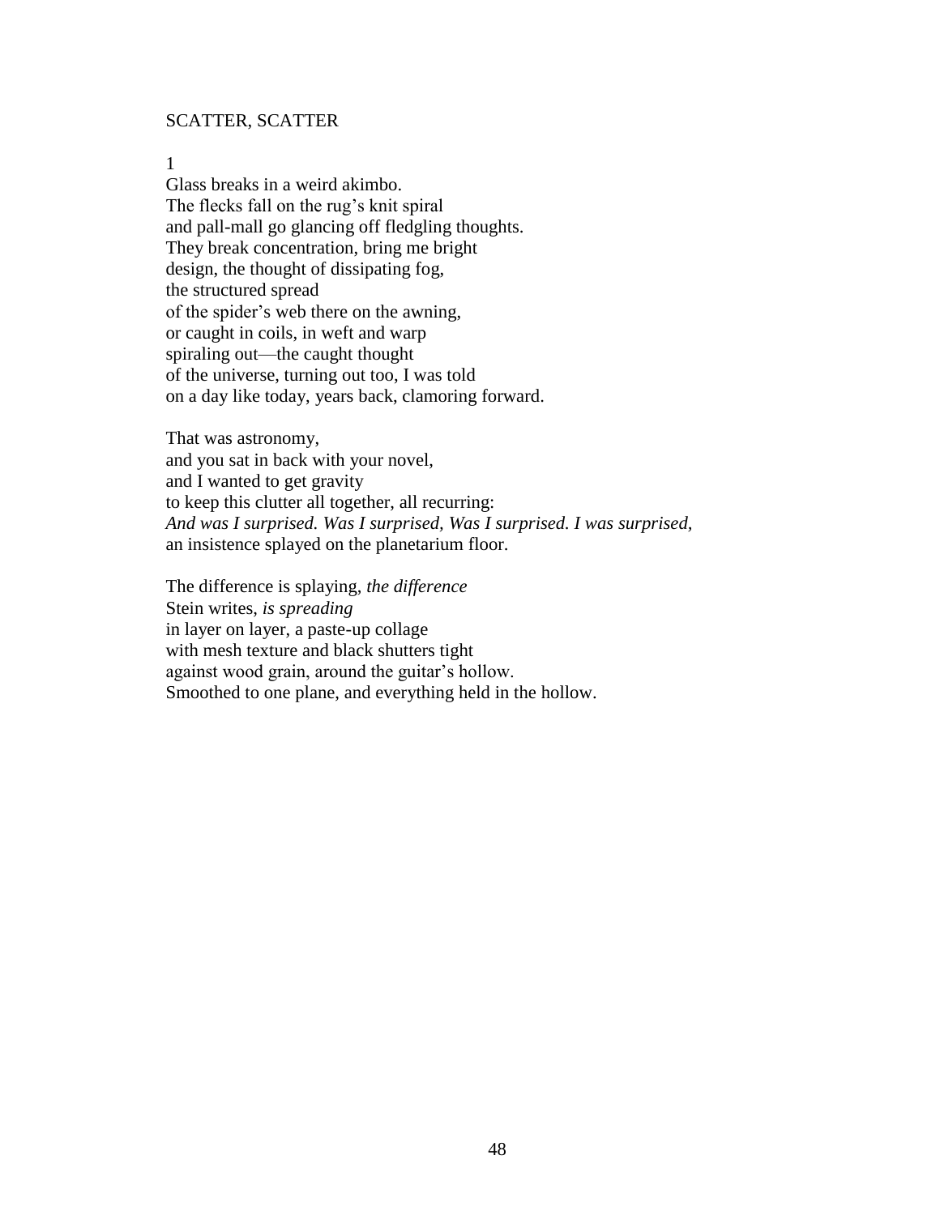SCATTER, SCATTER

1

Glass breaks in a weird akimbo.
The flecks fall on the rug's knit spiral
and pall-mall go glancing off fledgling thoughts.
They break concentration, bring me bright
design, the thought of dissipating fog,
the structured spread
of the spider's web there on the awning,
or caught in coils, in weft and warp
spiraling out—the caught thought
of the universe, turning out too, I was told
on a day like today, years back, clamoring forward.

That was astronomy,
and you sat in back with your novel,
and I wanted to get gravity
to keep this clutter all together, all recurring:
*And was I surprised. Was I surprised, Was I surprised. I was surprised,*
an insistence splayed on the planetarium floor.

The difference is splaying, *the difference*
Stein writes, *is spreading*
in layer on layer, a paste-up collage
with mesh texture and black shutters tight
against wood grain, around the guitar's hollow.
Smoothed to one plane, and everything held in the hollow.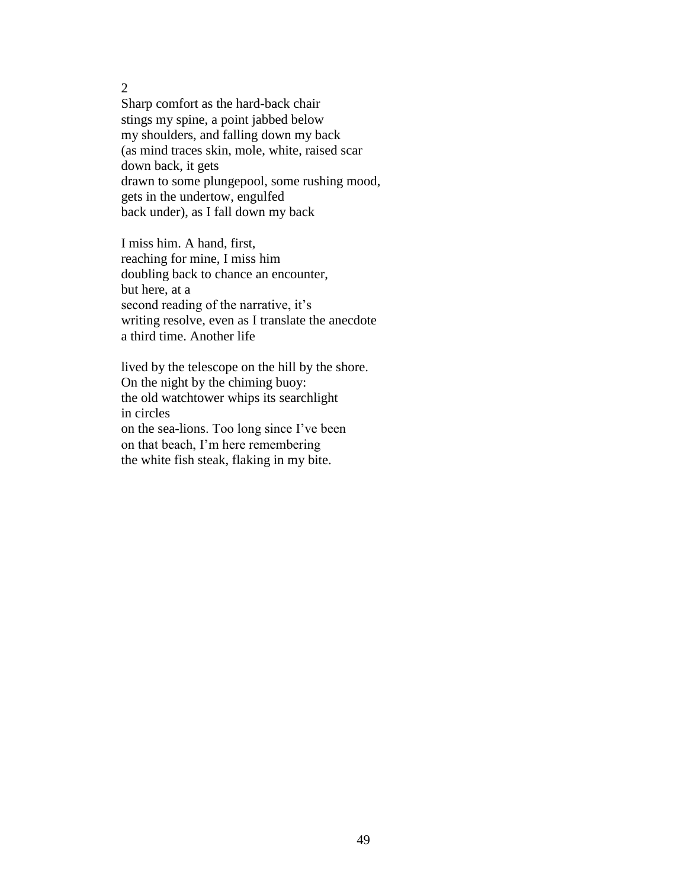2

Sharp comfort as the hard-back chair  
stings my spine, a point jabbed below  
my shoulders, and falling down my back  
(as mind traces skin, mole, white, raised scar  
down back, it gets  
drawn to some plungepool, some rushing mood,  
gets in the undertow, engulfed  
back under), as I fall down my back

I miss him. A hand, first,  
reaching for mine, I miss him  
doubling back to chance an encounter,  
but here, at a  
second reading of the narrative, it's  
writing resolve, even as I translate the anecdote  
a third time. Another life

lived by the telescope on the hill by the shore.  
On the night by the chiming buoy:  
the old watchtower whips its searchlight  
in circles  
on the sea-lions. Too long since I've been  
on that beach, I'm here remembering  
the white fish steak, flaking in my bite.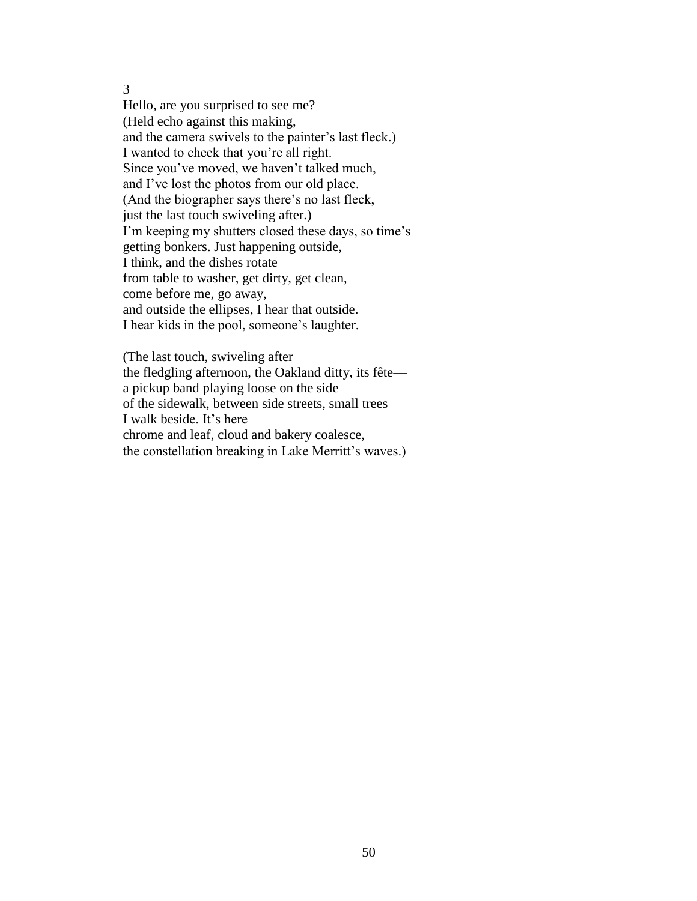3

Hello, are you surprised to see me?  
(Held echo against this making,  
and the camera swivels to the painter's last fleck.)  
I wanted to check that you're all right.  
Since you've moved, we haven't talked much,  
and I've lost the photos from our old place.  
(And the biographer says there's no last fleck,  
just the last touch swiveling after.)  
I'm keeping my shutters closed these days, so time's  
getting bonkers. Just happening outside,  
I think, and the dishes rotate  
from table to washer, get dirty, get clean,  
come before me, go away,  
and outside the ellipses, I hear that outside.  
I hear kids in the pool, someone's laughter.

(The last touch, swiveling after  
the fledgling afternoon, the Oakland ditty, its fête—  
a pickup band playing loose on the side  
of the sidewalk, between side streets, small trees  
I walk beside. It's here  
chrome and leaf, cloud and bakery coalesce,  
the constellation breaking in Lake Merritt's waves.)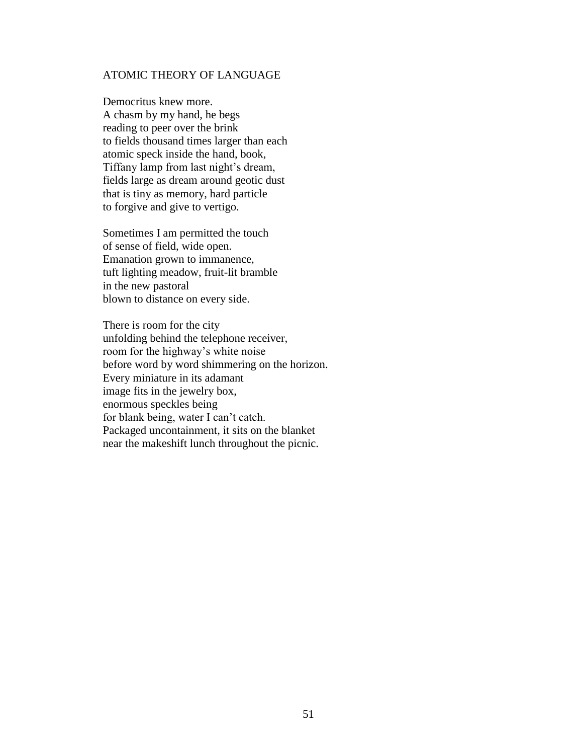## ATOMIC THEORY OF LANGUAGE

Democritus knew more.  
A chasm by my hand, he begs  
reading to peer over the brink  
to fields thousand times larger than each  
atomic speck inside the hand, book,  
Tiffany lamp from last night's dream,  
fields large as dream around geotic dust  
that is tiny as memory, hard particle  
to forgive and give to vertigo.

Sometimes I am permitted the touch  
of sense of field, wide open.  
Emanation grown to immanence,  
tuft lighting meadow, fruit-lit bramble  
in the new pastoral  
blown to distance on every side.

There is room for the city  
unfolding behind the telephone receiver,  
room for the highway's white noise  
before word by word shimmering on the horizon.  
Every miniature in its adamant  
image fits in the jewelry box,  
enormous speckles being  
for blank being, water I can't catch.  
Packaged uncontainment, it sits on the blanket  
near the makeshift lunch throughout the picnic.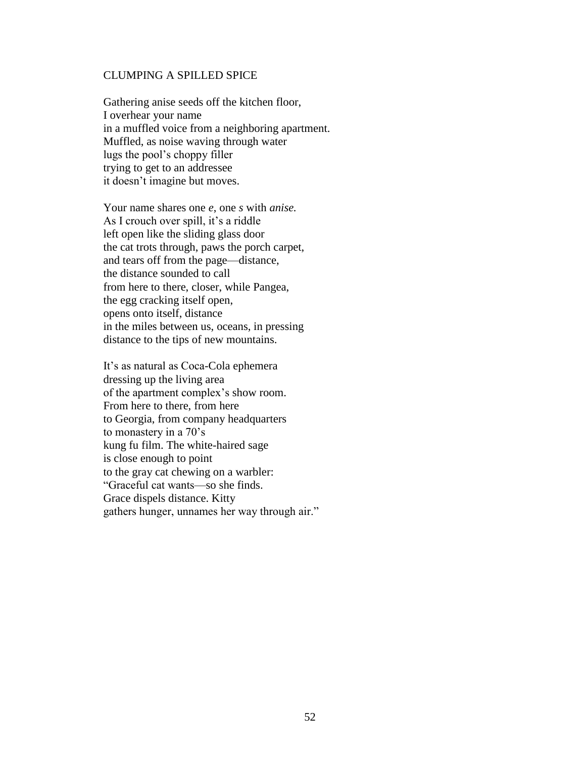## CLUMPING A SPILLED SPICE

Gathering anise seeds off the kitchen floor,
I overhear your name
in a muffled voice from a neighboring apartment.
Muffled, as noise waving through water
lugs the pool's choppy filler
trying to get to an addressee
it doesn't imagine but moves.

Your name shares one *e*, one *s* with *anise.*
As I crouch over spill, it's a riddle
left open like the sliding glass door
the cat trots through, paws the porch carpet,
and tears off from the page—distance,
the distance sounded to call
from here to there, closer, while Pangea,
the egg cracking itself open,
opens onto itself, distance
in the miles between us, oceans, in pressing
distance to the tips of new mountains.

It's as natural as Coca-Cola ephemera
dressing up the living area
of the apartment complex's show room.
From here to there, from here
to Georgia, from company headquarters
to monastery in a 70's
kung fu film. The white-haired sage
is close enough to point
to the gray cat chewing on a warbler:
"Graceful cat wants—so she finds.
Grace dispels distance. Kitty
gathers hunger, unnames her way through air."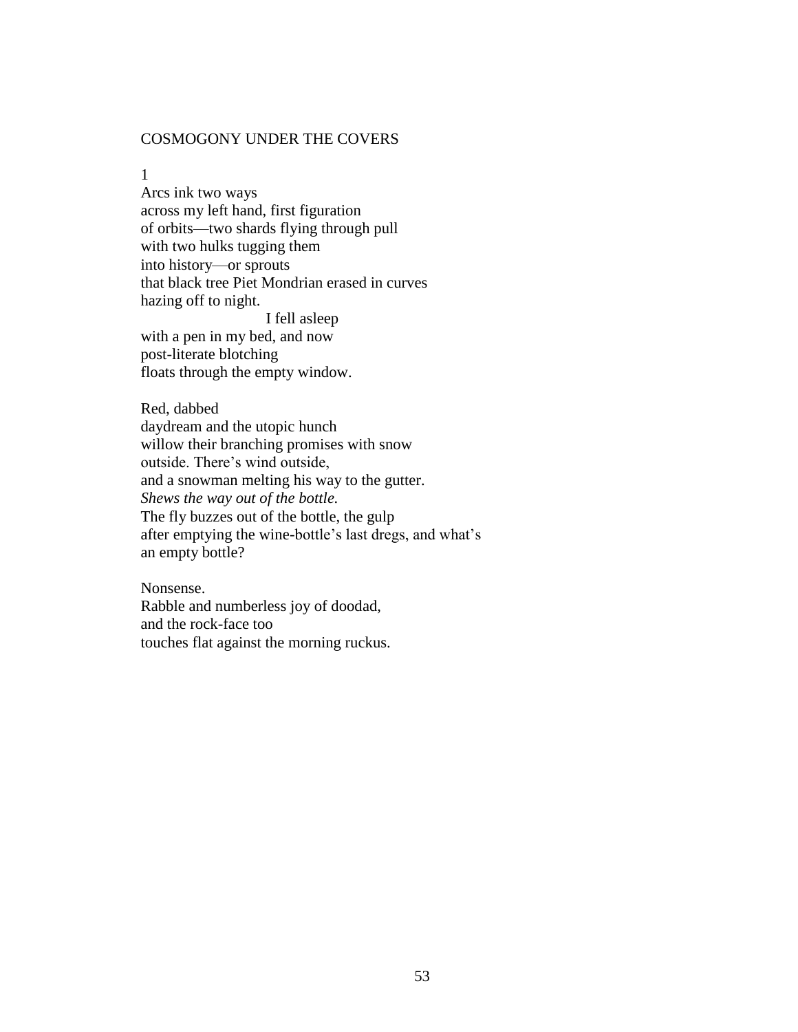## COSMOGONY UNDER THE COVERS

1

Arcs ink two ways  
across my left hand, first figuration  
of orbits—two shards flying through pull  
with two hulks tugging them  
into history—or sprouts  
that black tree Piet Mondrian erased in curves  
hazing off to night.  
                         I fell asleep  
with a pen in my bed, and now  
post-literate blotching  
floats through the empty window.

Red, dabbed  
daydream and the utopic hunch  
willow their branching promises with snow  
outside. There's wind outside,  
and a snowman melting his way to the gutter.  
*Shews the way out of the bottle.*  
The fly buzzes out of the bottle, the gulp  
after emptying the wine-bottle's last dregs, and what's  
an empty bottle?

Nonsense.  
Rabble and numberless joy of doodad,  
and the rock-face too  
touches flat against the morning ruckus.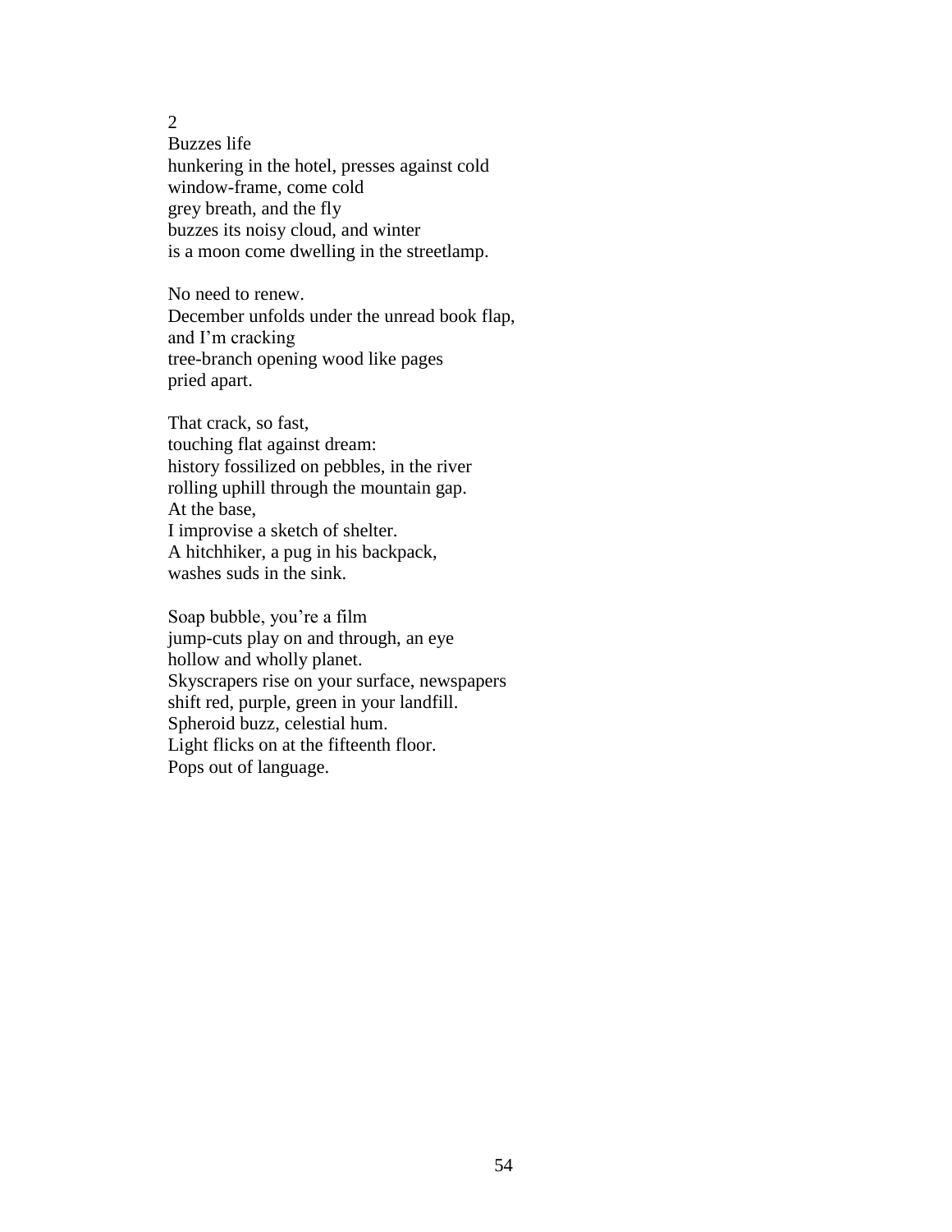2

Buzzes life
hunkering in the hotel, presses against cold
window-frame, come cold
grey breath, and the fly
buzzes its noisy cloud, and winter
is a moon come dwelling in the streetlamp.

No need to renew.
December unfolds under the unread book flap,
and I'm cracking
tree-branch opening wood like pages
pried apart.

That crack, so fast,
touching flat against dream:
history fossilized on pebbles, in the river
rolling uphill through the mountain gap.
At the base,
I improvise a sketch of shelter.
A hitchhiker, a pug in his backpack,
washes suds in the sink.

Soap bubble, you're a film
jump-cuts play on and through, an eye
hollow and wholly planet.
Skyscrapers rise on your surface, newspapers
shift red, purple, green in your landfill.
Spheroid buzz, celestial hum.
Light flicks on at the fifteenth floor.
Pops out of language.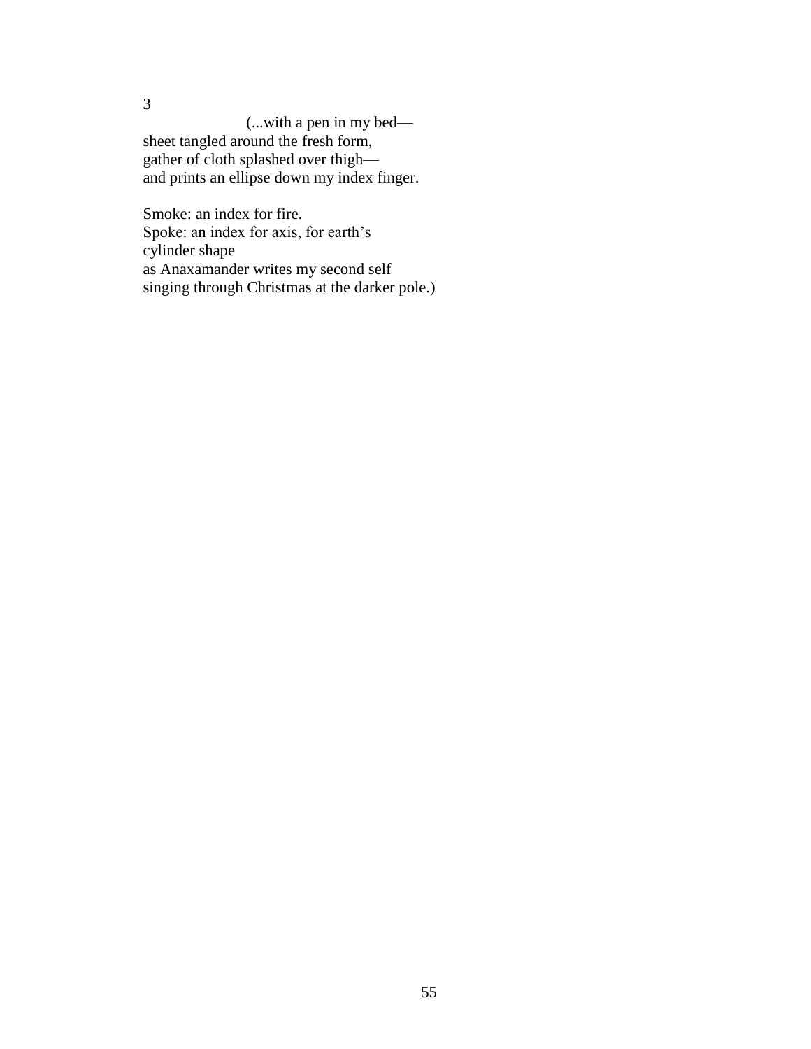3

(...with a pen in my bed—  
sheet tangled around the fresh form,  
gather of cloth splashed over thigh—  
and prints an ellipse down my index finger.

Smoke: an index for fire.  
Spoke: an index for axis, for earth's  
cylinder shape  
as Anaxamander writes my second self  
singing through Christmas at the darker pole.)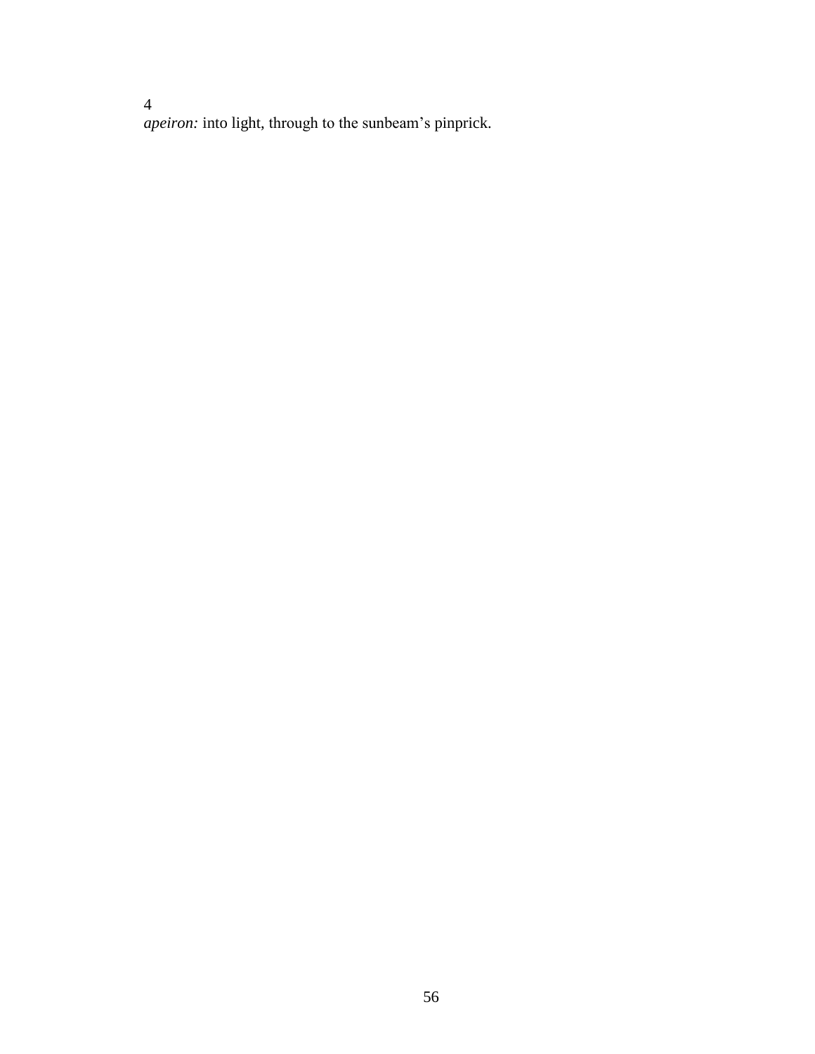4

*apeiron:* into light, through to the sunbeam's pinprick.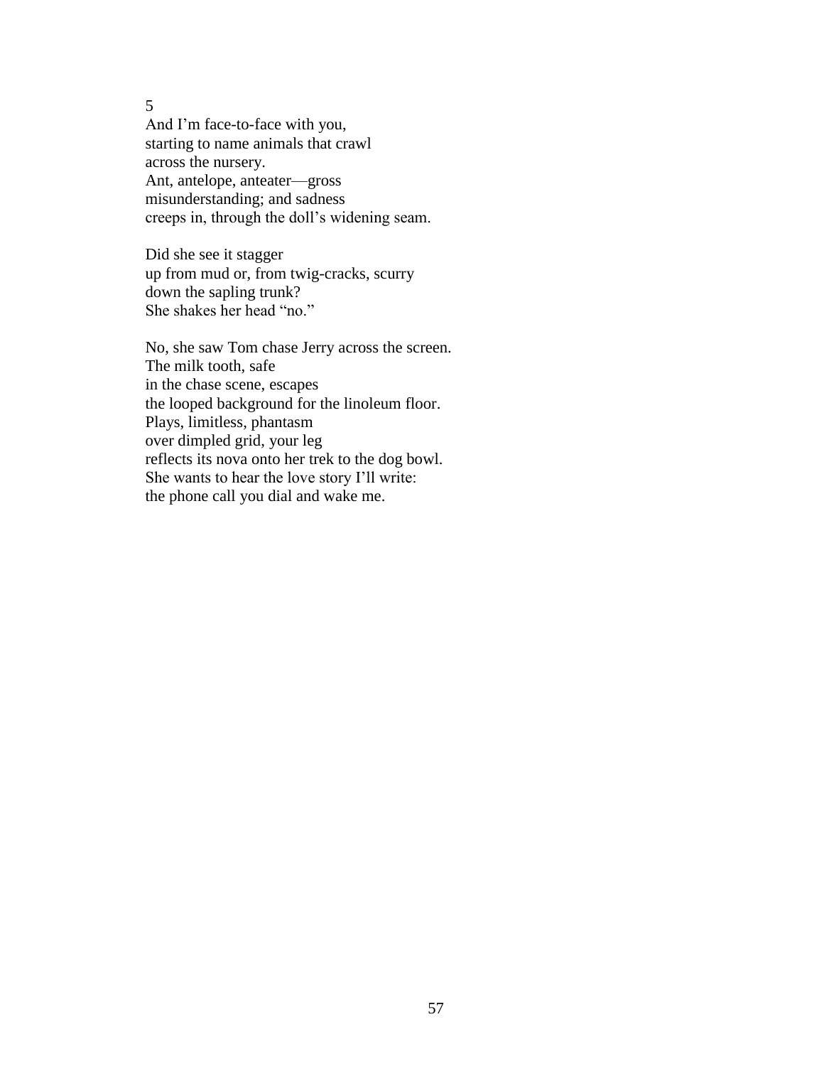5

And I'm face-to-face with you,  
starting to name animals that crawl  
across the nursery.  
Ant, antelope, anteater—gross  
misunderstanding; and sadness  
creeps in, through the doll's widening seam.

Did she see it stagger  
up from mud or, from twig-cracks, scurry  
down the sapling trunk?  
She shakes her head "no."

No, she saw Tom chase Jerry across the screen.  
The milk tooth, safe  
in the chase scene, escapes  
the looped background for the linoleum floor.  
Plays, limitless, phantasm  
over dimpled grid, your leg  
reflects its nova onto her trek to the dog bowl.  
She wants to hear the love story I'll write:  
the phone call you dial and wake me.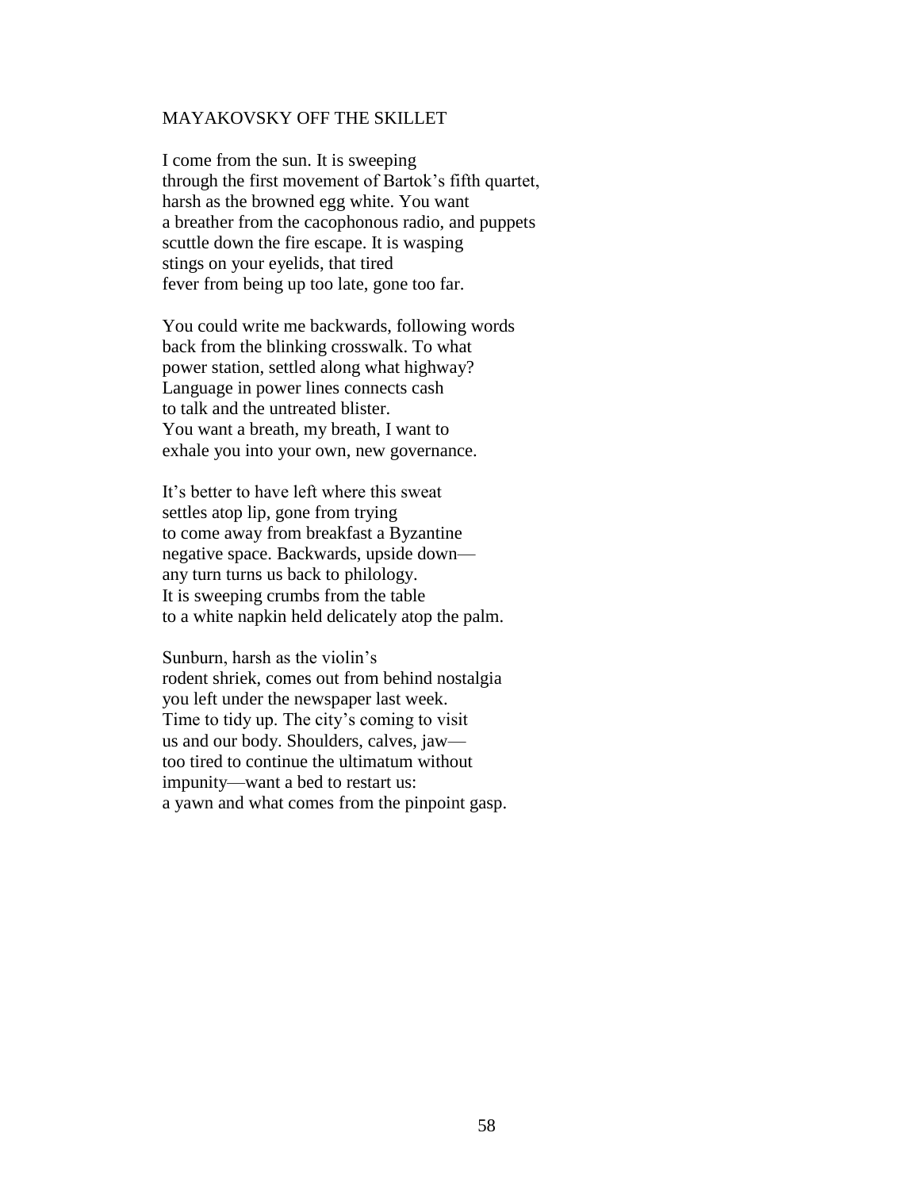## MAYAKOVSKY OFF THE SKILLET

I come from the sun. It is sweeping
through the first movement of Bartok's fifth quartet,
harsh as the browned egg white. You want
a breather from the cacophonous radio, and puppets
scuttle down the fire escape. It is wasping
stings on your eyelids, that tired
fever from being up too late, gone too far.

You could write me backwards, following words
back from the blinking crosswalk. To what
power station, settled along what highway?
Language in power lines connects cash
to talk and the untreated blister.
You want a breath, my breath, I want to
exhale you into your own, new governance.

It's better to have left where this sweat
settles atop lip, gone from trying
to come away from breakfast a Byzantine
negative space. Backwards, upside down—
any turn turns us back to philology.
It is sweeping crumbs from the table
to a white napkin held delicately atop the palm.

Sunburn, harsh as the violin's
rodent shriek, comes out from behind nostalgia
you left under the newspaper last week.
Time to tidy up. The city's coming to visit
us and our body. Shoulders, calves, jaw—
too tired to continue the ultimatum without
impunity—want a bed to restart us:
a yawn and what comes from the pinpoint gasp.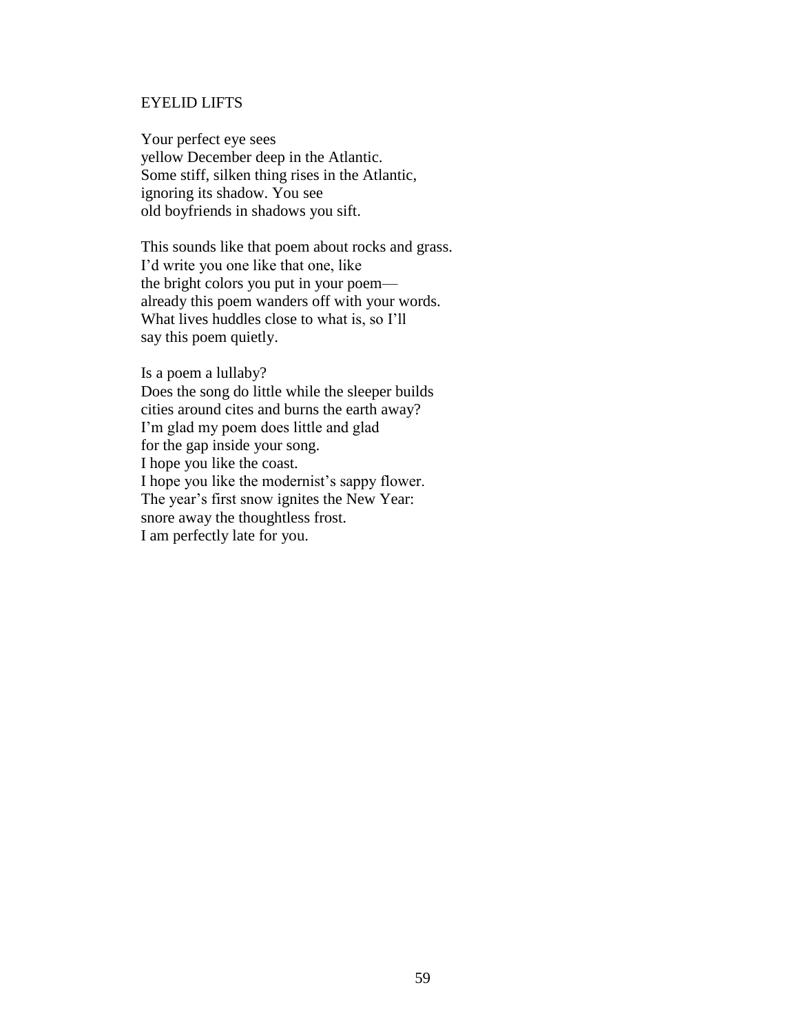## EYELID LIFTS

Your perfect eye sees  
yellow December deep in the Atlantic.  
Some stiff, silken thing rises in the Atlantic,  
ignoring its shadow. You see  
old boyfriends in shadows you sift.

This sounds like that poem about rocks and grass.  
I'd write you one like that one, like  
the bright colors you put in your poem—  
already this poem wanders off with your words.  
What lives huddles close to what is, so I'll  
say this poem quietly.

Is a poem a lullaby?  
Does the song do little while the sleeper builds  
cities around cites and burns the earth away?  
I'm glad my poem does little and glad  
for the gap inside your song.  
I hope you like the coast.  
I hope you like the modernist's sappy flower.  
The year's first snow ignites the New Year:  
snore away the thoughtless frost.  
I am perfectly late for you.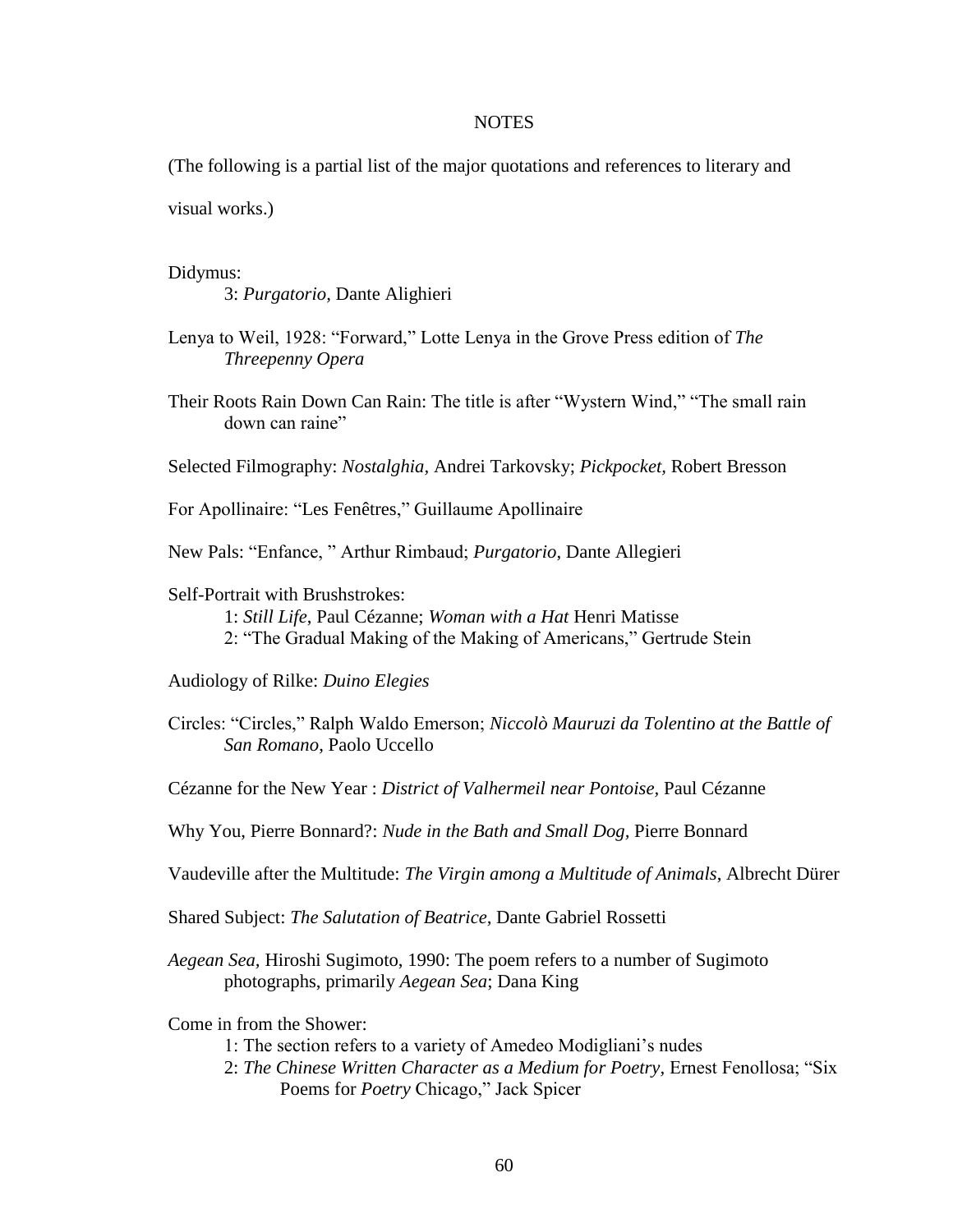# NOTES

(The following is a partial list of the major quotations and references to literary and visual works.)

Didymus:

3: *Purgatorio,* Dante Alighieri

Lenya to Weil, 1928: "Forward," Lotte Lenya in the Grove Press edition of *The Threepenny Opera*

Their Roots Rain Down Can Rain: The title is after "Wystern Wind," "The small rain down can raine"

Selected Filmography: *Nostalghia,* Andrei Tarkovsky; *Pickpocket,* Robert Bresson

For Apollinaire: "Les Fenêtres," Guillaume Apollinaire

New Pals: "Enfance, " Arthur Rimbaud; *Purgatorio*, Dante Allegieri

Self-Portrait with Brushstrokes:

1: *Still Life*, Paul Cézanne; *Woman with a Hat* Henri Matisse

2: "The Gradual Making of the Making of Americans," Gertrude Stein

Audiology of Rilke: *Duino Elegies*

Circles: "Circles," Ralph Waldo Emerson; *Niccolò Mauruzi da Tolentino at the Battle of San Romano*, Paolo Uccello

Cézanne for the New Year : *District of Valhermeil near Pontoise,* Paul Cézanne

Why You, Pierre Bonnard?: *Nude in the Bath and Small Dog,* Pierre Bonnard

Vaudeville after the Multitude: *The Virgin among a Multitude of Animals*, Albrecht Dürer

Shared Subject: *The Salutation of Beatrice,* Dante Gabriel Rossetti

*Aegean Sea,* Hiroshi Sugimoto, 1990: The poem refers to a number of Sugimoto photographs, primarily *Aegean Sea*; Dana King

Come in from the Shower:

1: The section refers to a variety of Amedeo Modigliani's nudes

2: *The Chinese Written Character as a Medium for Poetry,* Ernest Fenollosa; "Six Poems for *Poetry* Chicago," Jack Spicer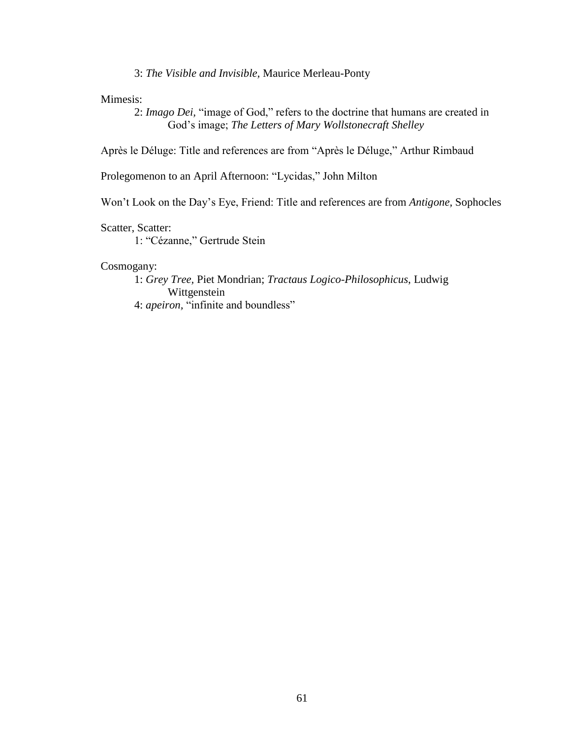3: *The Visible and Invisible,* Maurice Merleau-Ponty

Mimesis:

2: *Imago Dei*, "image of God," refers to the doctrine that humans are created in God's image; *The Letters of Mary Wollstonecraft Shelley*

Après le Déluge: Title and references are from "Après le Déluge," Arthur Rimbaud

Prolegomenon to an April Afternoon: "Lycidas," John Milton

Won't Look on the Day's Eye, Friend: Title and references are from *Antigone*, Sophocles

Scatter, Scatter:

1: "Cézanne," Gertrude Stein

Cosmogany:

1: *Grey Tree,* Piet Mondrian; *Tractaus Logico-Philosophicus*, Ludwig Wittgenstein

4: *apeiron*, "infinite and boundless"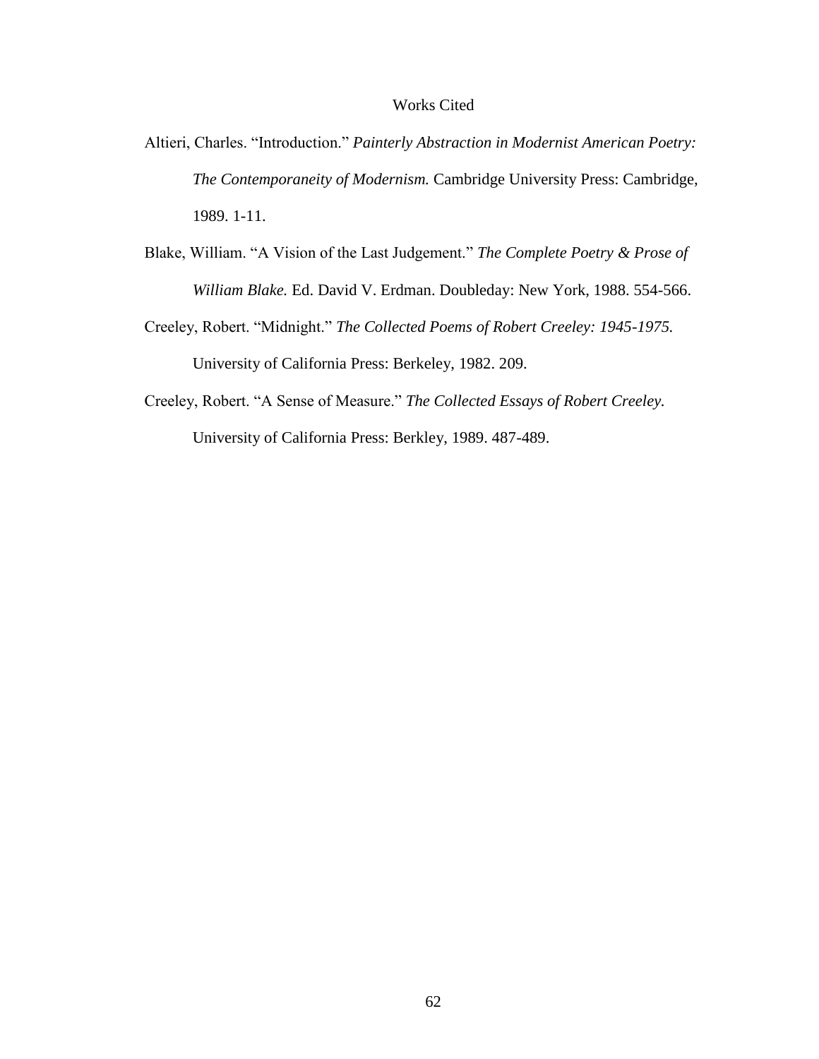# Works Cited

Altieri, Charles. “Introduction.” *Painterly Abstraction in Modernist American Poetry: The Contemporaneity of Modernism.* Cambridge University Press: Cambridge, 1989. 1-11.

Blake, William. “A Vision of the Last Judgement.” *The Complete Poetry & Prose of William Blake.* Ed. David V. Erdman. Doubleday: New York, 1988. 554-566.

Creeley, Robert. “Midnight.” *The Collected Poems of Robert Creeley: 1945-1975.* University of California Press: Berkeley, 1982. 209.

Creeley, Robert. “A Sense of Measure.” *The Collected Essays of Robert Creeley.* University of California Press: Berkley, 1989. 487-489.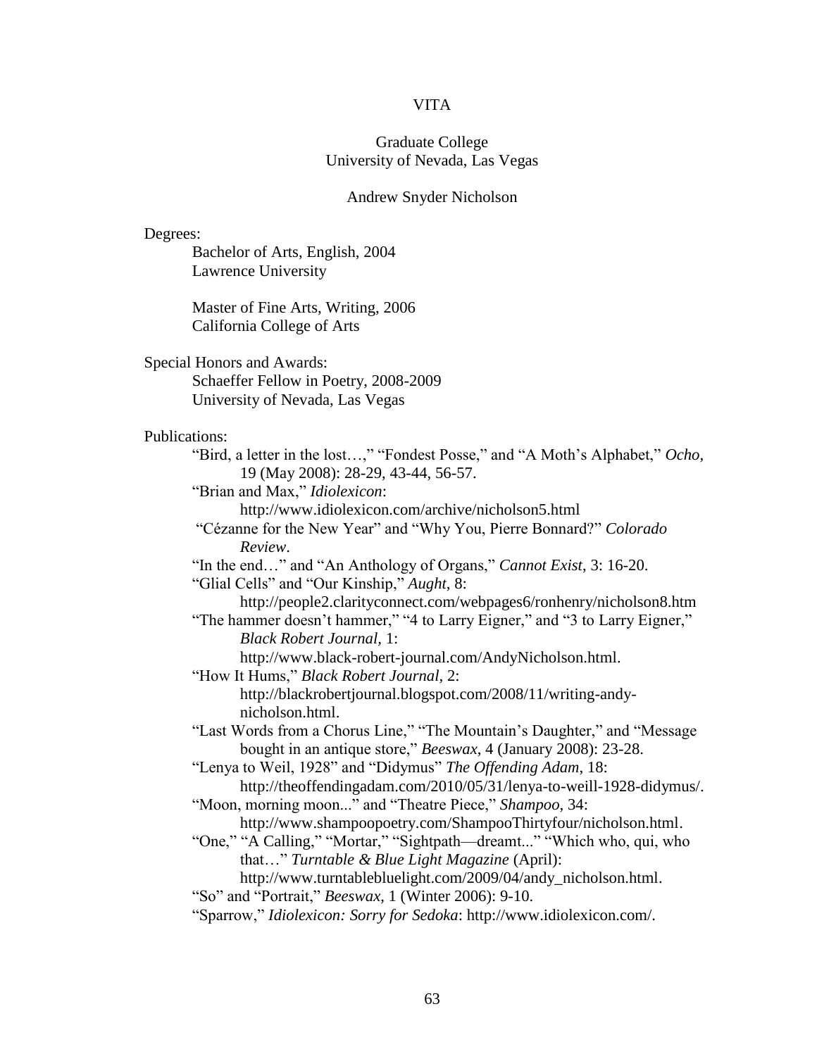# VITA

Graduate College
University of Nevada, Las Vegas

Andrew Snyder Nicholson

Degrees:

Bachelor of Arts, English, 2004
Lawrence University

Master of Fine Arts, Writing, 2006
California College of Arts

Special Honors and Awards:

Schaeffer Fellow in Poetry, 2008-2009
University of Nevada, Las Vegas

Publications:

"Bird, a letter in the lost…," "Fondest Posse," and "A Moth's Alphabet," *Ocho*, 19 (May 2008): 28-29, 43-44, 56-57.

"Brian and Max," *Idiolexicon*: http://www.idiolexicon.com/archive/nicholson5.html

"Cézanne for the New Year" and "Why You, Pierre Bonnard?" *Colorado Review*.

"In the end…" and "An Anthology of Organs," *Cannot Exist*, 3: 16-20.

"Glial Cells" and "Our Kinship," *Aught*, 8: http://people2.clarityconnect.com/webpages6/ronhenry/nicholson8.htm

"The hammer doesn't hammer," "4 to Larry Eigner," and "3 to Larry Eigner," *Black Robert Journal*, 1: http://www.black-robert-journal.com/AndyNicholson.html.

"How It Hums," *Black Robert Journal*, 2: http://blackrobertjournal.blogspot.com/2008/11/writing-andy-nicholson.html.

"Last Words from a Chorus Line," "The Mountain's Daughter," and "Message bought in an antique store," *Beeswax*, 4 (January 2008): 23-28.

"Lenya to Weil, 1928" and "Didymus" *The Offending Adam*, 18: http://theoffendingadam.com/2010/05/31/lenya-to-weill-1928-didymus/.

"Moon, morning moon..." and "Theatre Piece," *Shampoo*, 34: http://www.shampoopoetry.com/ShampooThirtyfour/nicholson.html.

"One," "A Calling," "Mortar," "Sightpath—dreamt..." "Which who, qui, who that…" *Turntable & Blue Light Magazine* (April): http://www.turntablebluelight.com/2009/04/andy_nicholson.html.

"So" and "Portrait," *Beeswax*, 1 (Winter 2006): 9-10.

"Sparrow," *Idiolexicon: Sorry for Sedoka*: http://www.idiolexicon.com/.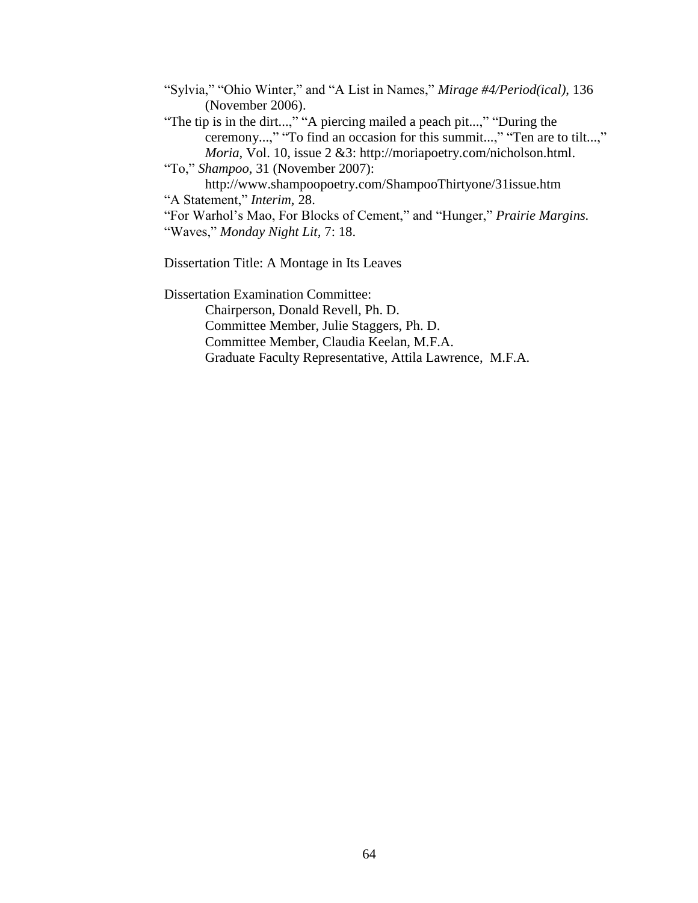"Sylvia," "Ohio Winter," and "A List in Names," *Mirage #4/Period(ical)*, 136 (November 2006).

"The tip is in the dirt...," "A piercing mailed a peach pit...," "During the ceremony...," "To find an occasion for this summit...," "Ten are to tilt...," *Moria,* Vol. 10, issue 2 &3: http://moriapoetry.com/nicholson.html.

"To," *Shampoo*, 31 (November 2007): http://www.shampoopoetry.com/ShampooThirtyone/31issue.htm

"A Statement," *Interim*, 28.

"For Warhol's Mao, For Blocks of Cement," and "Hunger," *Prairie Margins.*

"Waves," *Monday Night Lit*, 7: 18.

Dissertation Title: A Montage in Its Leaves

Dissertation Examination Committee:

Chairperson, Donald Revell, Ph. D.
Committee Member, Julie Staggers, Ph. D.
Committee Member, Claudia Keelan, M.F.A.
Graduate Faculty Representative, Attila Lawrence, M.F.A.